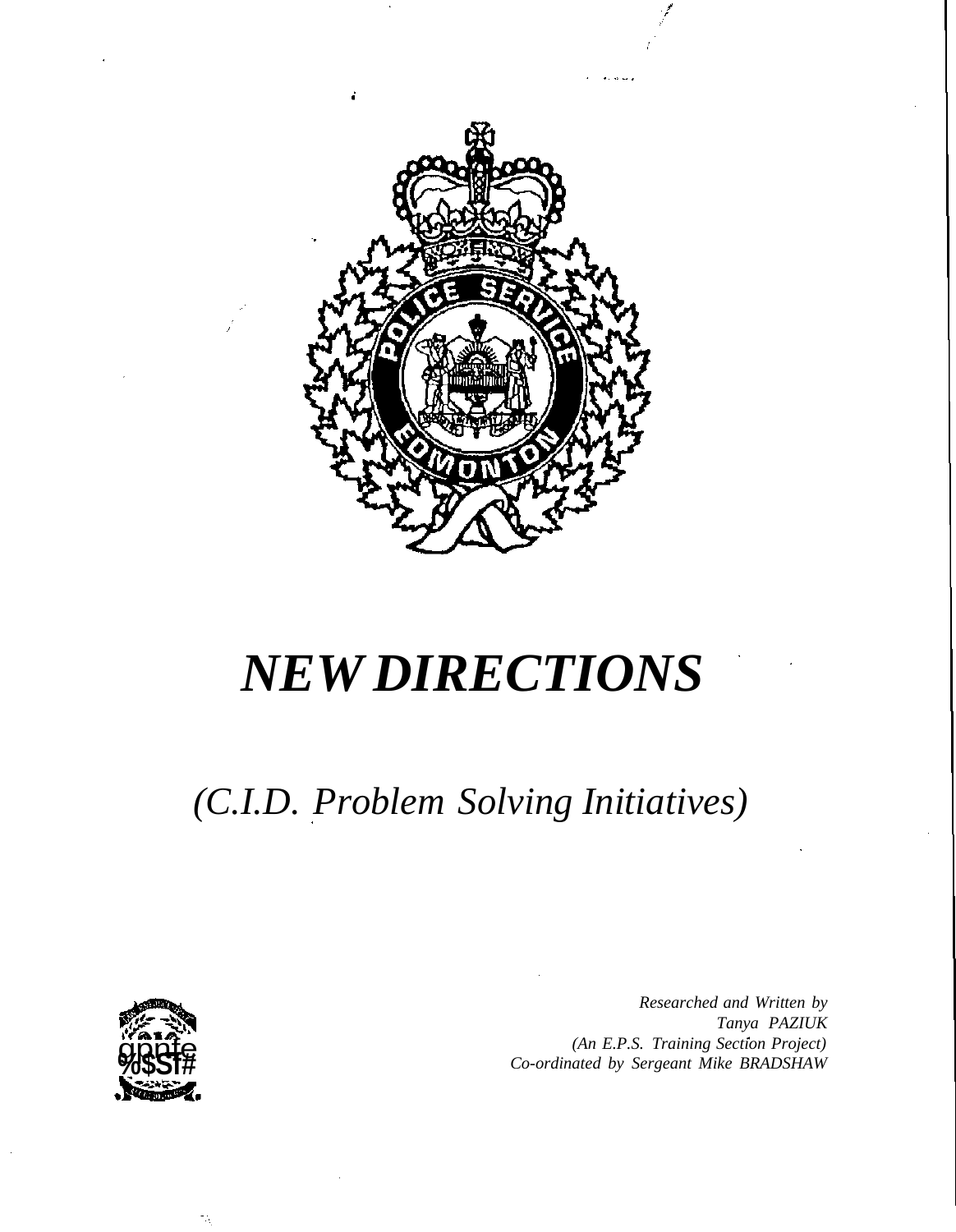# *NEW DIRECTIONS*

## *(C.I.D. Problem Solving Initiatives)*

*Researched and Written by*
*Tanya PAZIUK*
*(An E.P.S. Training Section Project)*
*Co-ordinated by Sergeant Mike BRADSHAW*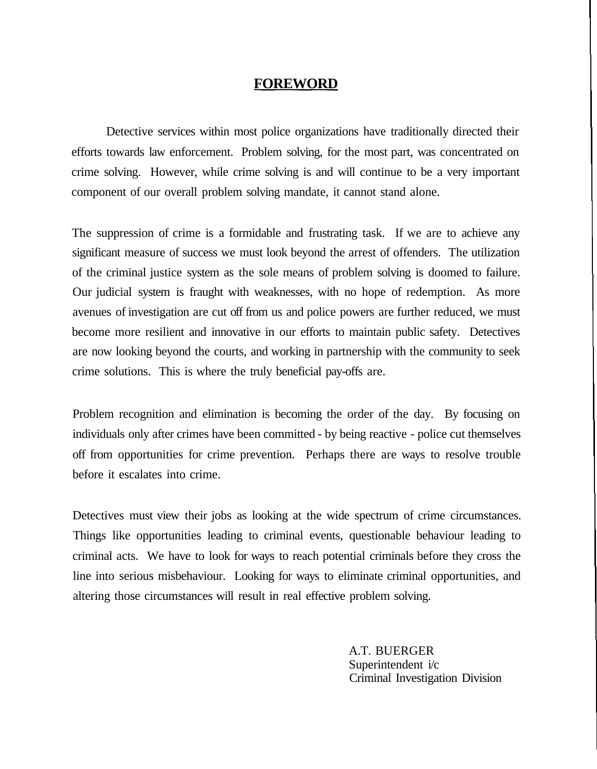# FOREWORD

Detective services within most police organizations have traditionally directed their efforts towards law enforcement. Problem solving, for the most part, was concentrated on crime solving. However, while crime solving is and will continue to be a very important component of our overall problem solving mandate, it cannot stand alone.

The suppression of crime is a formidable and frustrating task. If we are to achieve any significant measure of success we must look beyond the arrest of offenders. The utilization of the criminal justice system as the sole means of problem solving is doomed to failure. Our judicial system is fraught with weaknesses, with no hope of redemption. As more avenues of investigation are cut off from us and police powers are further reduced, we must become more resilient and innovative in our efforts to maintain public safety. Detectives are now looking beyond the courts, and working in partnership with the community to seek crime solutions. This is where the truly beneficial pay-offs are.

Problem recognition and elimination is becoming the order of the day. By focusing on individuals only after crimes have been committed - by being reactive - police cut themselves off from opportunities for crime prevention. Perhaps there are ways to resolve trouble before it escalates into crime.

Detectives must view their jobs as looking at the wide spectrum of crime circumstances. Things like opportunities leading to criminal events, questionable behaviour leading to criminal acts. We have to look for ways to reach potential criminals before they cross the line into serious misbehaviour. Looking for ways to eliminate criminal opportunities, and altering those circumstances will result in real effective problem solving.

A.T. BUERGER
Superintendent i/c
Criminal Investigation Division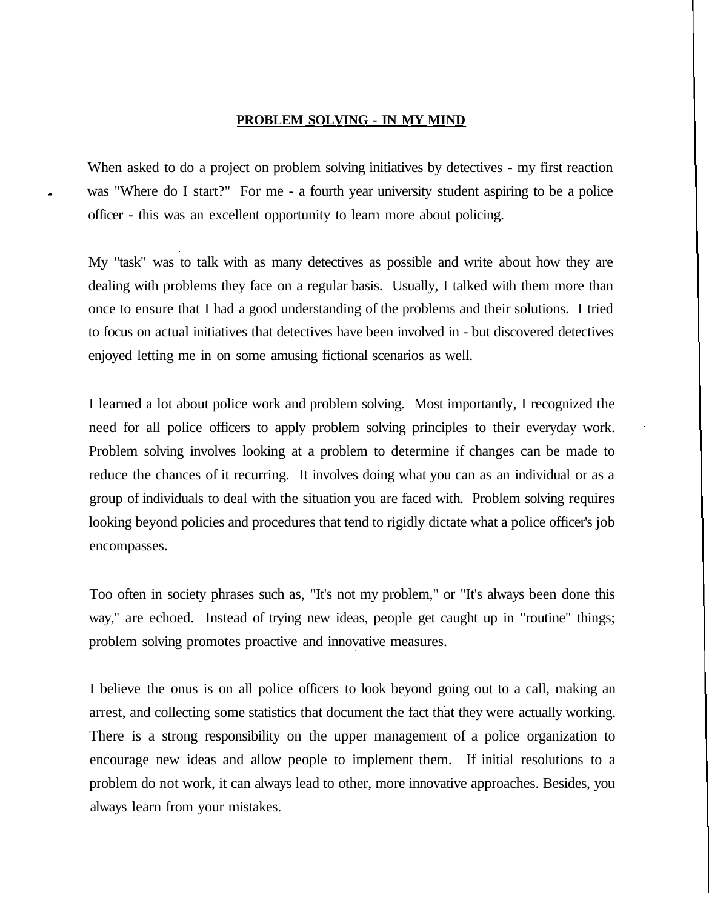## PROBLEM SOLVING - IN MY MIND

When asked to do a project on problem solving initiatives by detectives - my first reaction was "Where do I start?" For me - a fourth year university student aspiring to be a police officer - this was an excellent opportunity to learn more about policing.

My "task" was to talk with as many detectives as possible and write about how they are dealing with problems they face on a regular basis. Usually, I talked with them more than once to ensure that I had a good understanding of the problems and their solutions. I tried to focus on actual initiatives that detectives have been involved in - but discovered detectives enjoyed letting me in on some amusing fictional scenarios as well.

I learned a lot about police work and problem solving. Most importantly, I recognized the need for all police officers to apply problem solving principles to their everyday work. Problem solving involves looking at a problem to determine if changes can be made to reduce the chances of it recurring. It involves doing what you can as an individual or as a group of individuals to deal with the situation you are faced with. Problem solving requires looking beyond policies and procedures that tend to rigidly dictate what a police officer's job encompasses.

Too often in society phrases such as, "It's not my problem," or "It's always been done this way," are echoed. Instead of trying new ideas, people get caught up in "routine" things; problem solving promotes proactive and innovative measures.

I believe the onus is on all police officers to look beyond going out to a call, making an arrest, and collecting some statistics that document the fact that they were actually working. There is a strong responsibility on the upper management of a police organization to encourage new ideas and allow people to implement them. If initial resolutions to a problem do not work, it can always lead to other, more innovative approaches. Besides, you always learn from your mistakes.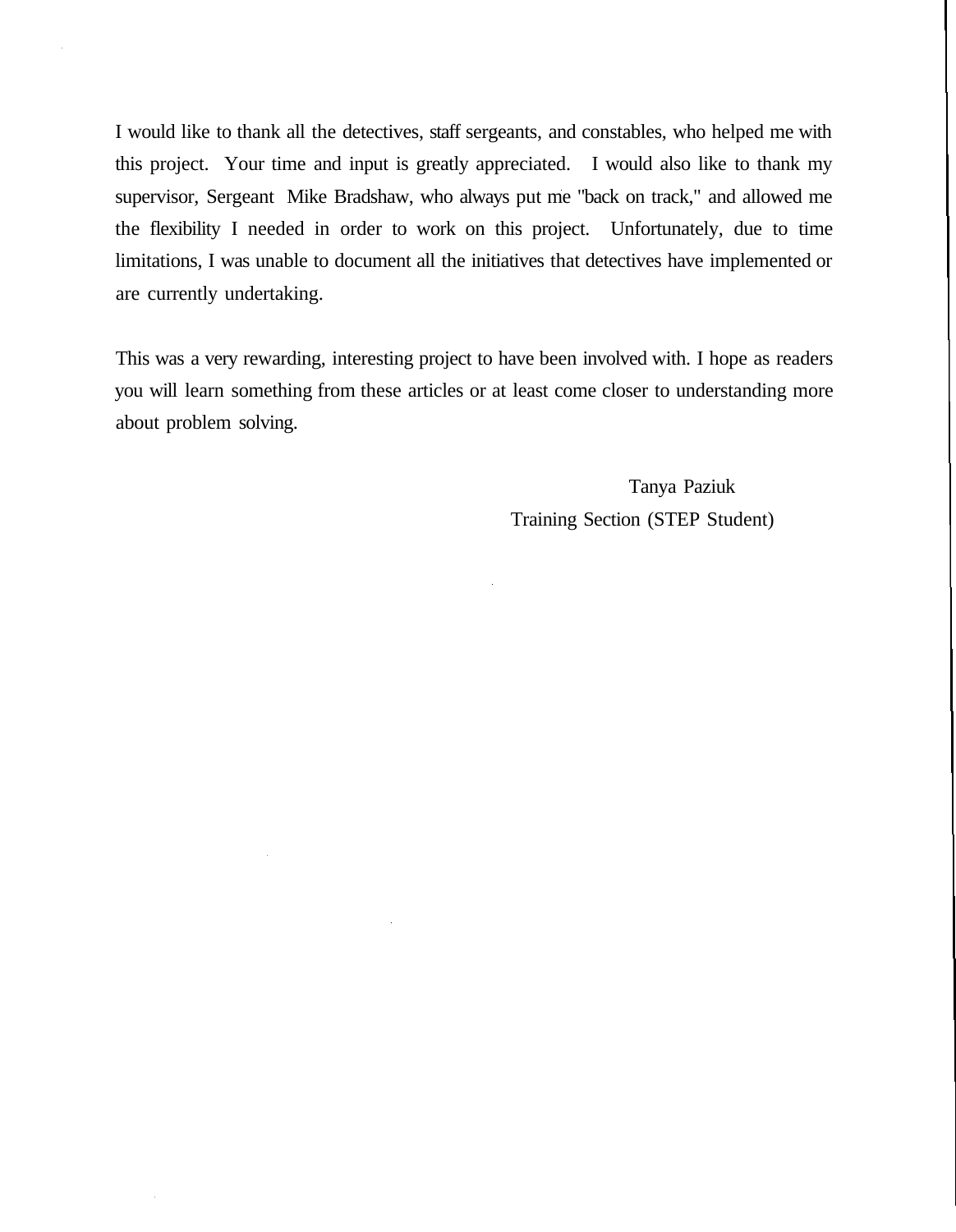I would like to thank all the detectives, staff sergeants, and constables, who helped me with this project. Your time and input is greatly appreciated. I would also like to thank my supervisor, Sergeant Mike Bradshaw, who always put me "back on track," and allowed me the flexibility I needed in order to work on this project. Unfortunately, due to time limitations, I was unable to document all the initiatives that detectives have implemented or are currently undertaking.

This was a very rewarding, interesting project to have been involved with. I hope as readers you will learn something from these articles or at least come closer to understanding more about problem solving.

Tanya Paziuk
Training Section (STEP Student)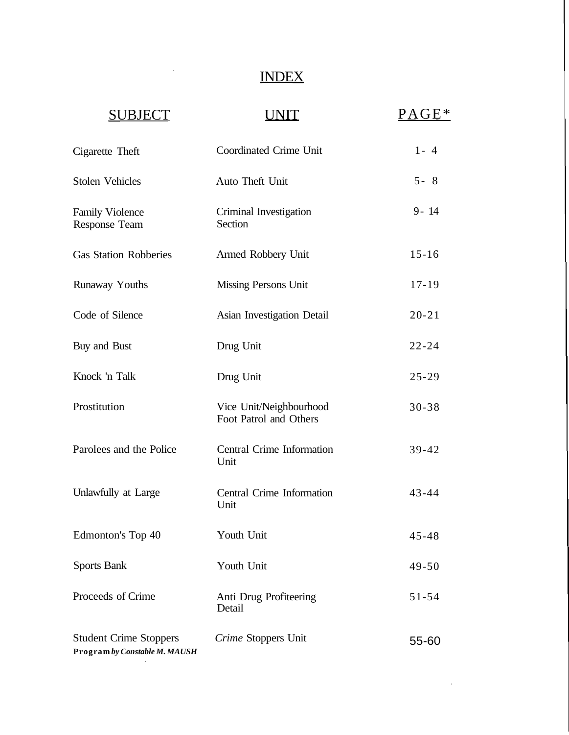# INDEX

| SUBJECT | UNIT | PAGE* |
|---|---|---|
| Cigarette Theft | Coordinated Crime Unit | 1- 4 |
| Stolen Vehicles | Auto Theft Unit | 5- 8 |
| Family Violence Response Team | Criminal Investigation Section | 9- 14 |
| Gas Station Robberies | Armed Robbery Unit | 15-16 |
| Runaway Youths | Missing Persons Unit | 17-19 |
| Code of Silence | Asian Investigation Detail | 20-21 |
| Buy and Bust | Drug Unit | 22-24 |
| Knock 'n Talk | Drug Unit | 25-29 |
| Prostitution | Vice Unit/Neighbourhood Foot Patrol and Others | 30-38 |
| Parolees and the Police | Central Crime Information Unit | 39-42 |
| Unlawfully at Large | Central Crime Information Unit | 43-44 |
| Edmonton's Top 40 | Youth Unit | 45-48 |
| Sports Bank | Youth Unit | 49-50 |
| Proceeds of Crime | Anti Drug Profiteering Detail | 51-54 |
| Student Crime Stoppers **Program *by Constable M. MAUSH*** | *Crime* Stoppers Unit | 55-60 |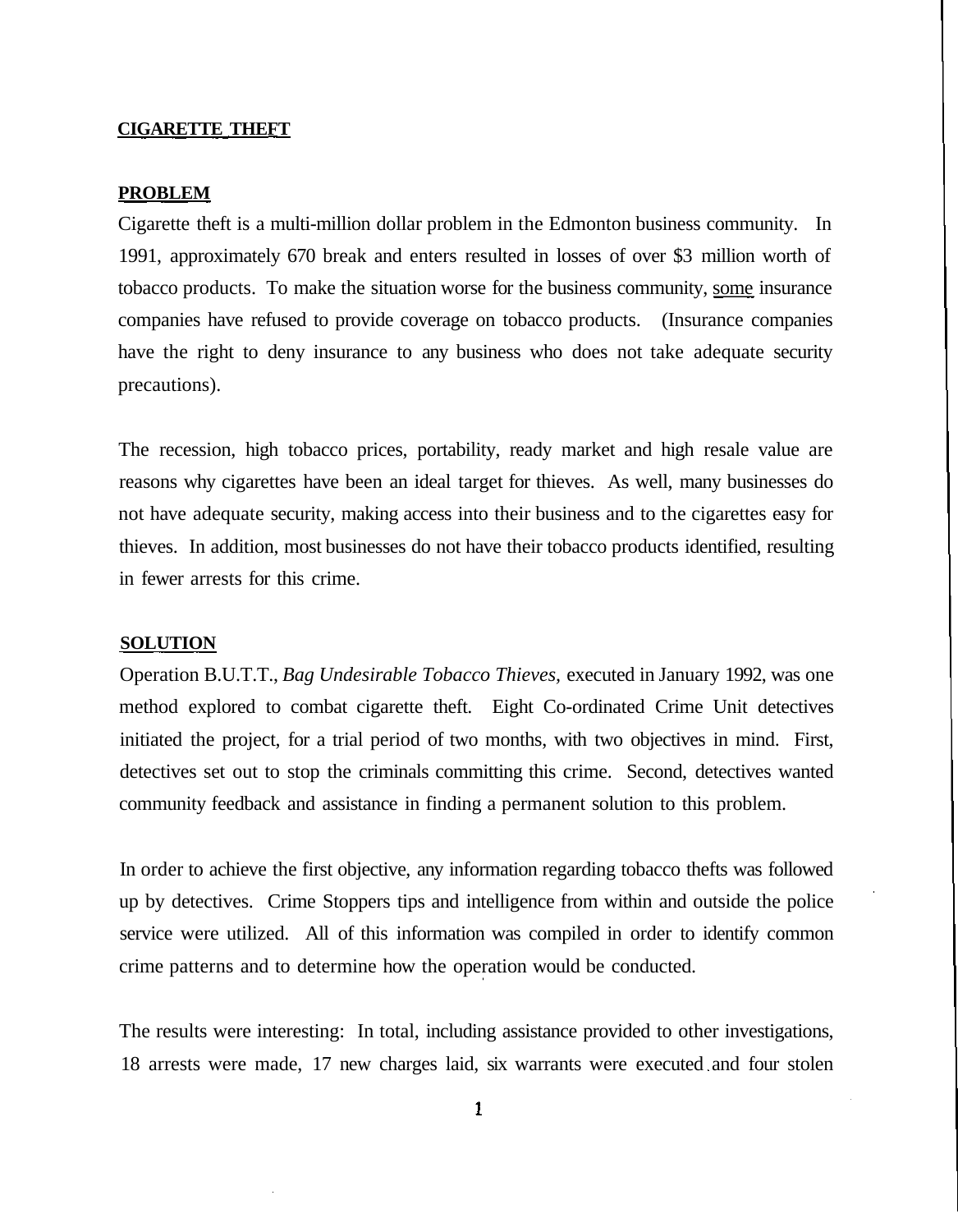## CIGARETTE THEFT

### PROBLEM

Cigarette theft is a multi-million dollar problem in the Edmonton business community. In 1991, approximately 670 break and enters resulted in losses of over $3 million worth of tobacco products. To make the situation worse for the business community, some insurance companies have refused to provide coverage on tobacco products. (Insurance companies have the right to deny insurance to any business who does not take adequate security precautions).

The recession, high tobacco prices, portability, ready market and high resale value are reasons why cigarettes have been an ideal target for thieves. As well, many businesses do not have adequate security, making access into their business and to the cigarettes easy for thieves. In addition, most businesses do not have their tobacco products identified, resulting in fewer arrests for this crime.

### SOLUTION

Operation B.U.T.T., *Bag Undesirable Tobacco Thieves,* executed in January 1992, was one method explored to combat cigarette theft. Eight Co-ordinated Crime Unit detectives initiated the project, for a trial period of two months, with two objectives in mind. First, detectives set out to stop the criminals committing this crime. Second, detectives wanted community feedback and assistance in finding a permanent solution to this problem.

In order to achieve the first objective, any information regarding tobacco thefts was followed up by detectives. Crime Stoppers tips and intelligence from within and outside the police service were utilized. All of this information was compiled in order to identify common crime patterns and to determine how the operation would be conducted.

The results were interesting: In total, including assistance provided to other investigations, 18 arrests were made, 17 new charges laid, six warrants were executed and four stolen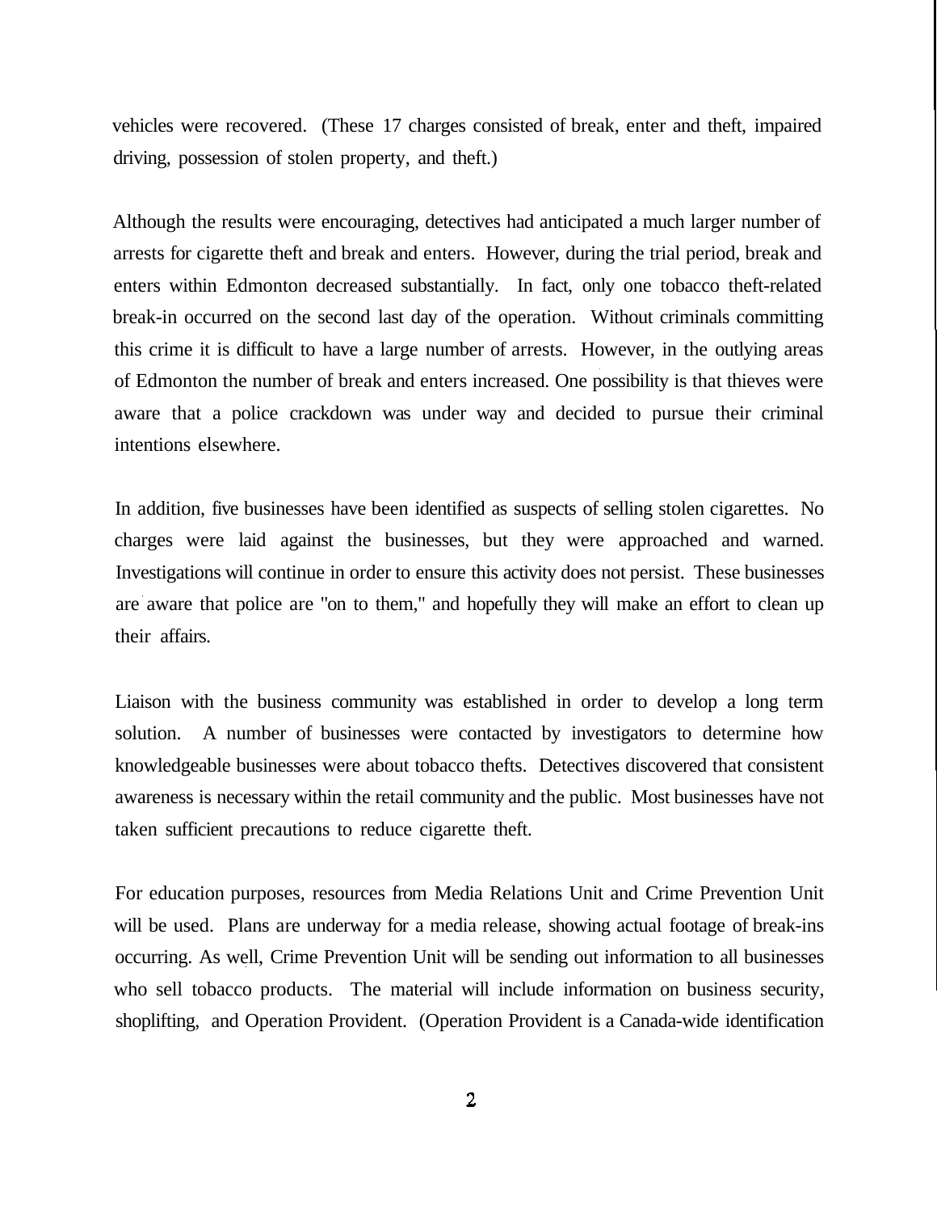vehicles were recovered. (These 17 charges consisted of break, enter and theft, impaired driving, possession of stolen property, and theft.)

Although the results were encouraging, detectives had anticipated a much larger number of arrests for cigarette theft and break and enters. However, during the trial period, break and enters within Edmonton decreased substantially. In fact, only one tobacco theft-related break-in occurred on the second last day of the operation. Without criminals committing this crime it is difficult to have a large number of arrests. However, in the outlying areas of Edmonton the number of break and enters increased. One possibility is that thieves were aware that a police crackdown was under way and decided to pursue their criminal intentions elsewhere.

In addition, five businesses have been identified as suspects of selling stolen cigarettes. No charges were laid against the businesses, but they were approached and warned. Investigations will continue in order to ensure this activity does not persist. These businesses are aware that police are "on to them," and hopefully they will make an effort to clean up their affairs.

Liaison with the business community was established in order to develop a long term solution. A number of businesses were contacted by investigators to determine how knowledgeable businesses were about tobacco thefts. Detectives discovered that consistent awareness is necessary within the retail community and the public. Most businesses have not taken sufficient precautions to reduce cigarette theft.

For education purposes, resources from Media Relations Unit and Crime Prevention Unit will be used. Plans are underway for a media release, showing actual footage of break-ins occurring. As well, Crime Prevention Unit will be sending out information to all businesses who sell tobacco products. The material will include information on business security, shoplifting, and Operation Provident. (Operation Provident is a Canada-wide identification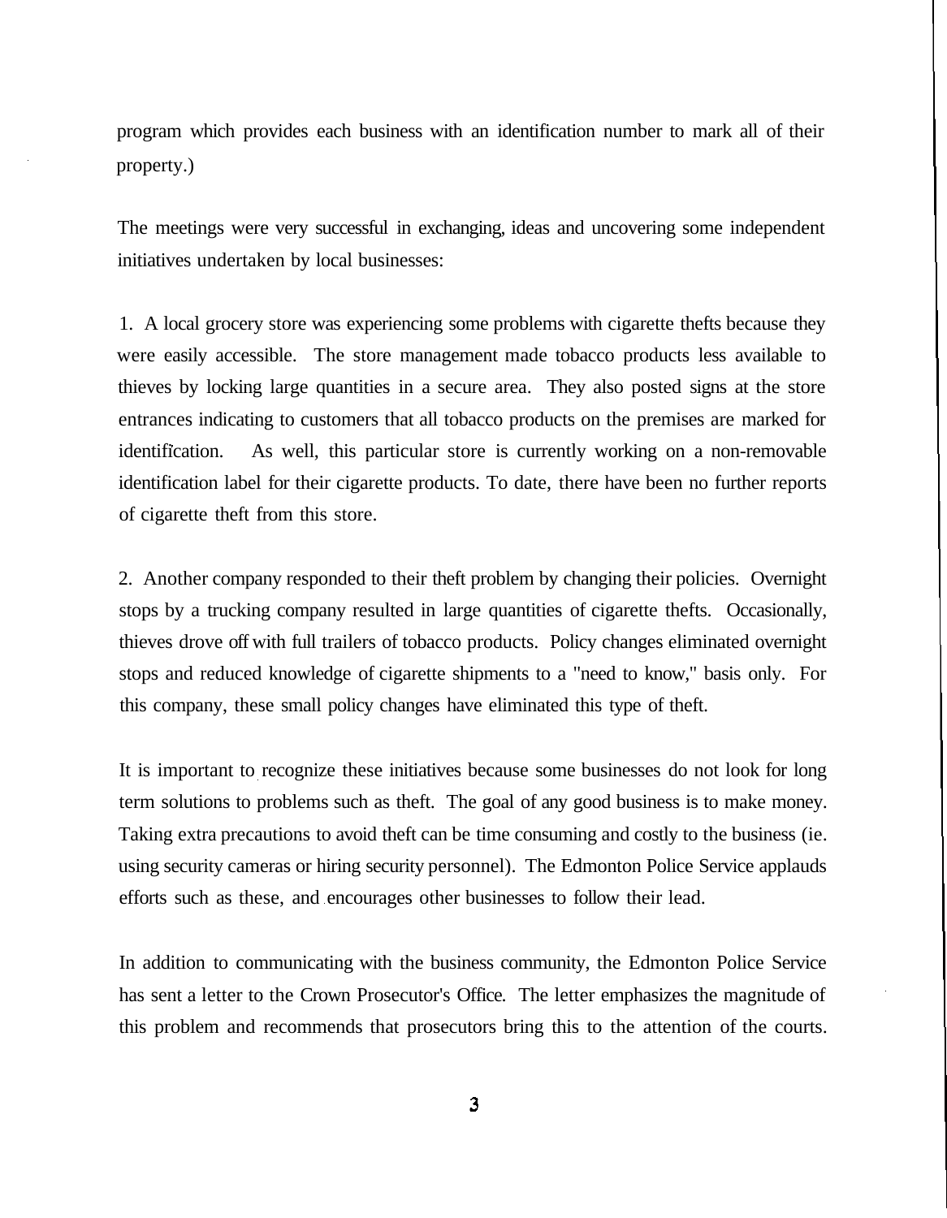program which provides each business with an identification number to mark all of their property.)

The meetings were very successful in exchanging, ideas and uncovering some independent initiatives undertaken by local businesses:

1. A local grocery store was experiencing some problems with cigarette thefts because they were easily accessible. The store management made tobacco products less available to thieves by locking large quantities in a secure area. They also posted signs at the store entrances indicating to customers that all tobacco products on the premises are marked for identification. As well, this particular store is currently working on a non-removable identification label for their cigarette products. To date, there have been no further reports of cigarette theft from this store.

2. Another company responded to their theft problem by changing their policies. Overnight stops by a trucking company resulted in large quantities of cigarette thefts. Occasionally, thieves drove off with full trailers of tobacco products. Policy changes eliminated overnight stops and reduced knowledge of cigarette shipments to a "need to know," basis only. For this company, these small policy changes have eliminated this type of theft.

It is important to recognize these initiatives because some businesses do not look for long term solutions to problems such as theft. The goal of any good business is to make money. Taking extra precautions to avoid theft can be time consuming and costly to the business (ie. using security cameras or hiring security personnel). The Edmonton Police Service applauds efforts such as these, and encourages other businesses to follow their lead.

In addition to communicating with the business community, the Edmonton Police Service has sent a letter to the Crown Prosecutor's Office. The letter emphasizes the magnitude of this problem and recommends that prosecutors bring this to the attention of the courts.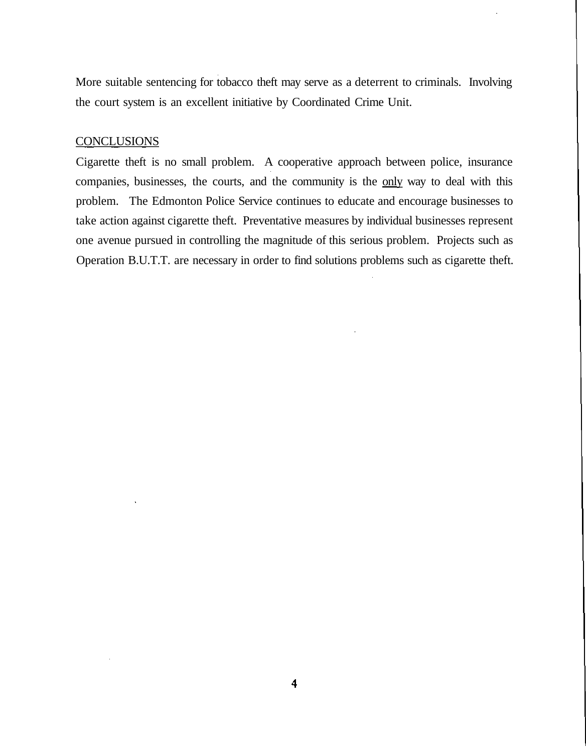More suitable sentencing for tobacco theft may serve as a deterrent to criminals. Involving the court system is an excellent initiative by Coordinated Crime Unit.

## CONCLUSIONS

Cigarette theft is no small problem. A cooperative approach between police, insurance companies, businesses, the courts, and the community is the <u>only</u> way to deal with this problem. The Edmonton Police Service continues to educate and encourage businesses to take action against cigarette theft. Preventative measures by individual businesses represent one avenue pursued in controlling the magnitude of this serious problem. Projects such as Operation B.U.T.T. are necessary in order to find solutions problems such as cigarette theft.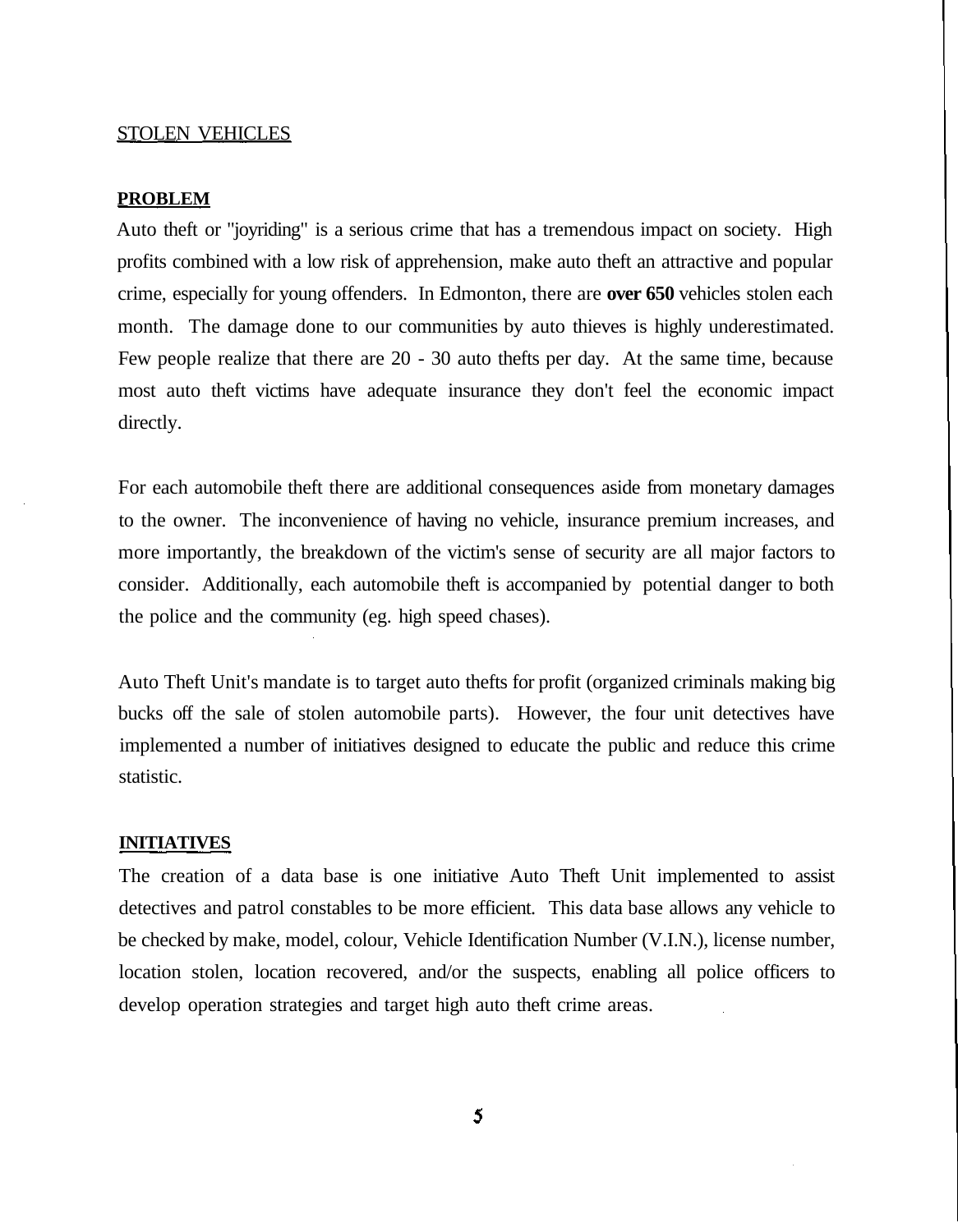## STOLEN VEHICLES

### PROBLEM

Auto theft or "joyriding" is a serious crime that has a tremendous impact on society. High profits combined with a low risk of apprehension, make auto theft an attractive and popular crime, especially for young offenders. In Edmonton, there are **over 650** vehicles stolen each month. The damage done to our communities by auto thieves is highly underestimated. Few people realize that there are 20 - 30 auto thefts per day. At the same time, because most auto theft victims have adequate insurance they don't feel the economic impact directly.

For each automobile theft there are additional consequences aside from monetary damages to the owner. The inconvenience of having no vehicle, insurance premium increases, and more importantly, the breakdown of the victim's sense of security are all major factors to consider. Additionally, each automobile theft is accompanied by potential danger to both the police and the community (eg. high speed chases).

Auto Theft Unit's mandate is to target auto thefts for profit (organized criminals making big bucks off the sale of stolen automobile parts). However, the four unit detectives have implemented a number of initiatives designed to educate the public and reduce this crime statistic.

### INITIATIVES

The creation of a data base is one initiative Auto Theft Unit implemented to assist detectives and patrol constables to be more efficient. This data base allows any vehicle to be checked by make, model, colour, Vehicle Identification Number (V.I.N.), license number, location stolen, location recovered, and/or the suspects, enabling all police officers to develop operation strategies and target high auto theft crime areas.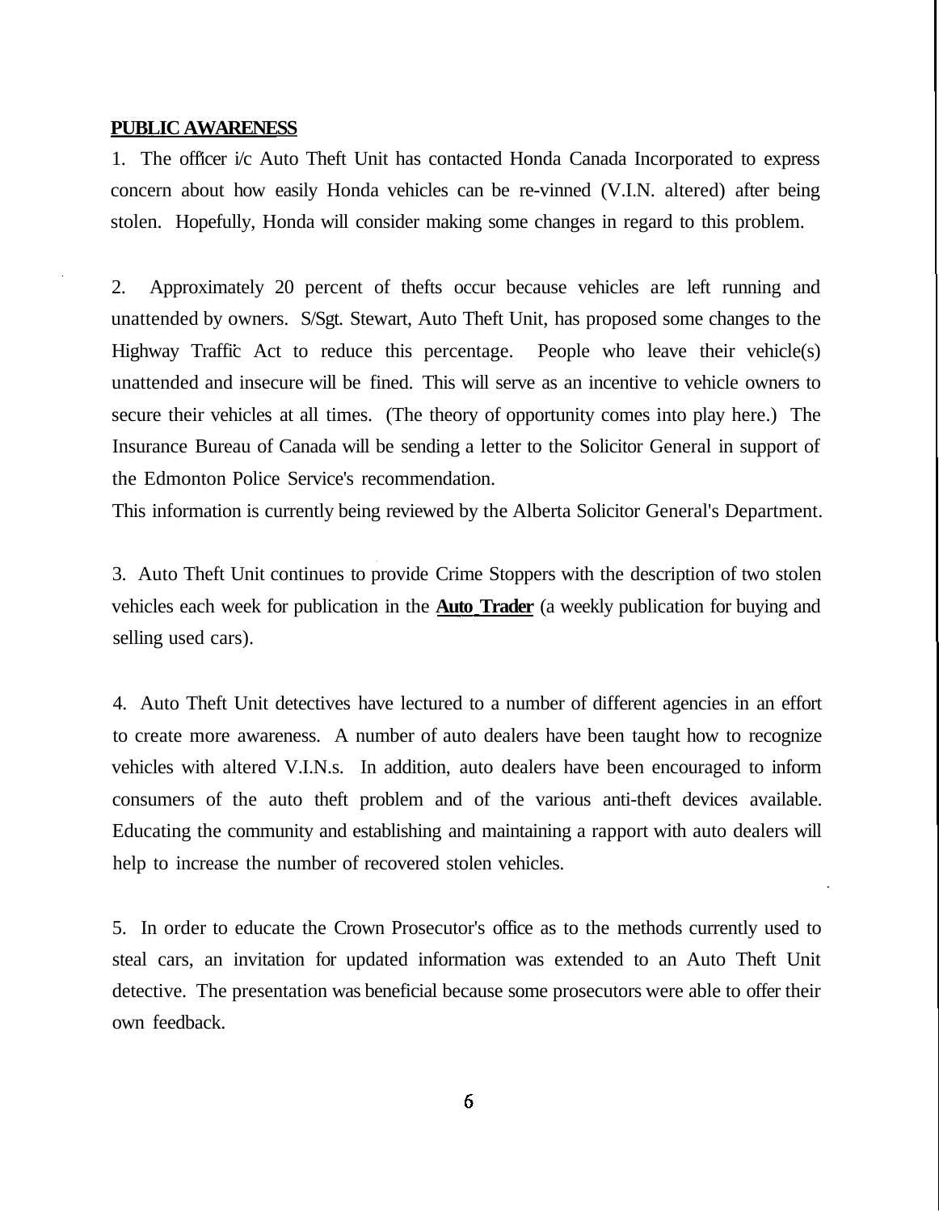## **PUBLIC AWARENESS**

1. The officer i/c Auto Theft Unit has contacted Honda Canada Incorporated to express concern about how easily Honda vehicles can be re-vinned (V.I.N. altered) after being stolen. Hopefully, Honda will consider making some changes in regard to this problem.

2. Approximately 20 percent of thefts occur because vehicles are left running and unattended by owners. S/Sgt. Stewart, Auto Theft Unit, has proposed some changes to the Highway Traffic Act to reduce this percentage. People who leave their vehicle(s) unattended and insecure will be fined. This will serve as an incentive to vehicle owners to secure their vehicles at all times. (The theory of opportunity comes into play here.) The Insurance Bureau of Canada will be sending a letter to the Solicitor General in support of the Edmonton Police Service's recommendation.
This information is currently being reviewed by the Alberta Solicitor General's Department.

3. Auto Theft Unit continues to provide Crime Stoppers with the description of two stolen vehicles each week for publication in the **Auto Trader** (a weekly publication for buying and selling used cars).

4. Auto Theft Unit detectives have lectured to a number of different agencies in an effort to create more awareness. A number of auto dealers have been taught how to recognize vehicles with altered V.I.N.s. In addition, auto dealers have been encouraged to inform consumers of the auto theft problem and of the various anti-theft devices available. Educating the community and establishing and maintaining a rapport with auto dealers will help to increase the number of recovered stolen vehicles.

5. In order to educate the Crown Prosecutor's office as to the methods currently used to steal cars, an invitation for updated information was extended to an Auto Theft Unit detective. The presentation was beneficial because some prosecutors were able to offer their own feedback.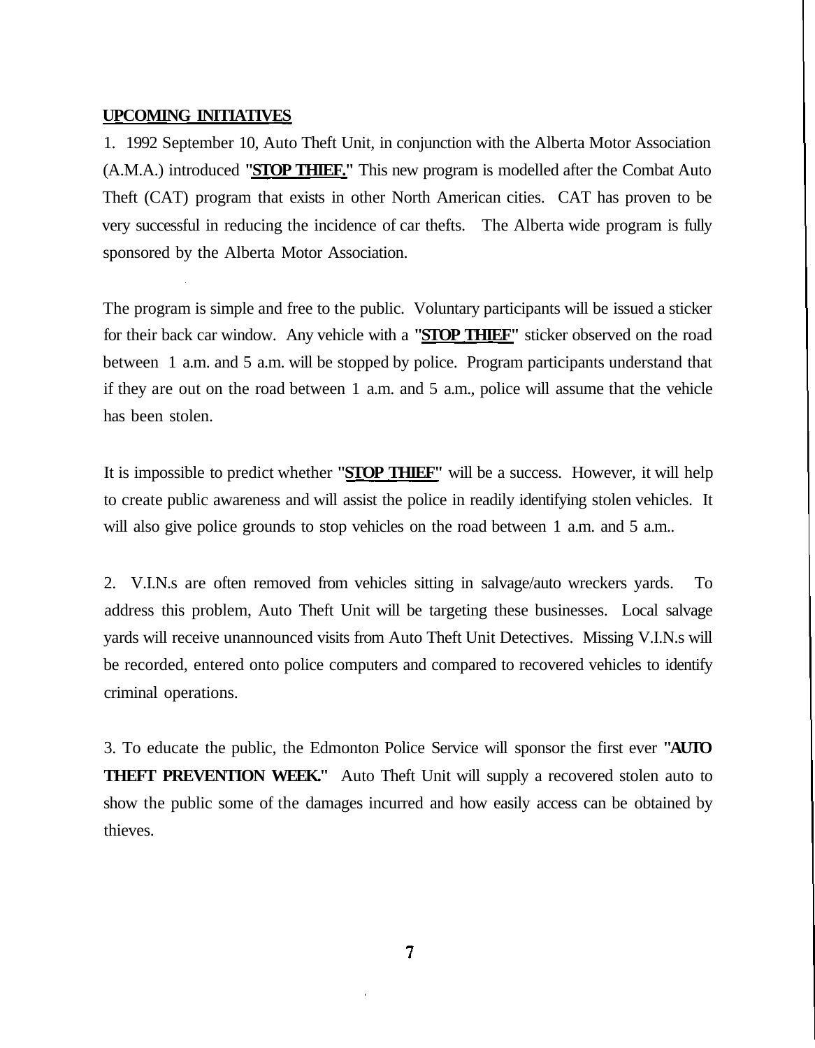## UPCOMING INITIATIVES

1. 1992 September 10, Auto Theft Unit, in conjunction with the Alberta Motor Association (A.M.A.) introduced **"STOP THIEF."** This new program is modelled after the Combat Auto Theft (CAT) program that exists in other North American cities. CAT has proven to be very successful in reducing the incidence of car thefts. The Alberta wide program is fully sponsored by the Alberta Motor Association.

The program is simple and free to the public. Voluntary participants will be issued a sticker for their back car window. Any vehicle with a **"STOP THIEF"** sticker observed on the road between 1 a.m. and 5 a.m. will be stopped by police. Program participants understand that if they are out on the road between 1 a.m. and 5 a.m., police will assume that the vehicle has been stolen.

It is impossible to predict whether **"STOP THIEF"** will be a success. However, it will help to create public awareness and will assist the police in readily identifying stolen vehicles. It will also give police grounds to stop vehicles on the road between 1 a.m. and 5 a.m..

2. V.I.N.s are often removed from vehicles sitting in salvage/auto wreckers yards. To address this problem, Auto Theft Unit will be targeting these businesses. Local salvage yards will receive unannounced visits from Auto Theft Unit Detectives. Missing V.I.N.s will be recorded, entered onto police computers and compared to recovered vehicles to identify criminal operations.

3. To educate the public, the Edmonton Police Service will sponsor the first ever **"AUTO THEFT PREVENTION WEEK."** Auto Theft Unit will supply a recovered stolen auto to show the public some of the damages incurred and how easily access can be obtained by thieves.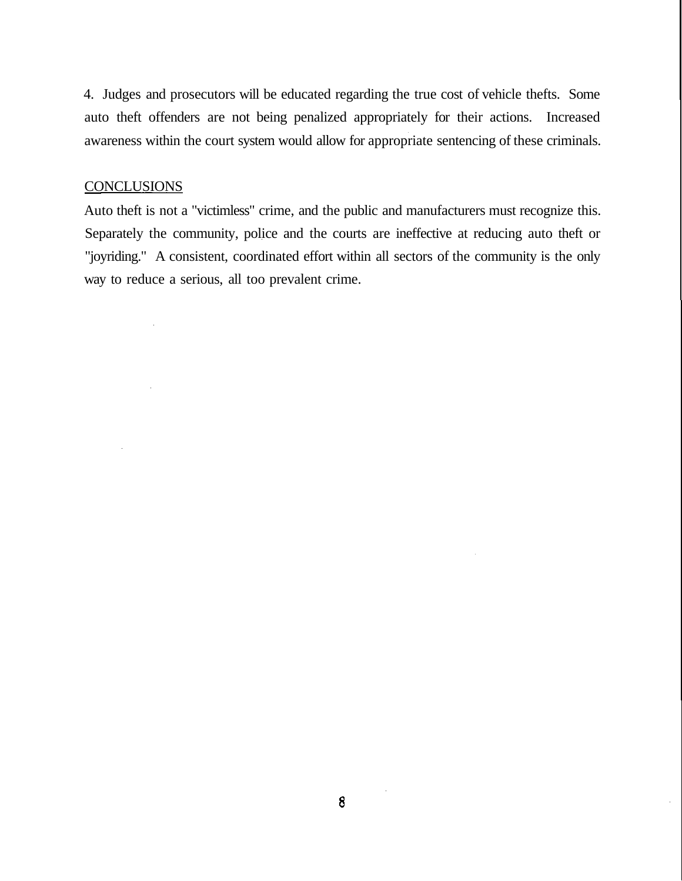4. Judges and prosecutors will be educated regarding the true cost of vehicle thefts. Some auto theft offenders are not being penalized appropriately for their actions. Increased awareness within the court system would allow for appropriate sentencing of these criminals.

## CONCLUSIONS

Auto theft is not a "victimless" crime, and the public and manufacturers must recognize this. Separately the community, police and the courts are ineffective at reducing auto theft or "joyriding." A consistent, coordinated effort within all sectors of the community is the only way to reduce a serious, all too prevalent crime.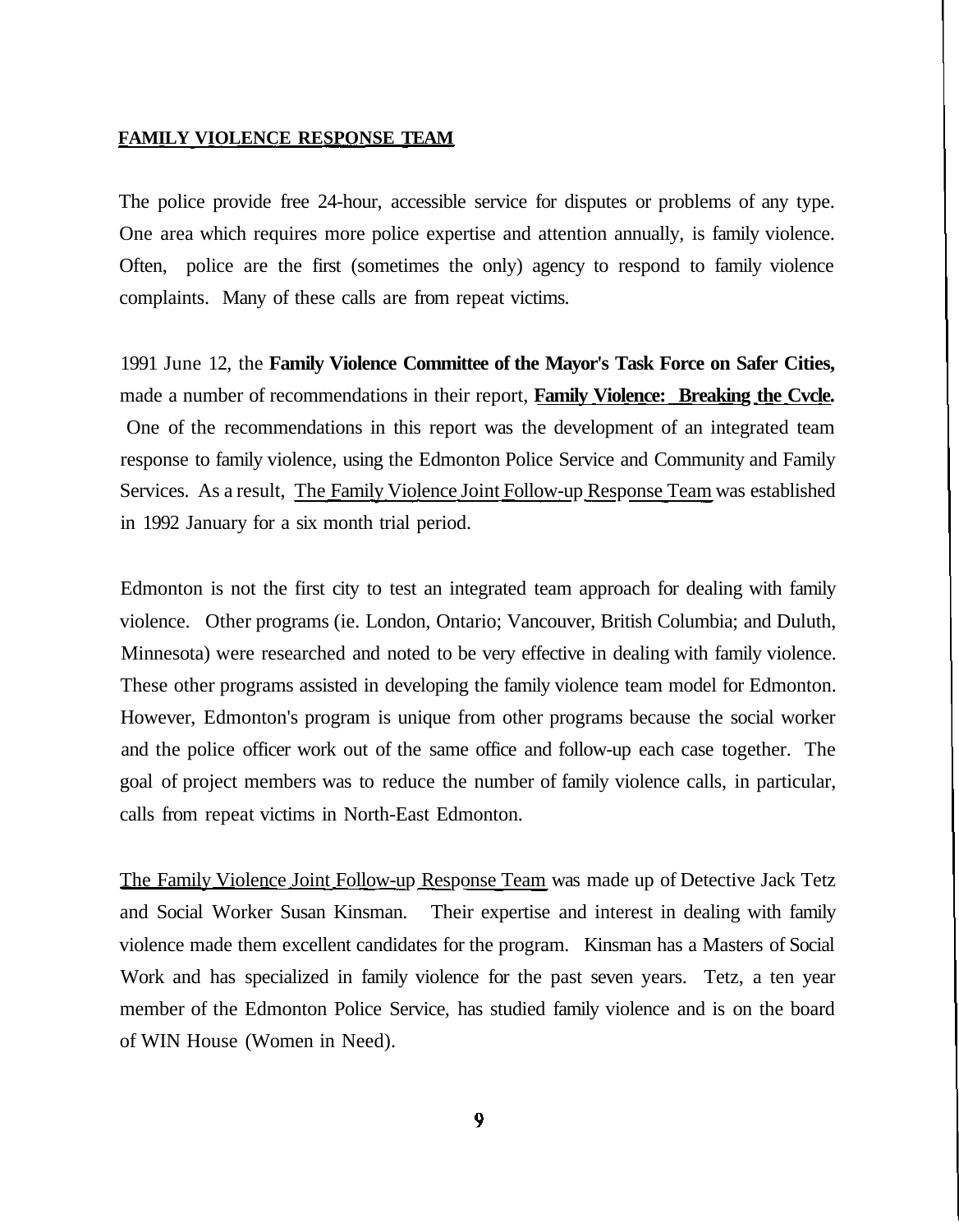## FAMILY VIOLENCE RESPONSE TEAM

The police provide free 24-hour, accessible service for disputes or problems of any type. One area which requires more police expertise and attention annually, is family violence. Often, police are the first (sometimes the only) agency to respond to family violence complaints. Many of these calls are from repeat victims.

1991 June 12, the **Family Violence Committee of the Mayor's Task Force on Safer Cities,** made a number of recommendations in their report, **Family Violence: Breaking the Cvcle.** One of the recommendations in this report was the development of an integrated team response to family violence, using the Edmonton Police Service and Community and Family Services. As a result, The Family Violence Joint Follow-up Response Team was established in 1992 January for a six month trial period.

Edmonton is not the first city to test an integrated team approach for dealing with family violence. Other programs (ie. London, Ontario; Vancouver, British Columbia; and Duluth, Minnesota) were researched and noted to be very effective in dealing with family violence. These other programs assisted in developing the family violence team model for Edmonton. However, Edmonton's program is unique from other programs because the social worker and the police officer work out of the same office and follow-up each case together. The goal of project members was to reduce the number of family violence calls, in particular, calls from repeat victims in North-East Edmonton.

The Family Violence Joint Follow-up Response Team was made up of Detective Jack Tetz and Social Worker Susan Kinsman. Their expertise and interest in dealing with family violence made them excellent candidates for the program. Kinsman has a Masters of Social Work and has specialized in family violence for the past seven years. Tetz, a ten year member of the Edmonton Police Service, has studied family violence and is on the board of WIN House (Women in Need).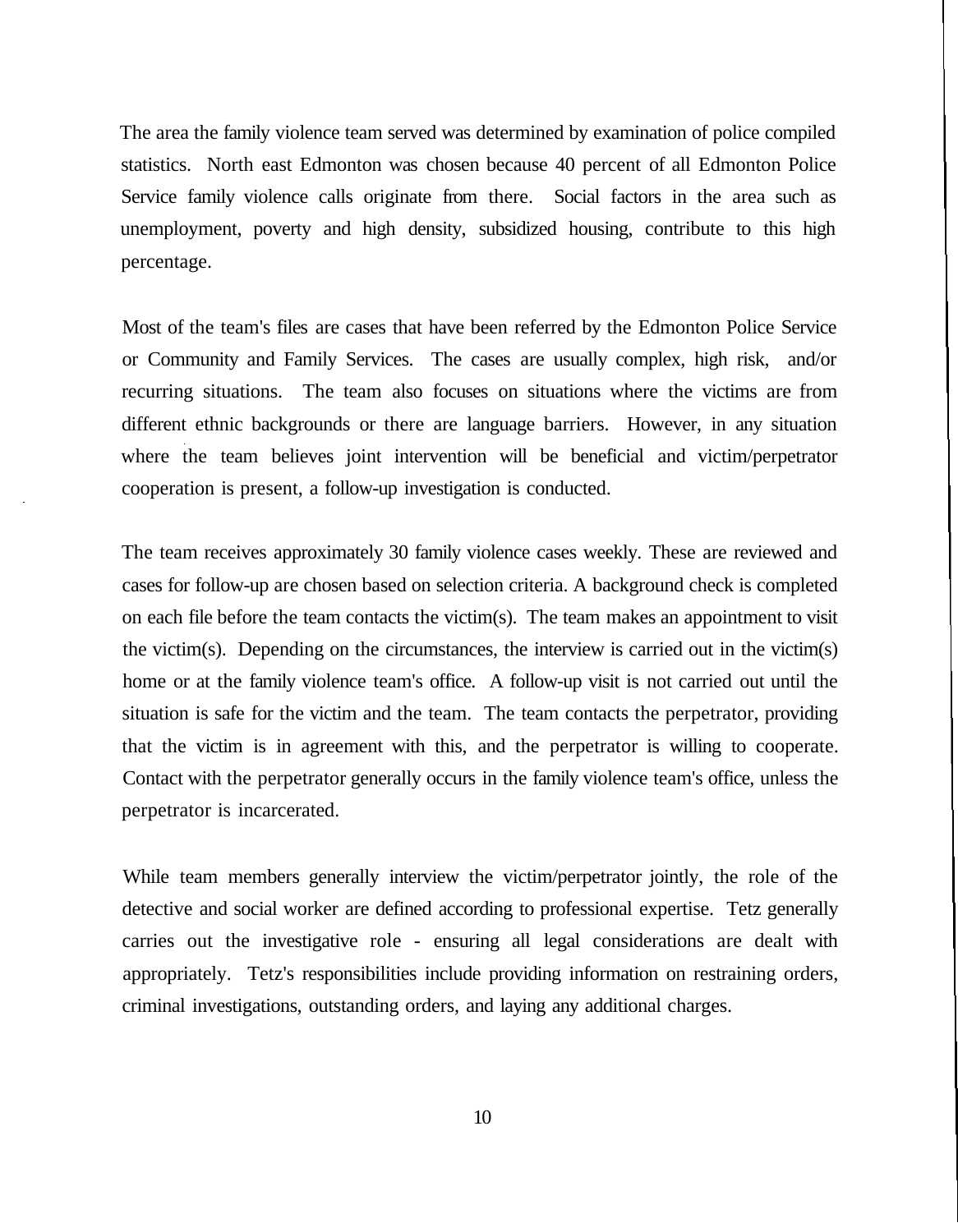The area the family violence team served was determined by examination of police compiled statistics. North east Edmonton was chosen because 40 percent of all Edmonton Police Service family violence calls originate from there. Social factors in the area such as unemployment, poverty and high density, subsidized housing, contribute to this high percentage.

Most of the team's files are cases that have been referred by the Edmonton Police Service or Community and Family Services. The cases are usually complex, high risk, and/or recurring situations. The team also focuses on situations where the victims are from different ethnic backgrounds or there are language barriers. However, in any situation where the team believes joint intervention will be beneficial and victim/perpetrator cooperation is present, a follow-up investigation is conducted.

The team receives approximately 30 family violence cases weekly. These are reviewed and cases for follow-up are chosen based on selection criteria. A background check is completed on each file before the team contacts the victim(s). The team makes an appointment to visit the victim(s). Depending on the circumstances, the interview is carried out in the victim(s) home or at the family violence team's office. A follow-up visit is not carried out until the situation is safe for the victim and the team. The team contacts the perpetrator, providing that the victim is in agreement with this, and the perpetrator is willing to cooperate. Contact with the perpetrator generally occurs in the family violence team's office, unless the perpetrator is incarcerated.

While team members generally interview the victim/perpetrator jointly, the role of the detective and social worker are defined according to professional expertise. Tetz generally carries out the investigative role - ensuring all legal considerations are dealt with appropriately. Tetz's responsibilities include providing information on restraining orders, criminal investigations, outstanding orders, and laying any additional charges.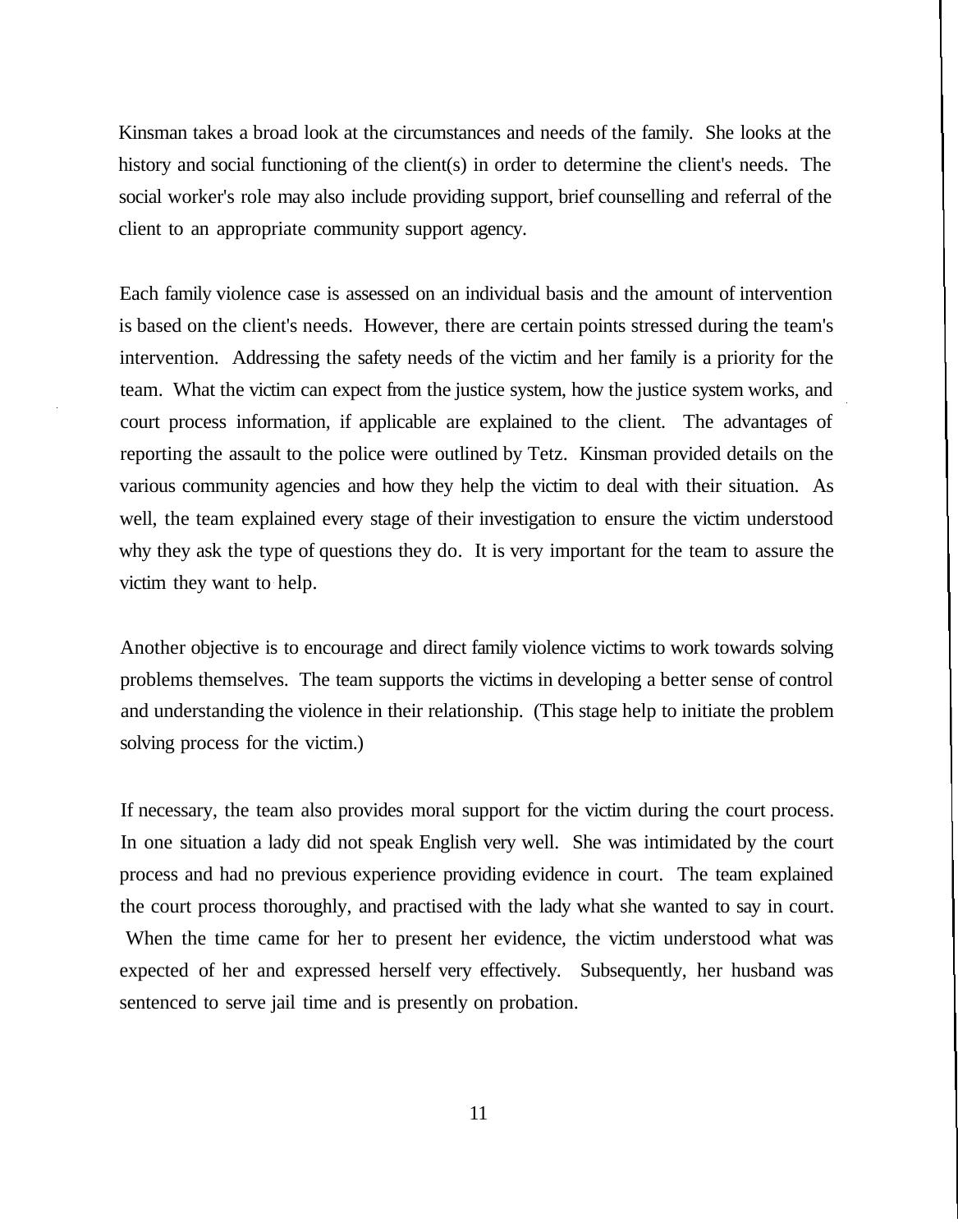Kinsman takes a broad look at the circumstances and needs of the family. She looks at the history and social functioning of the client(s) in order to determine the client's needs. The social worker's role may also include providing support, brief counselling and referral of the client to an appropriate community support agency.

Each family violence case is assessed on an individual basis and the amount of intervention is based on the client's needs. However, there are certain points stressed during the team's intervention. Addressing the safety needs of the victim and her family is a priority for the team. What the victim can expect from the justice system, how the justice system works, and court process information, if applicable are explained to the client. The advantages of reporting the assault to the police were outlined by Tetz. Kinsman provided details on the various community agencies and how they help the victim to deal with their situation. As well, the team explained every stage of their investigation to ensure the victim understood why they ask the type of questions they do. It is very important for the team to assure the victim they want to help.

Another objective is to encourage and direct family violence victims to work towards solving problems themselves. The team supports the victims in developing a better sense of control and understanding the violence in their relationship. (This stage help to initiate the problem solving process for the victim.)

If necessary, the team also provides moral support for the victim during the court process. In one situation a lady did not speak English very well. She was intimidated by the court process and had no previous experience providing evidence in court. The team explained the court process thoroughly, and practised with the lady what she wanted to say in court. When the time came for her to present her evidence, the victim understood what was expected of her and expressed herself very effectively. Subsequently, her husband was sentenced to serve jail time and is presently on probation.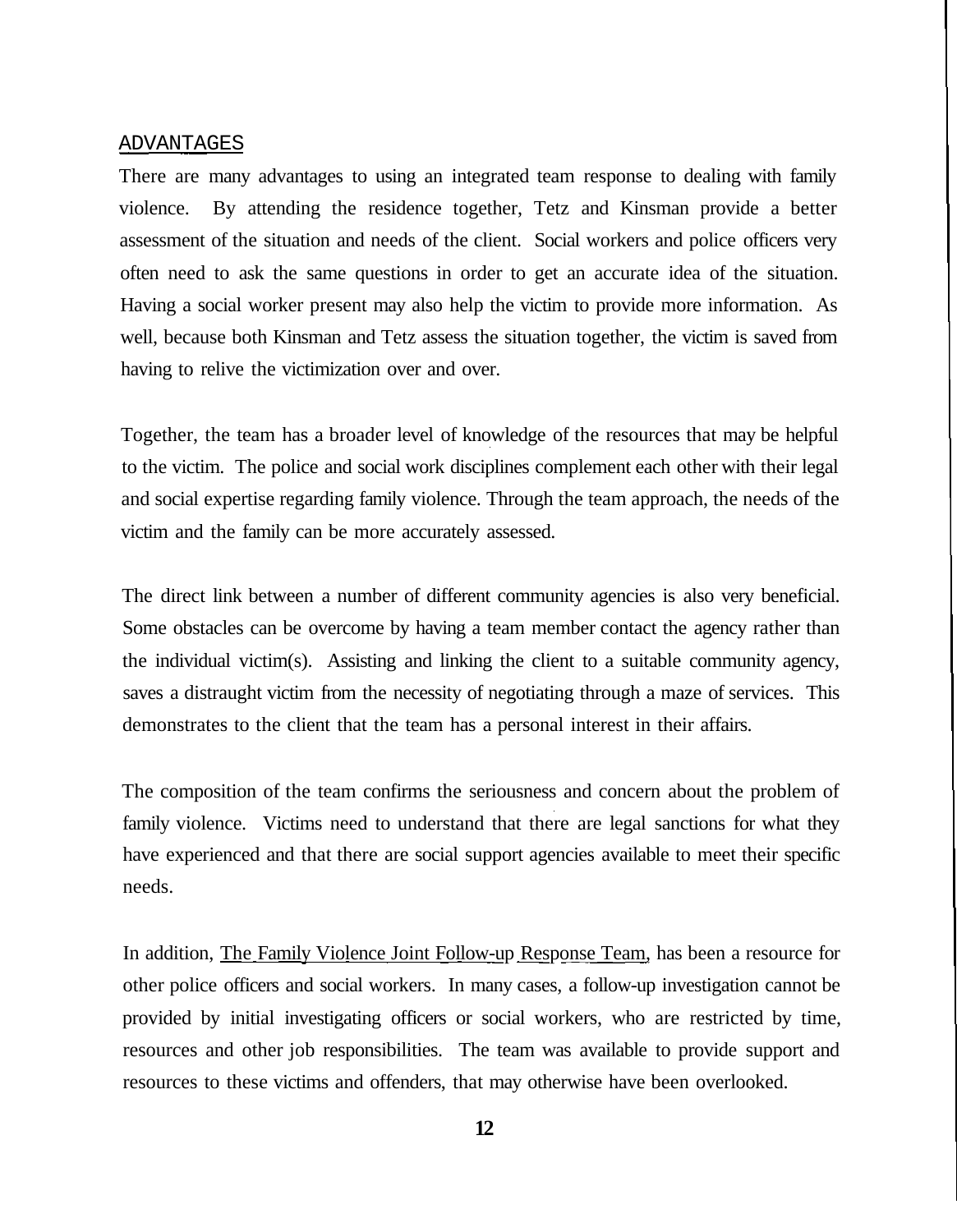## ADVANTAGES

There are many advantages to using an integrated team response to dealing with family violence. By attending the residence together, Tetz and Kinsman provide a better assessment of the situation and needs of the client. Social workers and police officers very often need to ask the same questions in order to get an accurate idea of the situation. Having a social worker present may also help the victim to provide more information. As well, because both Kinsman and Tetz assess the situation together, the victim is saved from having to relive the victimization over and over.

Together, the team has a broader level of knowledge of the resources that may be helpful to the victim. The police and social work disciplines complement each other with their legal and social expertise regarding family violence. Through the team approach, the needs of the victim and the family can be more accurately assessed.

The direct link between a number of different community agencies is also very beneficial. Some obstacles can be overcome by having a team member contact the agency rather than the individual victim(s). Assisting and linking the client to a suitable community agency, saves a distraught victim from the necessity of negotiating through a maze of services. This demonstrates to the client that the team has a personal interest in their affairs.

The composition of the team confirms the seriousness and concern about the problem of family violence. Victims need to understand that there are legal sanctions for what they have experienced and that there are social support agencies available to meet their specific needs.

In addition, The Family Violence Joint Follow-up Response Team, has been a resource for other police officers and social workers. In many cases, a follow-up investigation cannot be provided by initial investigating officers or social workers, who are restricted by time, resources and other job responsibilities. The team was available to provide support and resources to these victims and offenders, that may otherwise have been overlooked.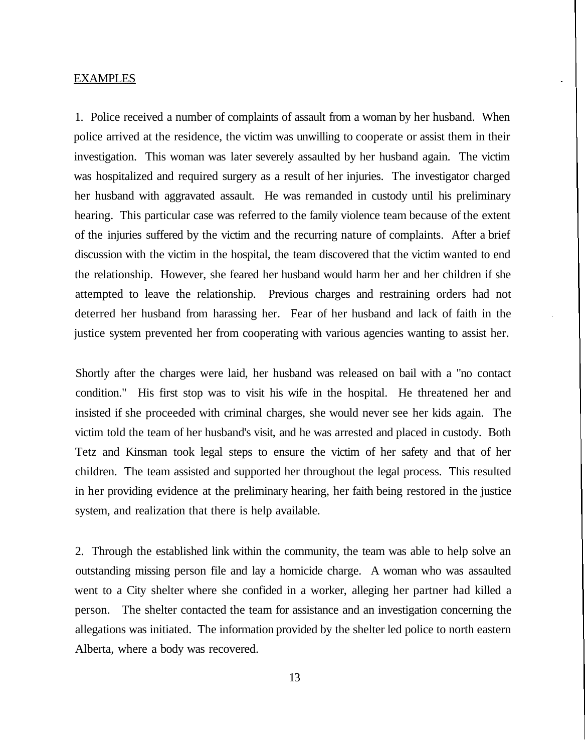EXAMPLES

1. Police received a number of complaints of assault from a woman by her husband. When police arrived at the residence, the victim was unwilling to cooperate or assist them in their investigation. This woman was later severely assaulted by her husband again. The victim was hospitalized and required surgery as a result of her injuries. The investigator charged her husband with aggravated assault. He was remanded in custody until his preliminary hearing. This particular case was referred to the family violence team because of the extent of the injuries suffered by the victim and the recurring nature of complaints. After a brief discussion with the victim in the hospital, the team discovered that the victim wanted to end the relationship. However, she feared her husband would harm her and her children if she attempted to leave the relationship. Previous charges and restraining orders had not deterred her husband from harassing her. Fear of her husband and lack of faith in the justice system prevented her from cooperating with various agencies wanting to assist her.

Shortly after the charges were laid, her husband was released on bail with a "no contact condition." His first stop was to visit his wife in the hospital. He threatened her and insisted if she proceeded with criminal charges, she would never see her kids again. The victim told the team of her husband's visit, and he was arrested and placed in custody. Both Tetz and Kinsman took legal steps to ensure the victim of her safety and that of her children. The team assisted and supported her throughout the legal process. This resulted in her providing evidence at the preliminary hearing, her faith being restored in the justice system, and realization that there is help available.

2. Through the established link within the community, the team was able to help solve an outstanding missing person file and lay a homicide charge. A woman who was assaulted went to a City shelter where she confided in a worker, alleging her partner had killed a person. The shelter contacted the team for assistance and an investigation concerning the allegations was initiated. The information provided by the shelter led police to north eastern Alberta, where a body was recovered.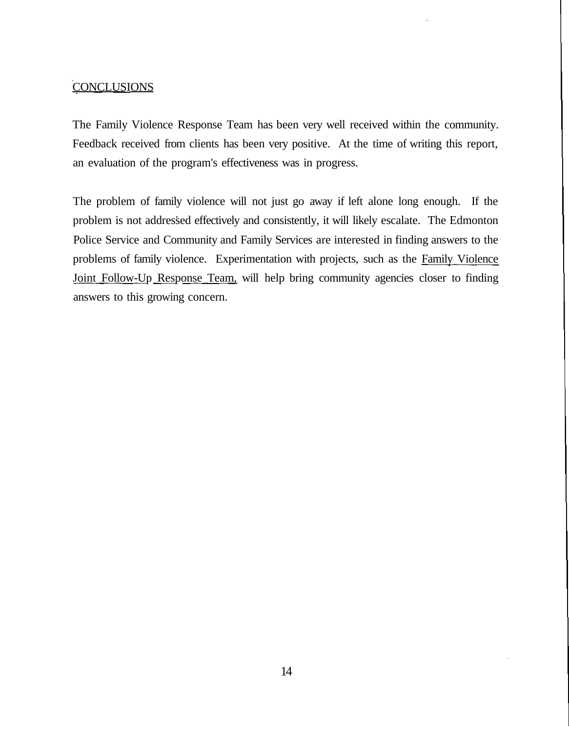## CONCLUSIONS

The Family Violence Response Team has been very well received within the community. Feedback received from clients has been very positive. At the time of writing this report, an evaluation of the program's effectiveness was in progress.

The problem of family violence will not just go away if left alone long enough. If the problem is not addressed effectively and consistently, it will likely escalate. The Edmonton Police Service and Community and Family Services are interested in finding answers to the problems of family violence. Experimentation with projects, such as the Family Violence Joint Follow-Up Response Team, will help bring community agencies closer to finding answers to this growing concern.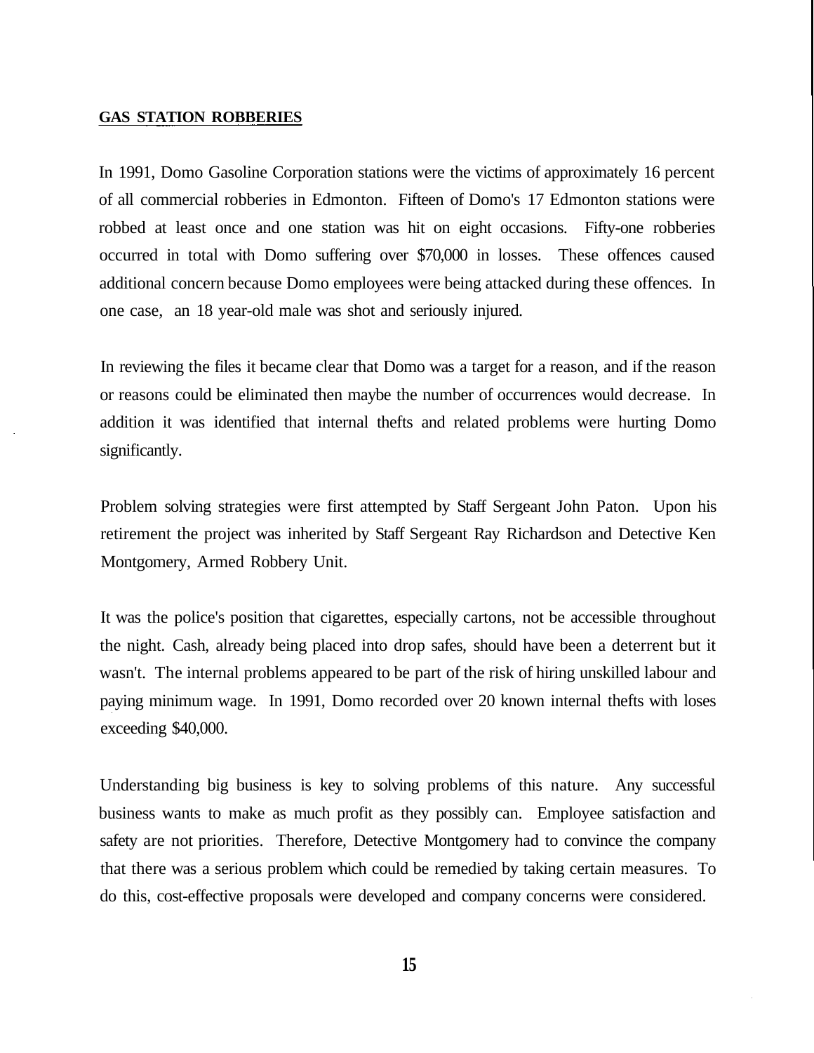**GAS STATION ROBBERIES**

In 1991, Domo Gasoline Corporation stations were the victims of approximately 16 percent of all commercial robberies in Edmonton. Fifteen of Domo's 17 Edmonton stations were robbed at least once and one station was hit on eight occasions. Fifty-one robberies occurred in total with Domo suffering over $70,000 in losses. These offences caused additional concern because Domo employees were being attacked during these offences. In one case, an 18 year-old male was shot and seriously injured.

In reviewing the files it became clear that Domo was a target for a reason, and if the reason or reasons could be eliminated then maybe the number of occurrences would decrease. In addition it was identified that internal thefts and related problems were hurting Domo significantly.

Problem solving strategies were first attempted by Staff Sergeant John Paton. Upon his retirement the project was inherited by Staff Sergeant Ray Richardson and Detective Ken Montgomery, Armed Robbery Unit.

It was the police's position that cigarettes, especially cartons, not be accessible throughout the night. Cash, already being placed into drop safes, should have been a deterrent but it wasn't. The internal problems appeared to be part of the risk of hiring unskilled labour and paying minimum wage. In 1991, Domo recorded over 20 known internal thefts with loses exceeding $40,000.

Understanding big business is key to solving problems of this nature. Any successful business wants to make as much profit as they possibly can. Employee satisfaction and safety are not priorities. Therefore, Detective Montgomery had to convince the company that there was a serious problem which could be remedied by taking certain measures. To do this, cost-effective proposals were developed and company concerns were considered.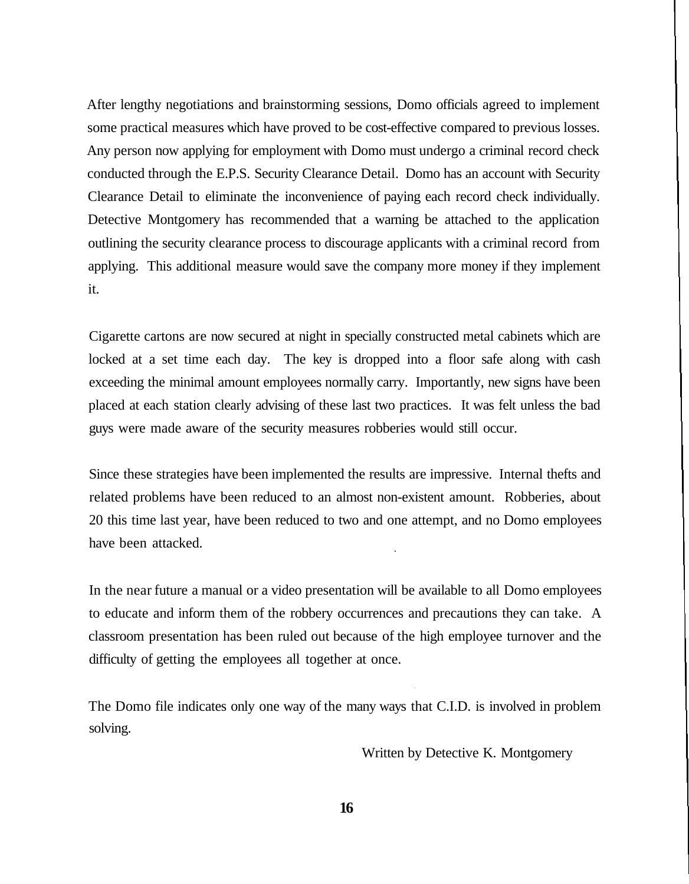After lengthy negotiations and brainstorming sessions, Domo officials agreed to implement some practical measures which have proved to be cost-effective compared to previous losses. Any person now applying for employment with Domo must undergo a criminal record check conducted through the E.P.S. Security Clearance Detail. Domo has an account with Security Clearance Detail to eliminate the inconvenience of paying each record check individually. Detective Montgomery has recommended that a warning be attached to the application outlining the security clearance process to discourage applicants with a criminal record from applying. This additional measure would save the company more money if they implement it.

Cigarette cartons are now secured at night in specially constructed metal cabinets which are locked at a set time each day. The key is dropped into a floor safe along with cash exceeding the minimal amount employees normally carry. Importantly, new signs have been placed at each station clearly advising of these last two practices. It was felt unless the bad guys were made aware of the security measures robberies would still occur.

Since these strategies have been implemented the results are impressive. Internal thefts and related problems have been reduced to an almost non-existent amount. Robberies, about 20 this time last year, have been reduced to two and one attempt, and no Domo employees have been attacked.

In the near future a manual or a video presentation will be available to all Domo employees to educate and inform them of the robbery occurrences and precautions they can take. A classroom presentation has been ruled out because of the high employee turnover and the difficulty of getting the employees all together at once.

The Domo file indicates only one way of the many ways that C.I.D. is involved in problem solving.

Written by Detective K. Montgomery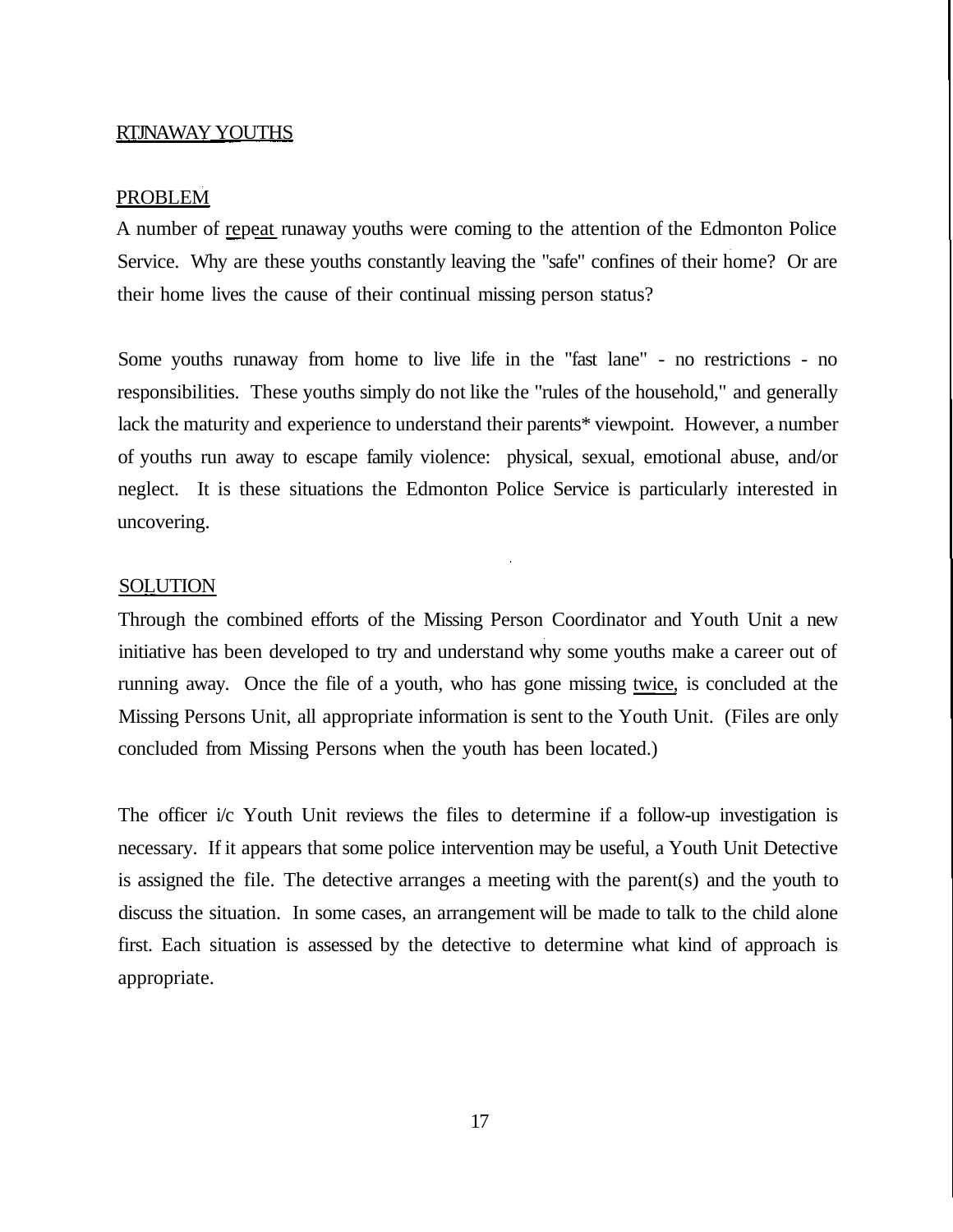## RTJNAWAY YOUTHS

### PROBLEM

A number of repeat runaway youths were coming to the attention of the Edmonton Police Service. Why are these youths constantly leaving the "safe" confines of their home? Or are their home lives the cause of their continual missing person status?

Some youths runaway from home to live life in the "fast lane" - no restrictions - no responsibilities. These youths simply do not like the "rules of the household," and generally lack the maturity and experience to understand their parents* viewpoint. However, a number of youths run away to escape family violence: physical, sexual, emotional abuse, and/or neglect. It is these situations the Edmonton Police Service is particularly interested in uncovering.

### SOLUTION

Through the combined efforts of the Missing Person Coordinator and Youth Unit a new initiative has been developed to try and understand why some youths make a career out of running away. Once the file of a youth, who has gone missing twice, is concluded at the Missing Persons Unit, all appropriate information is sent to the Youth Unit. (Files are only concluded from Missing Persons when the youth has been located.)

The officer i/c Youth Unit reviews the files to determine if a follow-up investigation is necessary. If it appears that some police intervention may be useful, a Youth Unit Detective is assigned the file. The detective arranges a meeting with the parent(s) and the youth to discuss the situation. In some cases, an arrangement will be made to talk to the child alone first. Each situation is assessed by the detective to determine what kind of approach is appropriate.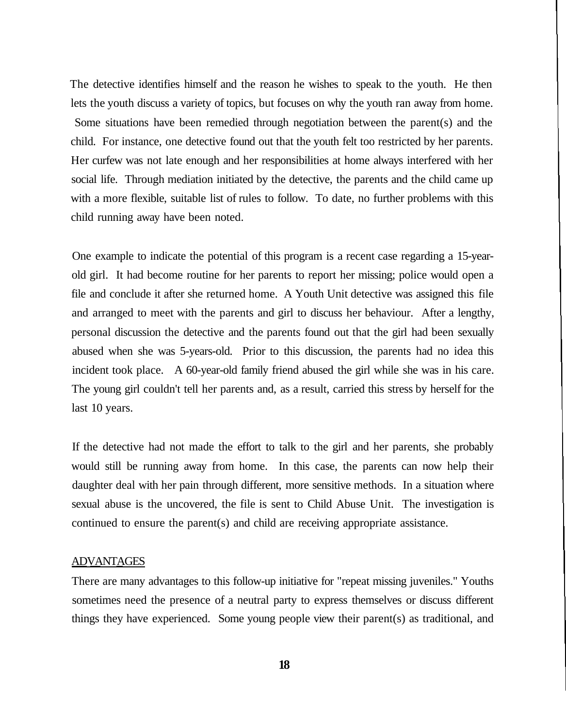The detective identifies himself and the reason he wishes to speak to the youth. He then lets the youth discuss a variety of topics, but focuses on why the youth ran away from home. Some situations have been remedied through negotiation between the parent(s) and the child. For instance, one detective found out that the youth felt too restricted by her parents. Her curfew was not late enough and her responsibilities at home always interfered with her social life. Through mediation initiated by the detective, the parents and the child came up with a more flexible, suitable list of rules to follow. To date, no further problems with this child running away have been noted.

One example to indicate the potential of this program is a recent case regarding a 15-year-old girl. It had become routine for her parents to report her missing; police would open a file and conclude it after she returned home. A Youth Unit detective was assigned this file and arranged to meet with the parents and girl to discuss her behaviour. After a lengthy, personal discussion the detective and the parents found out that the girl had been sexually abused when she was 5-years-old. Prior to this discussion, the parents had no idea this incident took place. A 60-year-old family friend abused the girl while she was in his care. The young girl couldn't tell her parents and, as a result, carried this stress by herself for the last 10 years.

If the detective had not made the effort to talk to the girl and her parents, she probably would still be running away from home. In this case, the parents can now help their daughter deal with her pain through different, more sensitive methods. In a situation where sexual abuse is the uncovered, the file is sent to Child Abuse Unit. The investigation is continued to ensure the parent(s) and child are receiving appropriate assistance.

## ADVANTAGES

There are many advantages to this follow-up initiative for "repeat missing juveniles." Youths sometimes need the presence of a neutral party to express themselves or discuss different things they have experienced. Some young people view their parent(s) as traditional, and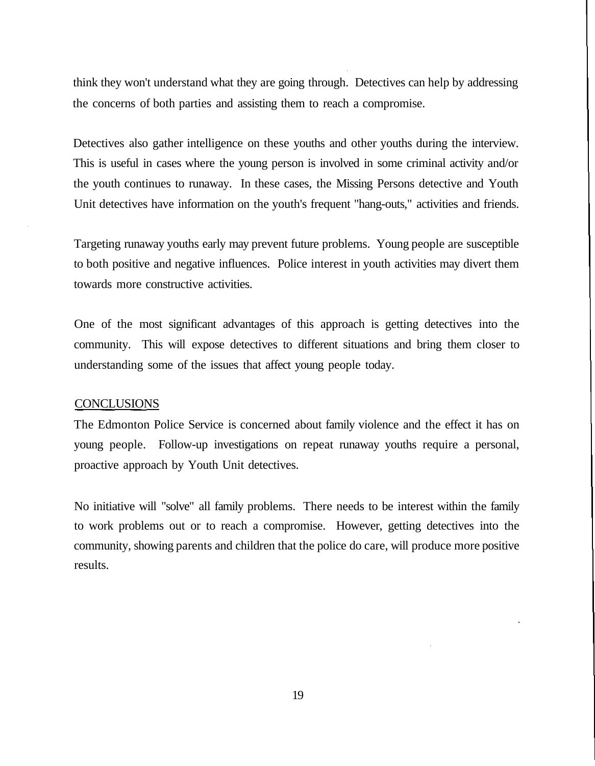think they won't understand what they are going through. Detectives can help by addressing the concerns of both parties and assisting them to reach a compromise.

Detectives also gather intelligence on these youths and other youths during the interview. This is useful in cases where the young person is involved in some criminal activity and/or the youth continues to runaway. In these cases, the Missing Persons detective and Youth Unit detectives have information on the youth's frequent "hang-outs," activities and friends.

Targeting runaway youths early may prevent future problems. Young people are susceptible to both positive and negative influences. Police interest in youth activities may divert them towards more constructive activities.

One of the most significant advantages of this approach is getting detectives into the community. This will expose detectives to different situations and bring them closer to understanding some of the issues that affect young people today.

## CONCLUSIONS

The Edmonton Police Service is concerned about family violence and the effect it has on young people. Follow-up investigations on repeat runaway youths require a personal, proactive approach by Youth Unit detectives.

No initiative will "solve" all family problems. There needs to be interest within the family to work problems out or to reach a compromise. However, getting detectives into the community, showing parents and children that the police do care, will produce more positive results.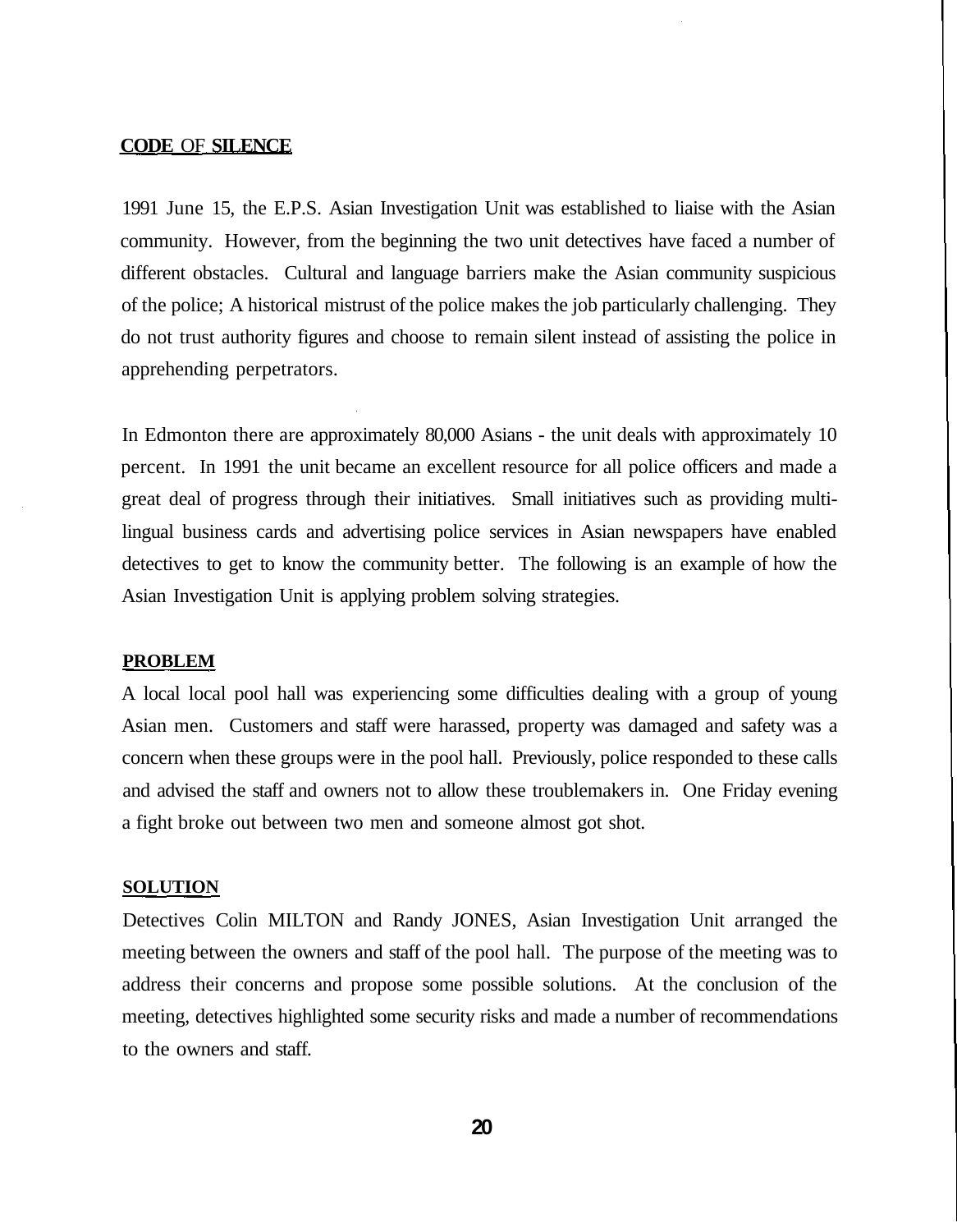## CODE OF SILENCE

1991 June 15, the E.P.S. Asian Investigation Unit was established to liaise with the Asian community. However, from the beginning the two unit detectives have faced a number of different obstacles. Cultural and language barriers make the Asian community suspicious of the police; A historical mistrust of the police makes the job particularly challenging. They do not trust authority figures and choose to remain silent instead of assisting the police in apprehending perpetrators.

In Edmonton there are approximately 80,000 Asians - the unit deals with approximately 10 percent. In 1991 the unit became an excellent resource for all police officers and made a great deal of progress through their initiatives. Small initiatives such as providing multi-lingual business cards and advertising police services in Asian newspapers have enabled detectives to get to know the community better. The following is an example of how the Asian Investigation Unit is applying problem solving strategies.

### PROBLEM

A local local pool hall was experiencing some difficulties dealing with a group of young Asian men. Customers and staff were harassed, property was damaged and safety was a concern when these groups were in the pool hall. Previously, police responded to these calls and advised the staff and owners not to allow these troublemakers in. One Friday evening a fight broke out between two men and someone almost got shot.

### SOLUTION

Detectives Colin MILTON and Randy JONES, Asian Investigation Unit arranged the meeting between the owners and staff of the pool hall. The purpose of the meeting was to address their concerns and propose some possible solutions. At the conclusion of the meeting, detectives highlighted some security risks and made a number of recommendations to the owners and staff.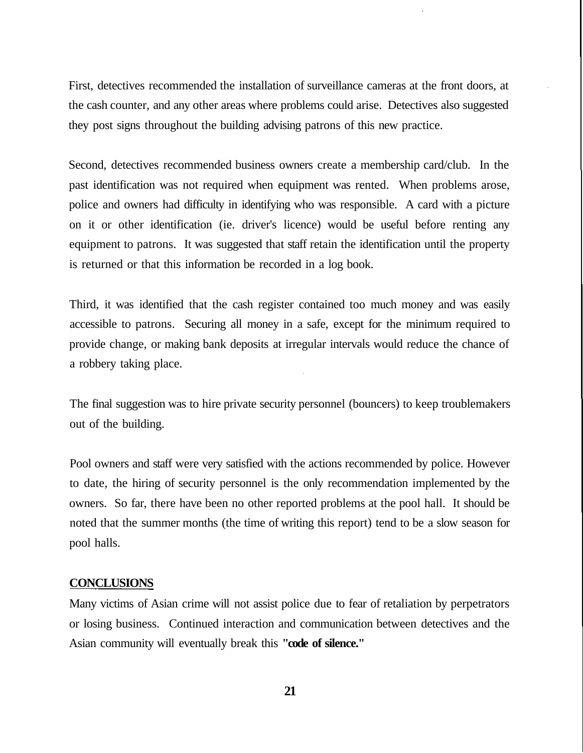First, detectives recommended the installation of surveillance cameras at the front doors, at the cash counter, and any other areas where problems could arise. Detectives also suggested they post signs throughout the building advising patrons of this new practice.

Second, detectives recommended business owners create a membership card/club. In the past identification was not required when equipment was rented. When problems arose, police and owners had difficulty in identifying who was responsible. A card with a picture on it or other identification (ie. driver's licence) would be useful before renting any equipment to patrons. It was suggested that staff retain the identification until the property is returned or that this information be recorded in a log book.

Third, it was identified that the cash register contained too much money and was easily accessible to patrons. Securing all money in a safe, except for the minimum required to provide change, or making bank deposits at irregular intervals would reduce the chance of a robbery taking place.

The final suggestion was to hire private security personnel (bouncers) to keep troublemakers out of the building.

Pool owners and staff were very satisfied with the actions recommended by police. However to date, the hiring of security personnel is the only recommendation implemented by the owners. So far, there have been no other reported problems at the pool hall. It should be noted that the summer months (the time of writing this report) tend to be a slow season for pool halls.

## CONCLUSIONS

Many victims of Asian crime will not assist police due to fear of retaliation by perpetrators or losing business. Continued interaction and communication between detectives and the Asian community will eventually break this **"code of silence."**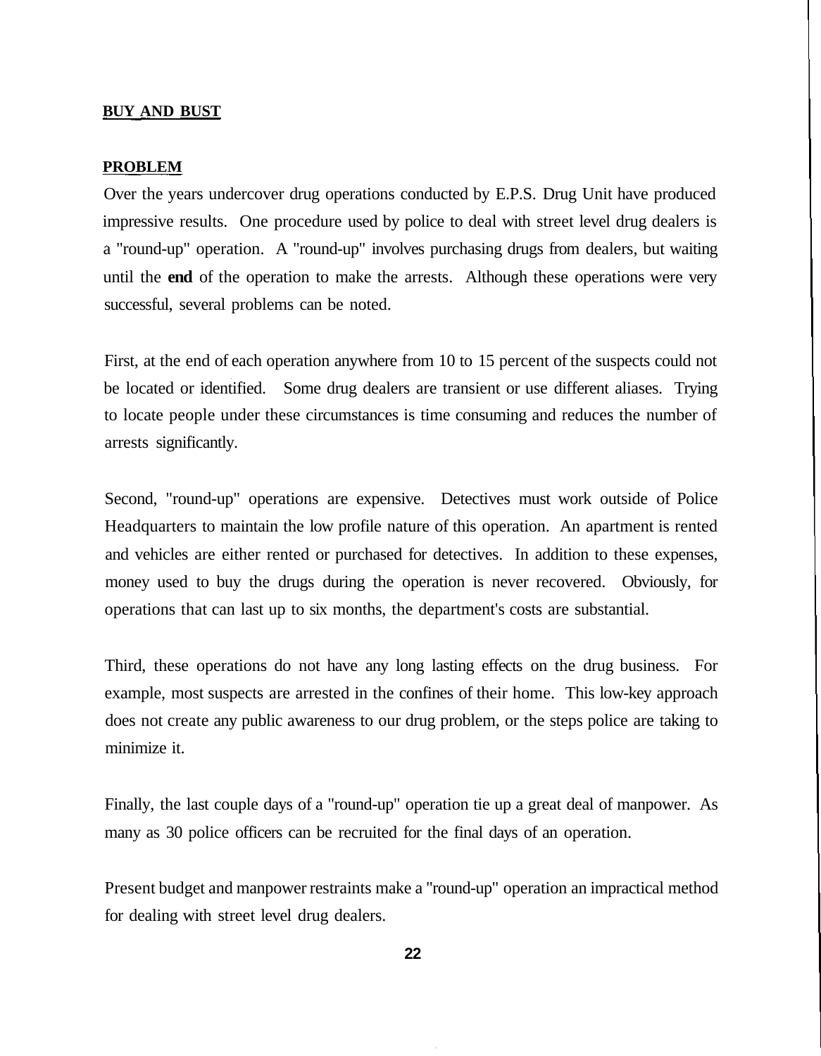## BUY AND BUST

### PROBLEM

Over the years undercover drug operations conducted by E.P.S. Drug Unit have produced impressive results. One procedure used by police to deal with street level drug dealers is a "round-up" operation. A "round-up" involves purchasing drugs from dealers, but waiting until the **end** of the operation to make the arrests. Although these operations were very successful, several problems can be noted.

First, at the end of each operation anywhere from 10 to 15 percent of the suspects could not be located or identified. Some drug dealers are transient or use different aliases. Trying to locate people under these circumstances is time consuming and reduces the number of arrests significantly.

Second, "round-up" operations are expensive. Detectives must work outside of Police Headquarters to maintain the low profile nature of this operation. An apartment is rented and vehicles are either rented or purchased for detectives. In addition to these expenses, money used to buy the drugs during the operation is never recovered. Obviously, for operations that can last up to six months, the department's costs are substantial.

Third, these operations do not have any long lasting effects on the drug business. For example, most suspects are arrested in the confines of their home. This low-key approach does not create any public awareness to our drug problem, or the steps police are taking to minimize it.

Finally, the last couple days of a "round-up" operation tie up a great deal of manpower. As many as 30 police officers can be recruited for the final days of an operation.

Present budget and manpower restraints make a "round-up" operation an impractical method for dealing with street level drug dealers.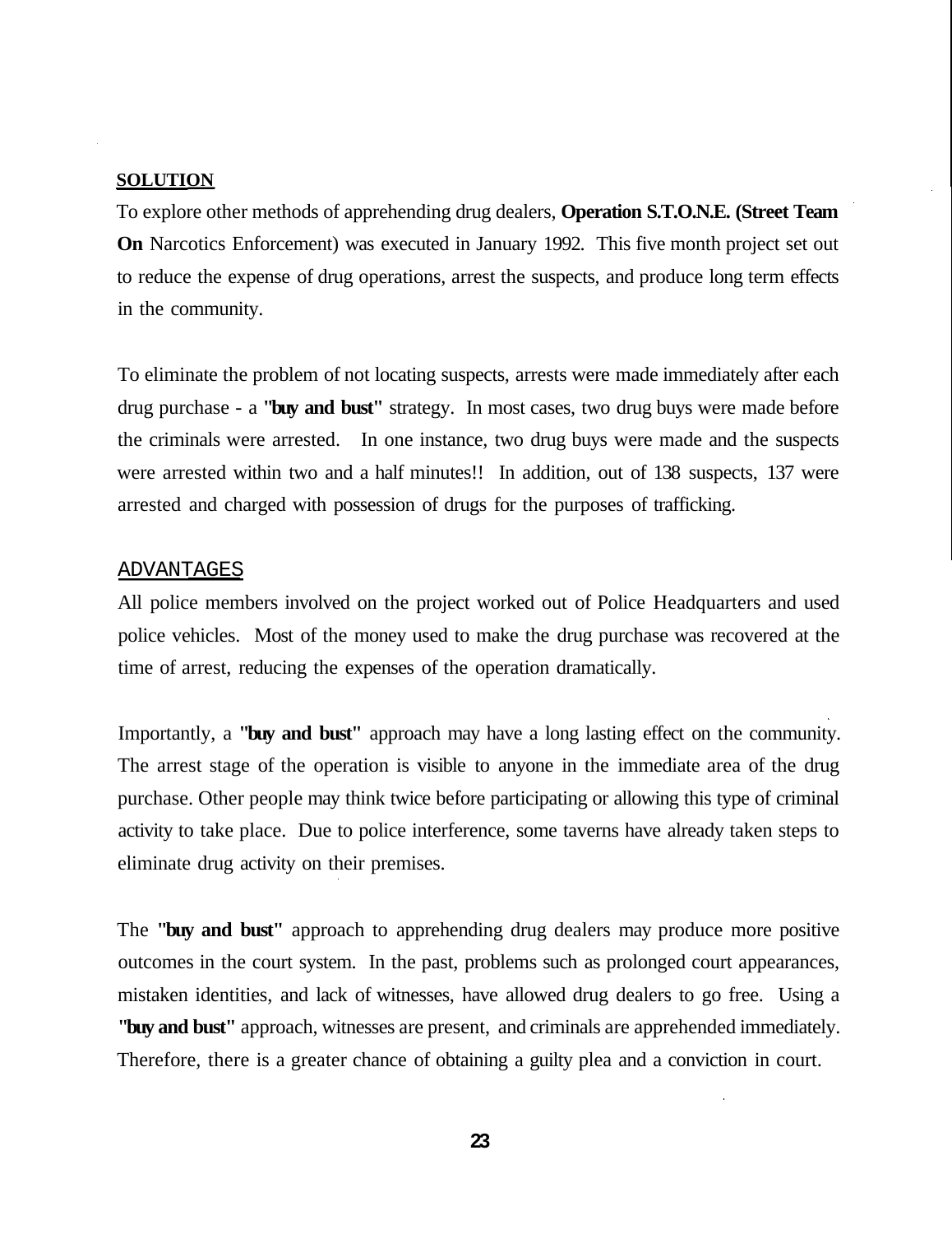## SOLUTION

To explore other methods of apprehending drug dealers, **Operation S.T.O.N.E. (Street Team On** Narcotics Enforcement) was executed in January 1992. This five month project set out to reduce the expense of drug operations, arrest the suspects, and produce long term effects in the community.

To eliminate the problem of not locating suspects, arrests were made immediately after each drug purchase - a **"buy and bust"** strategy. In most cases, two drug buys were made before the criminals were arrested. In one instance, two drug buys were made and the suspects were arrested within two and a half minutes!! In addition, out of 138 suspects, 137 were arrested and charged with possession of drugs for the purposes of trafficking.

## ADVANTAGES

All police members involved on the project worked out of Police Headquarters and used police vehicles. Most of the money used to make the drug purchase was recovered at the time of arrest, reducing the expenses of the operation dramatically.

Importantly, a **"buy and bust"** approach may have a long lasting effect on the community. The arrest stage of the operation is visible to anyone in the immediate area of the drug purchase. Other people may think twice before participating or allowing this type of criminal activity to take place. Due to police interference, some taverns have already taken steps to eliminate drug activity on their premises.

The **"buy and bust"** approach to apprehending drug dealers may produce more positive outcomes in the court system. In the past, problems such as prolonged court appearances, mistaken identities, and lack of witnesses, have allowed drug dealers to go free. Using a **"buy and bust"** approach, witnesses are present, and criminals are apprehended immediately. Therefore, there is a greater chance of obtaining a guilty plea and a conviction in court.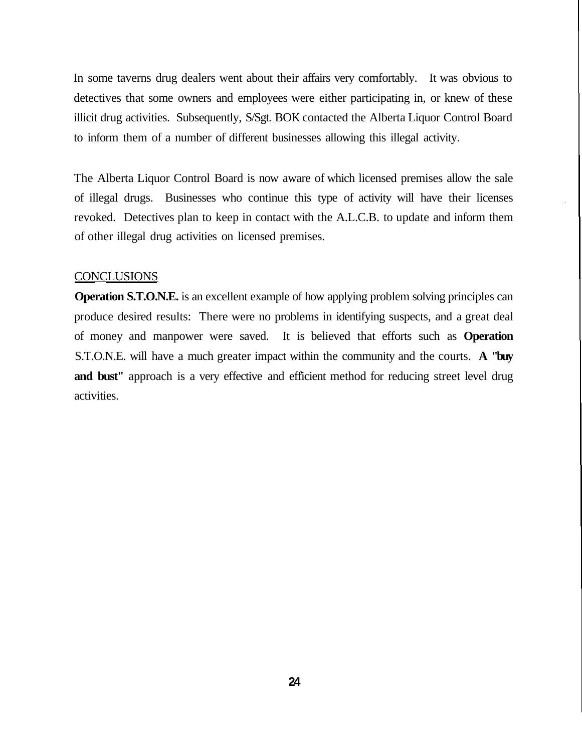In some taverns drug dealers went about their affairs very comfortably. It was obvious to detectives that some owners and employees were either participating in, or knew of these illicit drug activities. Subsequently, S/Sgt. BOK contacted the Alberta Liquor Control Board to inform them of a number of different businesses allowing this illegal activity.

The Alberta Liquor Control Board is now aware of which licensed premises allow the sale of illegal drugs. Businesses who continue this type of activity will have their licenses revoked. Detectives plan to keep in contact with the A.L.C.B. to update and inform them of other illegal drug activities on licensed premises.

## CONCLUSIONS

**Operation S.T.O.N.E.** is an excellent example of how applying problem solving principles can produce desired results: There were no problems in identifying suspects, and a great deal of money and manpower were saved. It is believed that efforts such as **Operation** S.T.O.N.E. will have a much greater impact within the community and the courts. **A "buy and bust"** approach is a very effective and efficient method for reducing street level drug activities.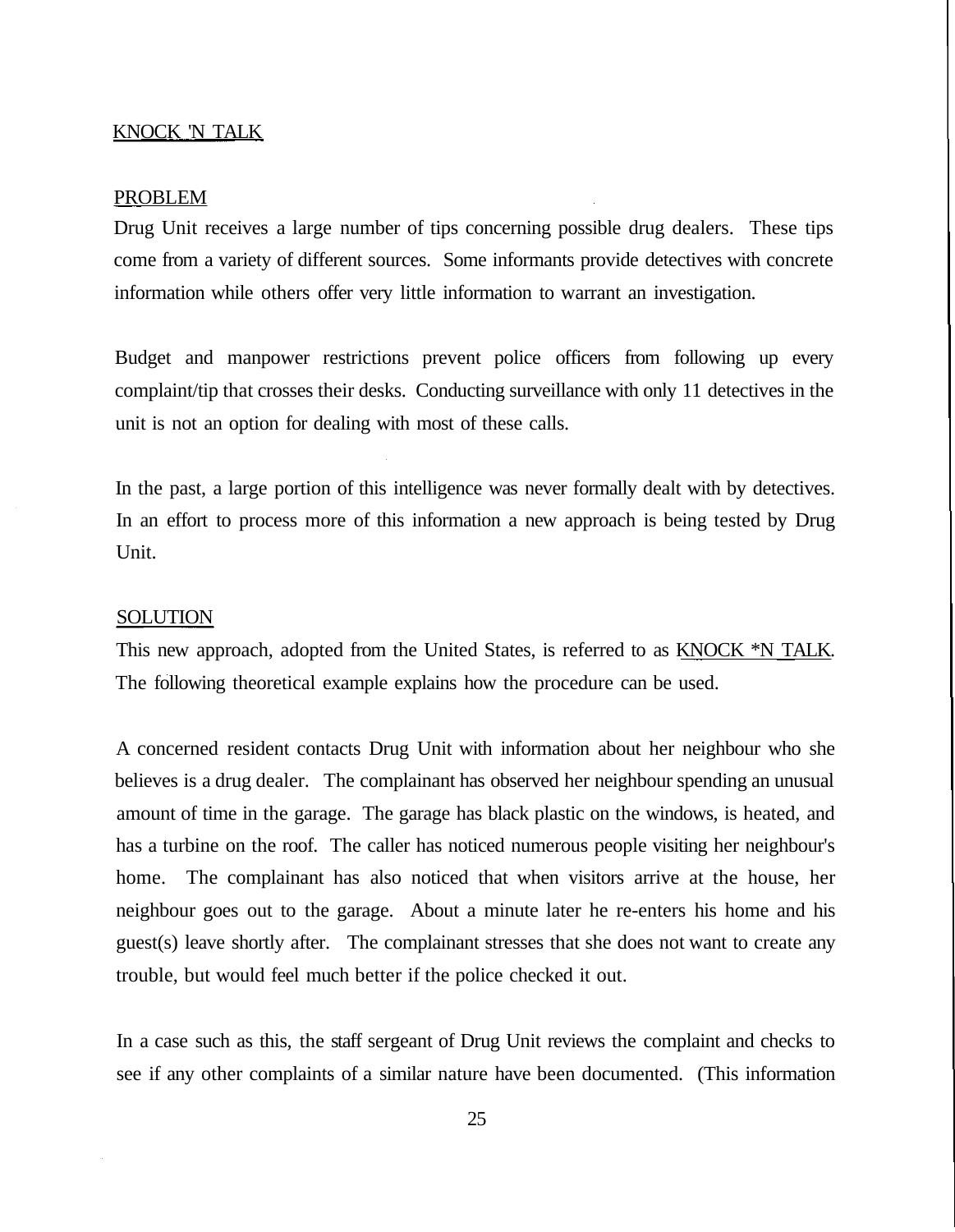## KNOCK 'N TALK

### PROBLEM

Drug Unit receives a large number of tips concerning possible drug dealers. These tips come from a variety of different sources. Some informants provide detectives with concrete information while others offer very little information to warrant an investigation.

Budget and manpower restrictions prevent police officers from following up every complaint/tip that crosses their desks. Conducting surveillance with only 11 detectives in the unit is not an option for dealing with most of these calls.

In the past, a large portion of this intelligence was never formally dealt with by detectives. In an effort to process more of this information a new approach is being tested by Drug Unit.

### SOLUTION

This new approach, adopted from the United States, is referred to as KNOCK *N TALK. The following theoretical example explains how the procedure can be used.

A concerned resident contacts Drug Unit with information about her neighbour who she believes is a drug dealer. The complainant has observed her neighbour spending an unusual amount of time in the garage. The garage has black plastic on the windows, is heated, and has a turbine on the roof. The caller has noticed numerous people visiting her neighbour's home. The complainant has also noticed that when visitors arrive at the house, her neighbour goes out to the garage. About a minute later he re-enters his home and his guest(s) leave shortly after. The complainant stresses that she does not want to create any trouble, but would feel much better if the police checked it out.

In a case such as this, the staff sergeant of Drug Unit reviews the complaint and checks to see if any other complaints of a similar nature have been documented. (This information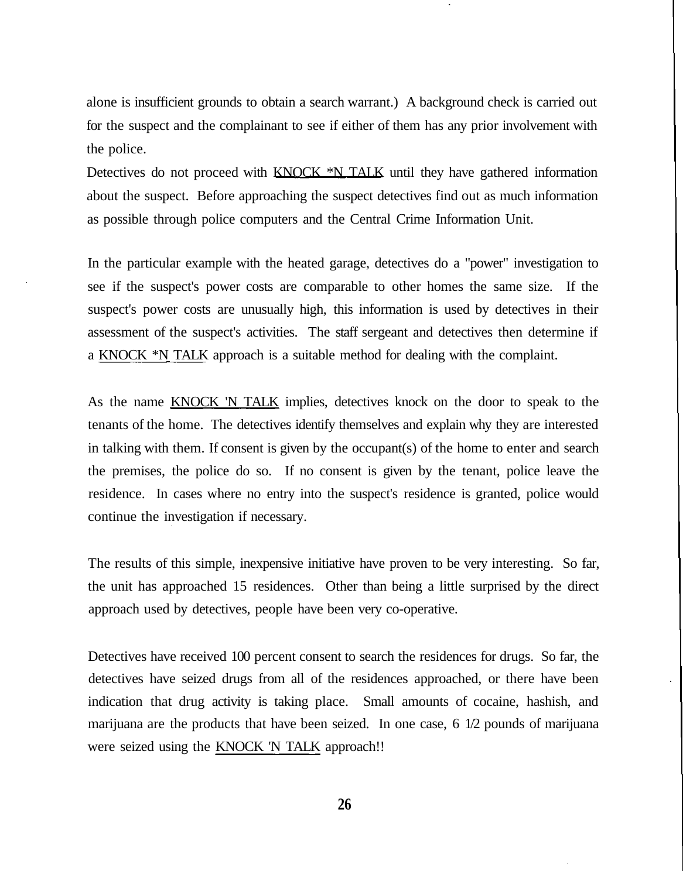alone is insufficient grounds to obtain a search warrant.) A background check is carried out for the suspect and the complainant to see if either of them has any prior involvement with the police.

Detectives do not proceed with KNOCK *N TALK until they have gathered information about the suspect. Before approaching the suspect detectives find out as much information as possible through police computers and the Central Crime Information Unit.

In the particular example with the heated garage, detectives do a "power" investigation to see if the suspect's power costs are comparable to other homes the same size. If the suspect's power costs are unusually high, this information is used by detectives in their assessment of the suspect's activities. The staff sergeant and detectives then determine if a KNOCK *N TALK approach is a suitable method for dealing with the complaint.

As the name KNOCK 'N TALK implies, detectives knock on the door to speak to the tenants of the home. The detectives identify themselves and explain why they are interested in talking with them. If consent is given by the occupant(s) of the home to enter and search the premises, the police do so. If no consent is given by the tenant, police leave the residence. In cases where no entry into the suspect's residence is granted, police would continue the investigation if necessary.

The results of this simple, inexpensive initiative have proven to be very interesting. So far, the unit has approached 15 residences. Other than being a little surprised by the direct approach used by detectives, people have been very co-operative.

Detectives have received 100 percent consent to search the residences for drugs. So far, the detectives have seized drugs from all of the residences approached, or there have been indication that drug activity is taking place. Small amounts of cocaine, hashish, and marijuana are the products that have been seized. In one case, 6 1/2 pounds of marijuana were seized using the KNOCK 'N TALK approach!!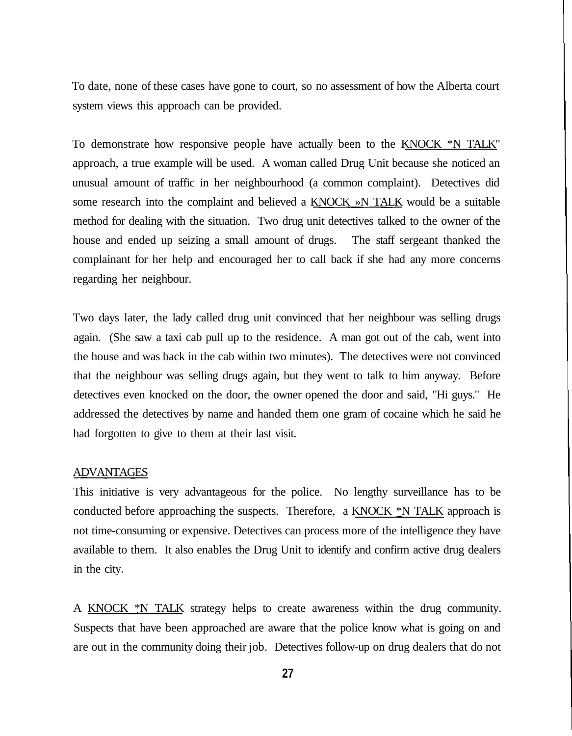To date, none of these cases have gone to court, so no assessment of how the Alberta court system views this approach can be provided.

To demonstrate how responsive people have actually been to the KNOCK *N TALK" approach, a true example will be used. A woman called Drug Unit because she noticed an unusual amount of traffic in her neighbourhood (a common complaint). Detectives did some research into the complaint and believed a KNOCK »N TALK would be a suitable method for dealing with the situation. Two drug unit detectives talked to the owner of the house and ended up seizing a small amount of drugs. The staff sergeant thanked the complainant for her help and encouraged her to call back if she had any more concerns regarding her neighbour.

Two days later, the lady called drug unit convinced that her neighbour was selling drugs again. (She saw a taxi cab pull up to the residence. A man got out of the cab, went into the house and was back in the cab within two minutes). The detectives were not convinced that the neighbour was selling drugs again, but they went to talk to him anyway. Before detectives even knocked on the door, the owner opened the door and said, "Hi guys." He addressed the detectives by name and handed them one gram of cocaine which he said he had forgotten to give to them at their last visit.

ADVANTAGES

This initiative is very advantageous for the police. No lengthy surveillance has to be conducted before approaching the suspects. Therefore, a KNOCK *N TALK approach is not time-consuming or expensive. Detectives can process more of the intelligence they have available to them. It also enables the Drug Unit to identify and confirm active drug dealers in the city.

A KNOCK *N TALK strategy helps to create awareness within the drug community. Suspects that have been approached are aware that the police know what is going on and are out in the community doing their job. Detectives follow-up on drug dealers that do not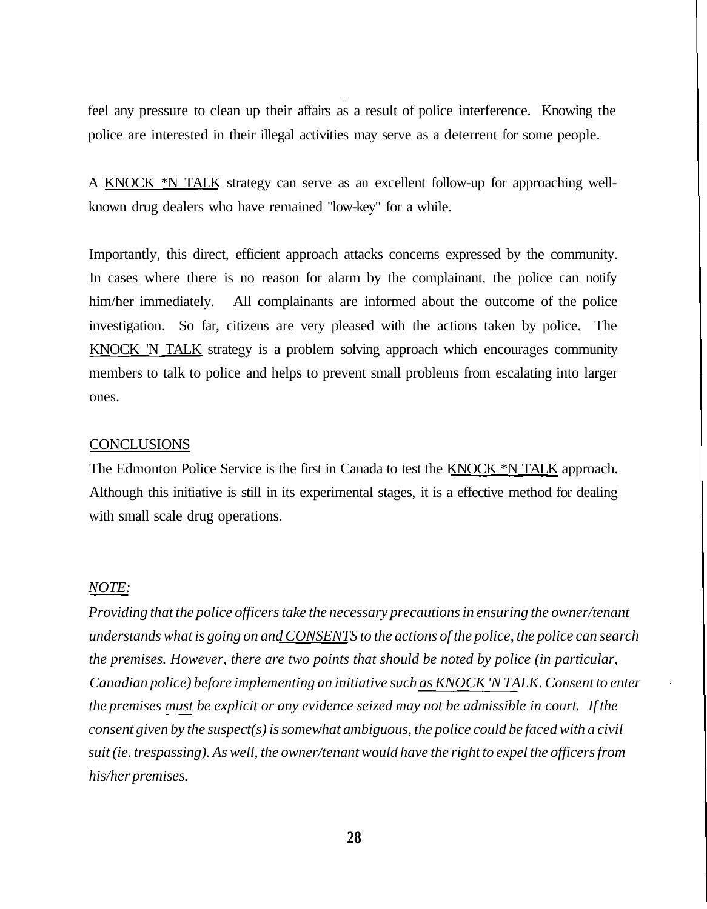feel any pressure to clean up their affairs as a result of police interference. Knowing the police are interested in their illegal activities may serve as a deterrent for some people.

A KNOCK *N TALK strategy can serve as an excellent follow-up for approaching well-known drug dealers who have remained "low-key" for a while.

Importantly, this direct, efficient approach attacks concerns expressed by the community. In cases where there is no reason for alarm by the complainant, the police can notify him/her immediately. All complainants are informed about the outcome of the police investigation. So far, citizens are very pleased with the actions taken by police. The KNOCK 'N TALK strategy is a problem solving approach which encourages community members to talk to police and helps to prevent small problems from escalating into larger ones.

## CONCLUSIONS

The Edmonton Police Service is the first in Canada to test the KNOCK *N TALK approach. Although this initiative is still in its experimental stages, it is a effective method for dealing with small scale drug operations.

*NOTE:*

*Providing that the police officers take the necessary precautions in ensuring the owner/tenant understands what is going on and CONSENTS to the actions of the police, the police can search the premises. However, there are two points that should be noted by police (in particular, Canadian police) before implementing an initiative such as KNOCK 'N TALK. Consent to enter the premises must be explicit or any evidence seized may not be admissible in court. If the consent given by the suspect(s) is somewhat ambiguous, the police could be faced with a civil suit (ie. trespassing). As well, the owner/tenant would have the right to expel the officers from his/her premises.*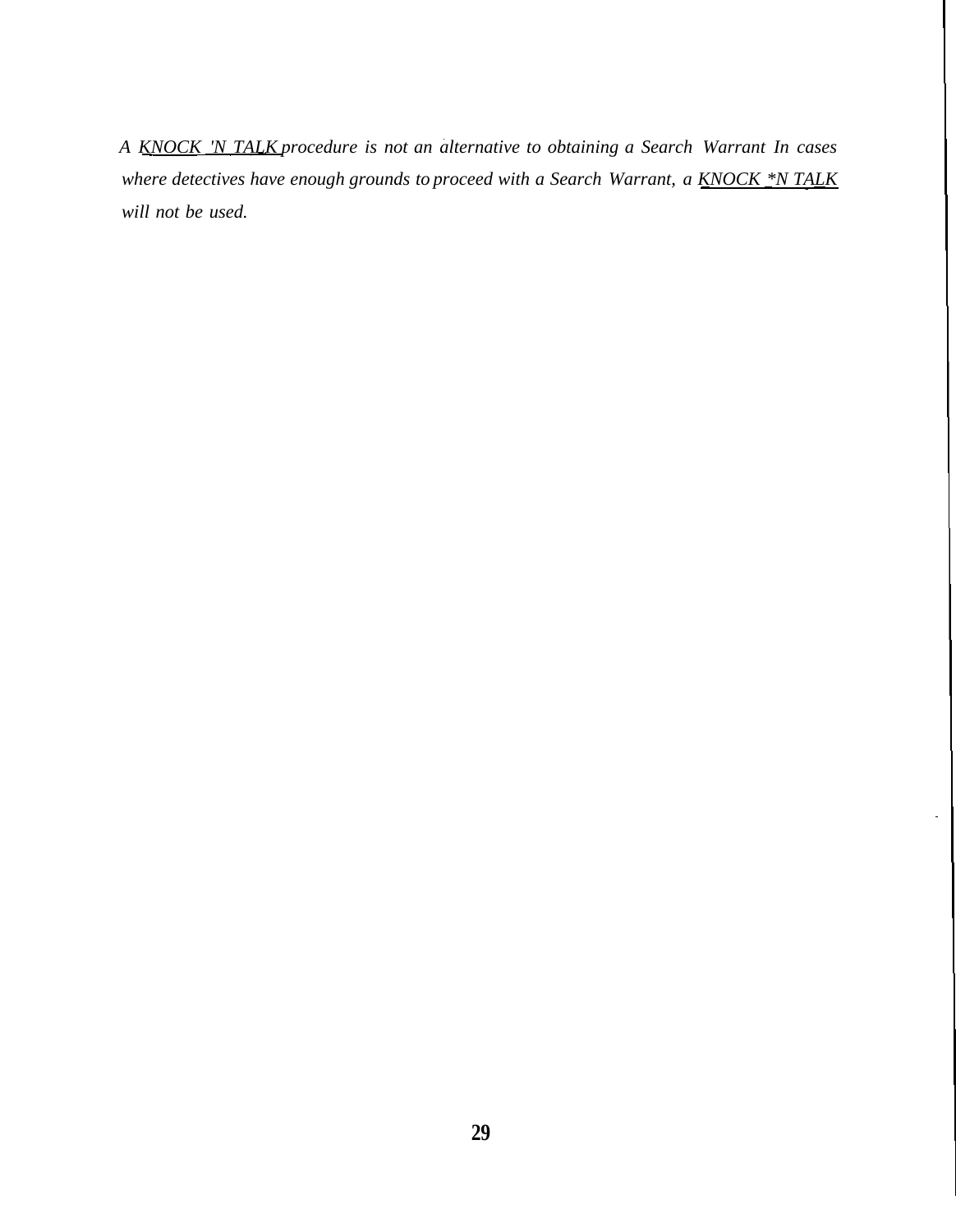*A <u>KNOCK 'N TALK</u> procedure is not an alternative to obtaining a Search Warrant In cases where detectives have enough grounds to proceed with a Search Warrant, a <u>KNOCK *N TALK</u> will not be used.*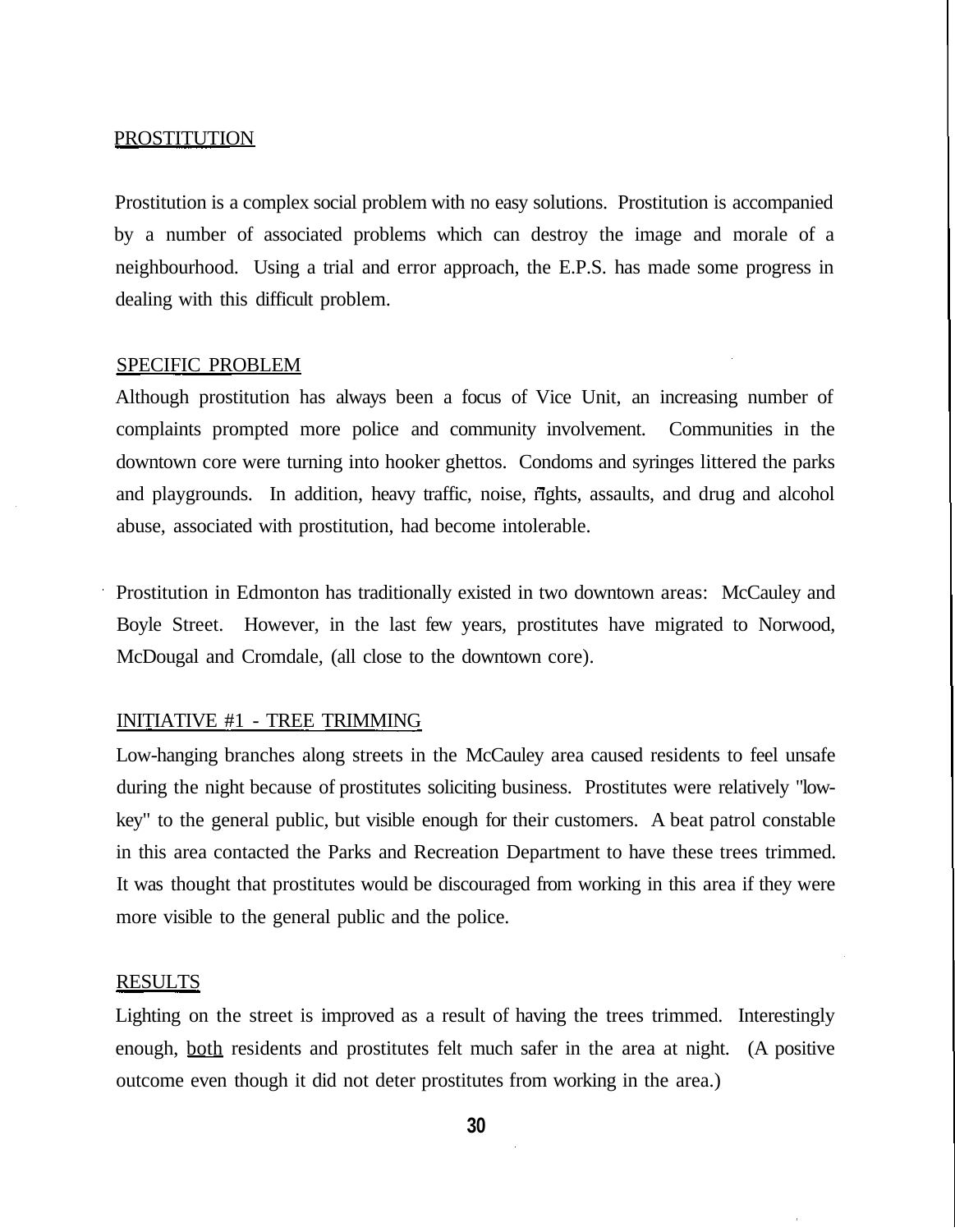## PROSTITUTION

Prostitution is a complex social problem with no easy solutions. Prostitution is accompanied by a number of associated problems which can destroy the image and morale of a neighbourhood. Using a trial and error approach, the E.P.S. has made some progress in dealing with this difficult problem.

### SPECIFIC PROBLEM

Although prostitution has always been a focus of Vice Unit, an increasing number of complaints prompted more police and community involvement. Communities in the downtown core were turning into hooker ghettos. Condoms and syringes littered the parks and playgrounds. In addition, heavy traffic, noise, fights, assaults, and drug and alcohol abuse, associated with prostitution, had become intolerable.

Prostitution in Edmonton has traditionally existed in two downtown areas: McCauley and Boyle Street. However, in the last few years, prostitutes have migrated to Norwood, McDougal and Cromdale, (all close to the downtown core).

### INITIATIVE #1 - TREE TRIMMING

Low-hanging branches along streets in the McCauley area caused residents to feel unsafe during the night because of prostitutes soliciting business. Prostitutes were relatively "low-key" to the general public, but visible enough for their customers. A beat patrol constable in this area contacted the Parks and Recreation Department to have these trees trimmed. It was thought that prostitutes would be discouraged from working in this area if they were more visible to the general public and the police.

### RESULTS

Lighting on the street is improved as a result of having the trees trimmed. Interestingly enough, <u>both</u> residents and prostitutes felt much safer in the area at night. (A positive outcome even though it did not deter prostitutes from working in the area.)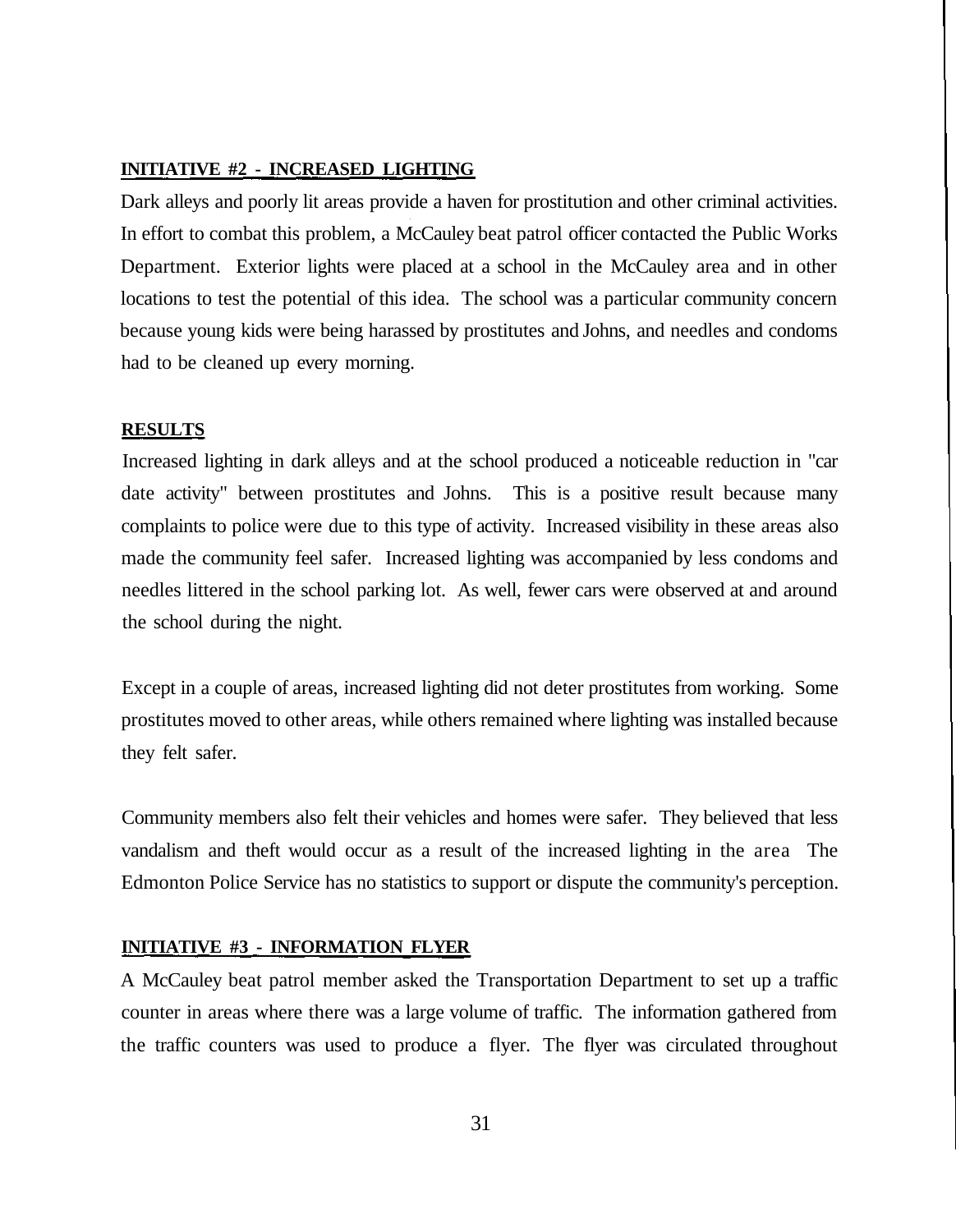**INITIATIVE #2 - INCREASED LIGHTING**

Dark alleys and poorly lit areas provide a haven for prostitution and other criminal activities. In effort to combat this problem, a McCauley beat patrol officer contacted the Public Works Department. Exterior lights were placed at a school in the McCauley area and in other locations to test the potential of this idea. The school was a particular community concern because young kids were being harassed by prostitutes and Johns, and needles and condoms had to be cleaned up every morning.

**RESULTS**

Increased lighting in dark alleys and at the school produced a noticeable reduction in "car date activity" between prostitutes and Johns. This is a positive result because many complaints to police were due to this type of activity. Increased visibility in these areas also made the community feel safer. Increased lighting was accompanied by less condoms and needles littered in the school parking lot. As well, fewer cars were observed at and around the school during the night.

Except in a couple of areas, increased lighting did not deter prostitutes from working. Some prostitutes moved to other areas, while others remained where lighting was installed because they felt safer.

Community members also felt their vehicles and homes were safer. They believed that less vandalism and theft would occur as a result of the increased lighting in the area The Edmonton Police Service has no statistics to support or dispute the community's perception.

**INITIATIVE #3 - INFORMATION FLYER**

A McCauley beat patrol member asked the Transportation Department to set up a traffic counter in areas where there was a large volume of traffic. The information gathered from the traffic counters was used to produce a flyer. The flyer was circulated throughout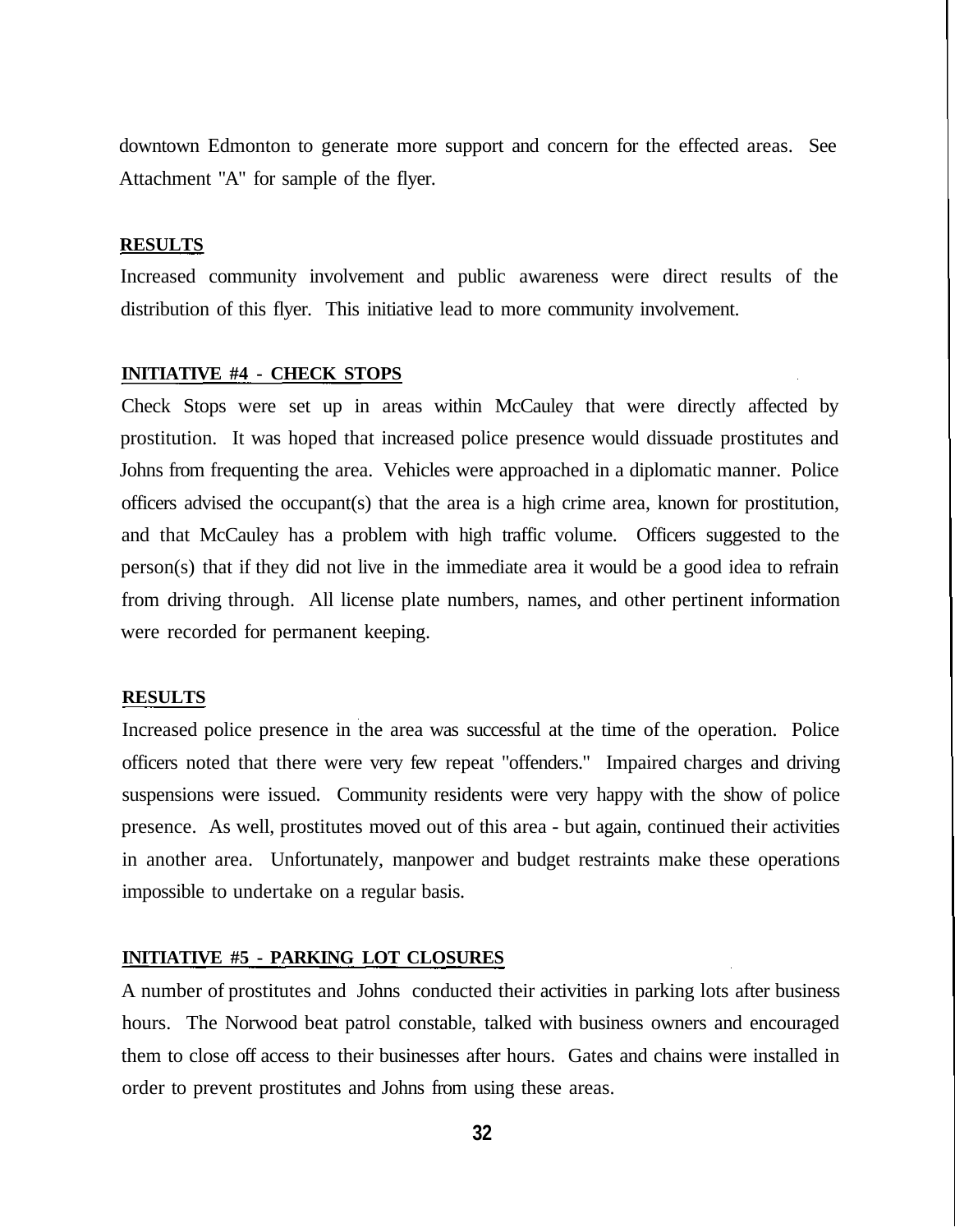downtown Edmonton to generate more support and concern for the effected areas. See Attachment "A" for sample of the flyer.

**RESULTS**

Increased community involvement and public awareness were direct results of the distribution of this flyer. This initiative lead to more community involvement.

**INITIATIVE #4 - CHECK STOPS**

Check Stops were set up in areas within McCauley that were directly affected by prostitution. It was hoped that increased police presence would dissuade prostitutes and Johns from frequenting the area. Vehicles were approached in a diplomatic manner. Police officers advised the occupant(s) that the area is a high crime area, known for prostitution, and that McCauley has a problem with high traffic volume. Officers suggested to the person(s) that if they did not live in the immediate area it would be a good idea to refrain from driving through. All license plate numbers, names, and other pertinent information were recorded for permanent keeping.

**RESULTS**

Increased police presence in the area was successful at the time of the operation. Police officers noted that there were very few repeat "offenders." Impaired charges and driving suspensions were issued. Community residents were very happy with the show of police presence. As well, prostitutes moved out of this area - but again, continued their activities in another area. Unfortunately, manpower and budget restraints make these operations impossible to undertake on a regular basis.

**INITIATIVE #5 - PARKING LOT CLOSURES**

A number of prostitutes and Johns conducted their activities in parking lots after business hours. The Norwood beat patrol constable, talked with business owners and encouraged them to close off access to their businesses after hours. Gates and chains were installed in order to prevent prostitutes and Johns from using these areas.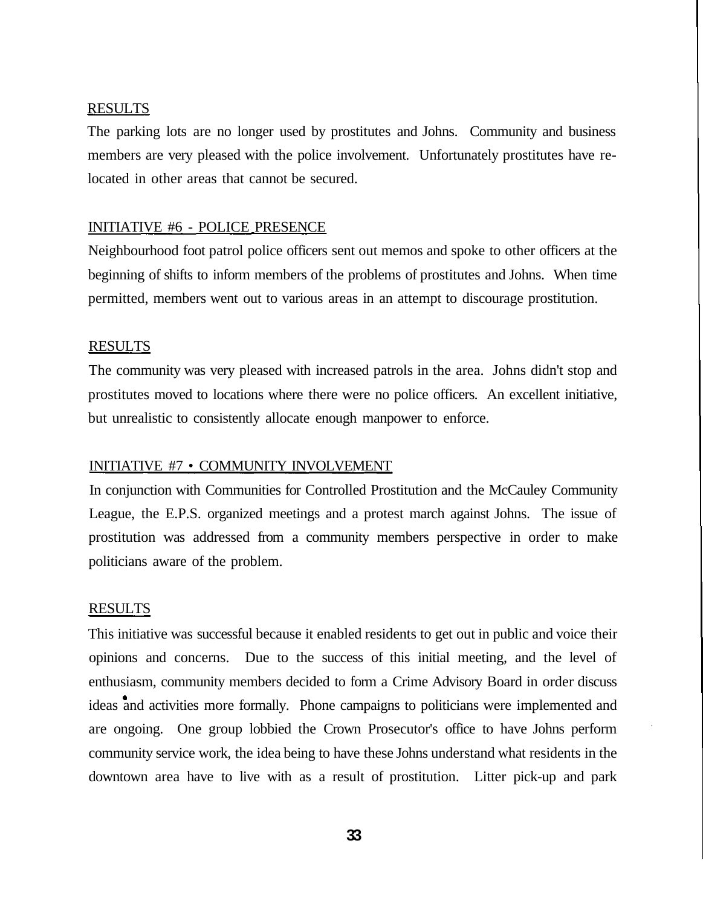RESULTS

The parking lots are no longer used by prostitutes and Johns. Community and business members are very pleased with the police involvement. Unfortunately prostitutes have re-located in other areas that cannot be secured.

INITIATIVE #6 - POLICE PRESENCE

Neighbourhood foot patrol police officers sent out memos and spoke to other officers at the beginning of shifts to inform members of the problems of prostitutes and Johns. When time permitted, members went out to various areas in an attempt to discourage prostitution.

RESULTS

The community was very pleased with increased patrols in the area. Johns didn't stop and prostitutes moved to locations where there were no police officers. An excellent initiative, but unrealistic to consistently allocate enough manpower to enforce.

INITIATIVE #7 • COMMUNITY INVOLVEMENT

In conjunction with Communities for Controlled Prostitution and the McCauley Community League, the E.P.S. organized meetings and a protest march against Johns. The issue of prostitution was addressed from a community members perspective in order to make politicians aware of the problem.

RESULTS

This initiative was successful because it enabled residents to get out in public and voice their opinions and concerns. Due to the success of this initial meeting, and the level of enthusiasm, community members decided to form a Crime Advisory Board in order discuss ideas and activities more formally. Phone campaigns to politicians were implemented and are ongoing. One group lobbied the Crown Prosecutor's office to have Johns perform community service work, the idea being to have these Johns understand what residents in the downtown area have to live with as a result of prostitution. Litter pick-up and park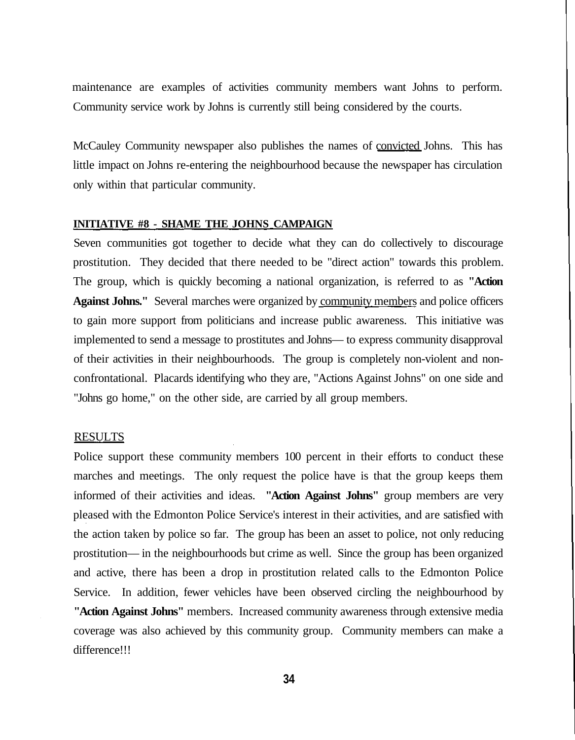maintenance are examples of activities community members want Johns to perform. Community service work by Johns is currently still being considered by the courts.

McCauley Community newspaper also publishes the names of convicted Johns. This has little impact on Johns re-entering the neighbourhood because the newspaper has circulation only within that particular community.

**INITIATIVE #8 - SHAME THE JOHNS CAMPAIGN**

Seven communities got together to decide what they can do collectively to discourage prostitution. They decided that there needed to be "direct action" towards this problem. The group, which is quickly becoming a national organization, is referred to as **"Action Against Johns."** Several marches were organized by community members and police officers to gain more support from politicians and increase public awareness. This initiative was implemented to send a message to prostitutes and Johns— to express community disapproval of their activities in their neighbourhoods. The group is completely non-violent and non-confrontational. Placards identifying who they are, "Actions Against Johns" on one side and "Johns go home," on the other side, are carried by all group members.

RESULTS

Police support these community members 100 percent in their efforts to conduct these marches and meetings. The only request the police have is that the group keeps them informed of their activities and ideas. **"Action Against Johns"** group members are very pleased with the Edmonton Police Service's interest in their activities, and are satisfied with the action taken by police so far. The group has been an asset to police, not only reducing prostitution— in the neighbourhoods but crime as well. Since the group has been organized and active, there has been a drop in prostitution related calls to the Edmonton Police Service. In addition, fewer vehicles have been observed circling the neighbourhood by **"Action Against Johns"** members. Increased community awareness through extensive media coverage was also achieved by this community group. Community members can make a difference!!!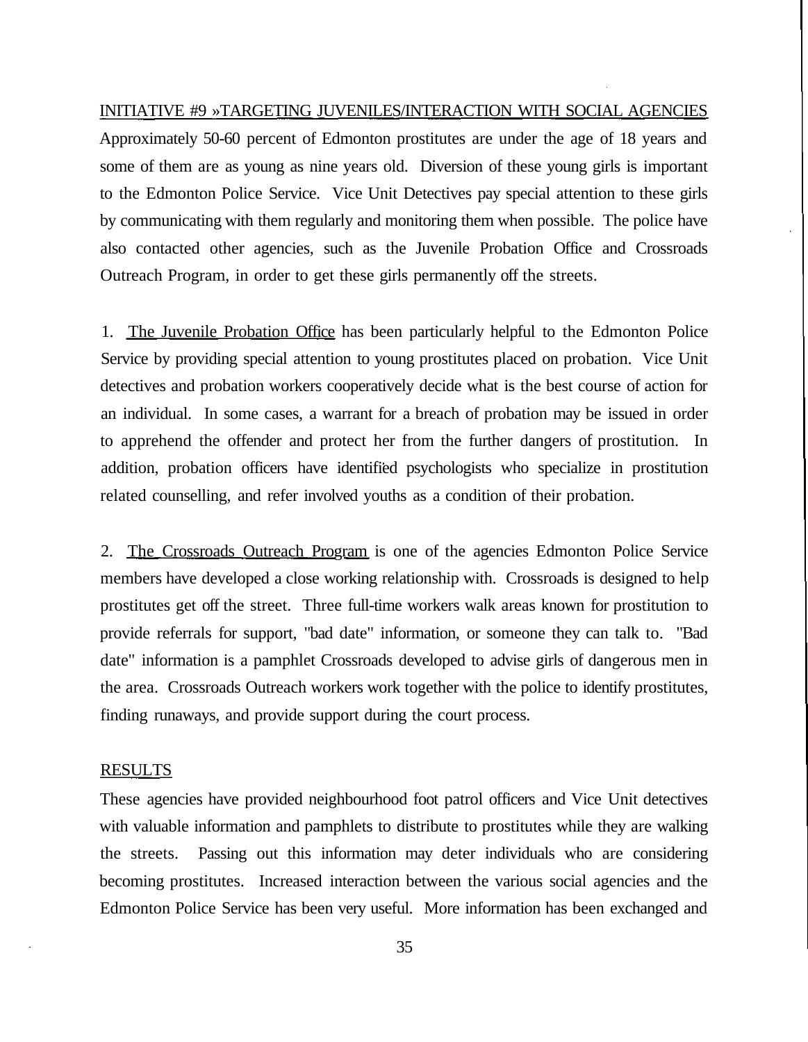INITIATIVE #9 »TARGETING JUVENILES/INTERACTION WITH SOCIAL AGENCIES

Approximately 50-60 percent of Edmonton prostitutes are under the age of 18 years and some of them are as young as nine years old. Diversion of these young girls is important to the Edmonton Police Service. Vice Unit Detectives pay special attention to these girls by communicating with them regularly and monitoring them when possible. The police have also contacted other agencies, such as the Juvenile Probation Office and Crossroads Outreach Program, in order to get these girls permanently off the streets.

1. The Juvenile Probation Office has been particularly helpful to the Edmonton Police Service by providing special attention to young prostitutes placed on probation. Vice Unit detectives and probation workers cooperatively decide what is the best course of action for an individual. In some cases, a warrant for a breach of probation may be issued in order to apprehend the offender and protect her from the further dangers of prostitution. In addition, probation officers have identified psychologists who specialize in prostitution related counselling, and refer involved youths as a condition of their probation.

2. The Crossroads Outreach Program is one of the agencies Edmonton Police Service members have developed a close working relationship with. Crossroads is designed to help prostitutes get off the street. Three full-time workers walk areas known for prostitution to provide referrals for support, "bad date" information, or someone they can talk to. "Bad date" information is a pamphlet Crossroads developed to advise girls of dangerous men in the area. Crossroads Outreach workers work together with the police to identify prostitutes, finding runaways, and provide support during the court process.

RESULTS

These agencies have provided neighbourhood foot patrol officers and Vice Unit detectives with valuable information and pamphlets to distribute to prostitutes while they are walking the streets. Passing out this information may deter individuals who are considering becoming prostitutes. Increased interaction between the various social agencies and the Edmonton Police Service has been very useful. More information has been exchanged and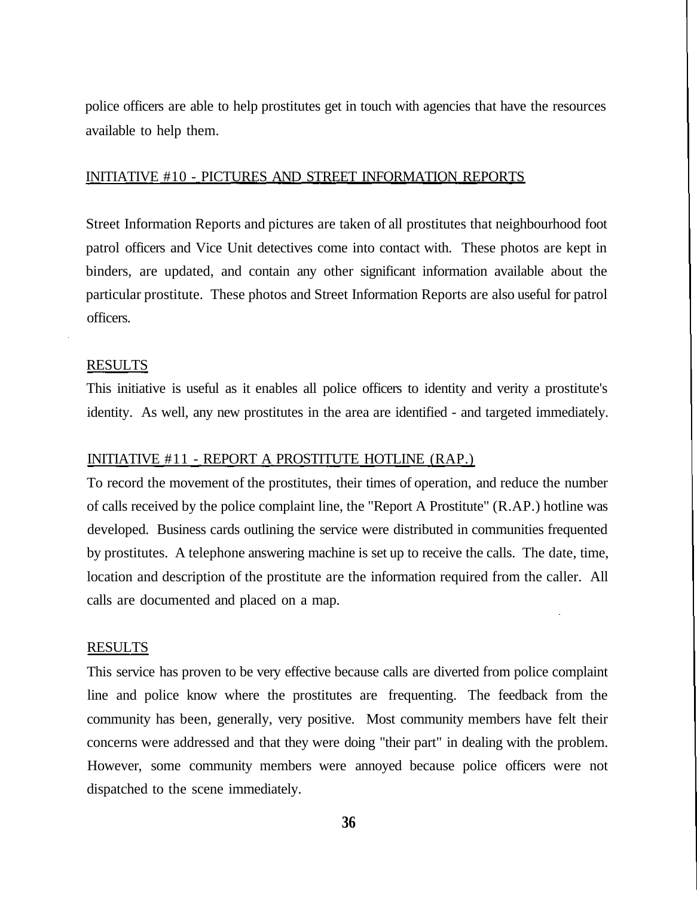police officers are able to help prostitutes get in touch with agencies that have the resources available to help them.

INITIATIVE #10 - PICTURES AND STREET INFORMATION REPORTS

Street Information Reports and pictures are taken of all prostitutes that neighbourhood foot patrol officers and Vice Unit detectives come into contact with. These photos are kept in binders, are updated, and contain any other significant information available about the particular prostitute. These photos and Street Information Reports are also useful for patrol officers.

RESULTS

This initiative is useful as it enables all police officers to identity and verity a prostitute's identity. As well, any new prostitutes in the area are identified - and targeted immediately.

INITIATIVE #11 - REPORT A PROSTITUTE HOTLINE (RAP.)

To record the movement of the prostitutes, their times of operation, and reduce the number of calls received by the police complaint line, the "Report A Prostitute" (R.AP.) hotline was developed. Business cards outlining the service were distributed in communities frequented by prostitutes. A telephone answering machine is set up to receive the calls. The date, time, location and description of the prostitute are the information required from the caller. All calls are documented and placed on a map.

RESULTS

This service has proven to be very effective because calls are diverted from police complaint line and police know where the prostitutes are frequenting. The feedback from the community has been, generally, very positive. Most community members have felt their concerns were addressed and that they were doing "their part" in dealing with the problem. However, some community members were annoyed because police officers were not dispatched to the scene immediately.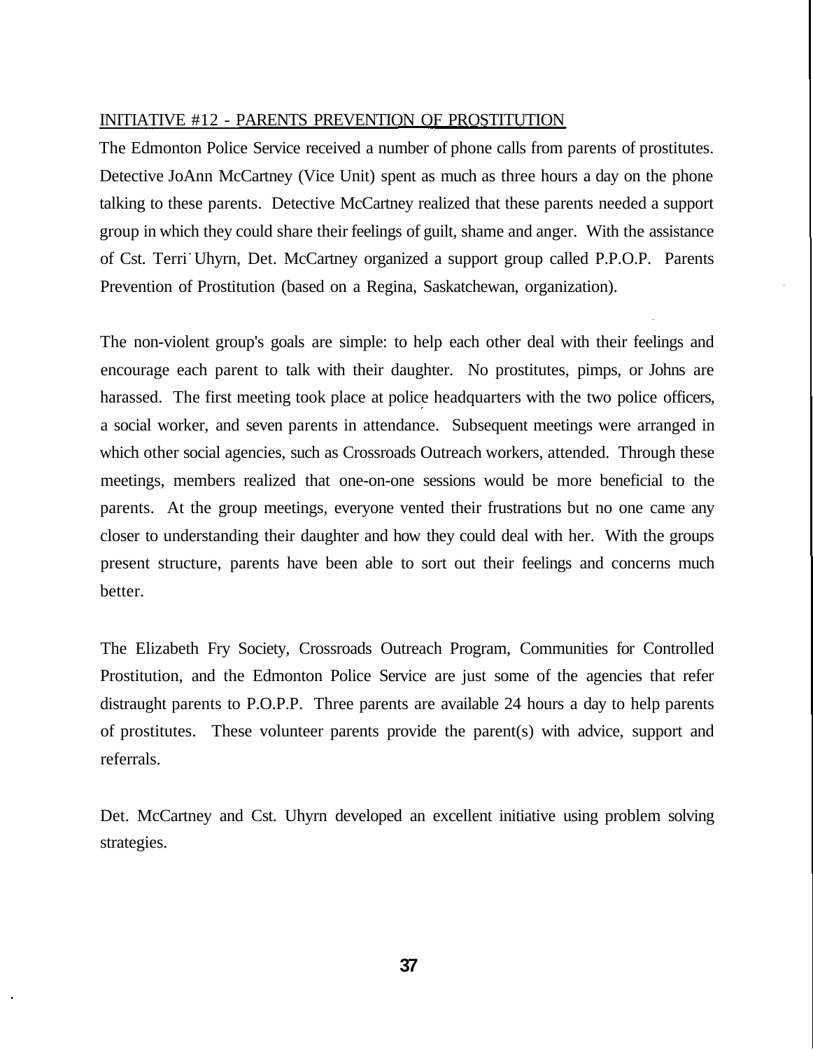## INITIATIVE #12 - PARENTS PREVENTION OF PROSTITUTION

The Edmonton Police Service received a number of phone calls from parents of prostitutes. Detective JoAnn McCartney (Vice Unit) spent as much as three hours a day on the phone talking to these parents. Detective McCartney realized that these parents needed a support group in which they could share their feelings of guilt, shame and anger. With the assistance of Cst. Terri Uhyrn, Det. McCartney organized a support group called P.P.O.P. Parents Prevention of Prostitution (based on a Regina, Saskatchewan, organization).

The non-violent group's goals are simple: to help each other deal with their feelings and encourage each parent to talk with their daughter. No prostitutes, pimps, or Johns are harassed. The first meeting took place at police headquarters with the two police officers, a social worker, and seven parents in attendance. Subsequent meetings were arranged in which other social agencies, such as Crossroads Outreach workers, attended. Through these meetings, members realized that one-on-one sessions would be more beneficial to the parents. At the group meetings, everyone vented their frustrations but no one came any closer to understanding their daughter and how they could deal with her. With the groups present structure, parents have been able to sort out their feelings and concerns much better.

The Elizabeth Fry Society, Crossroads Outreach Program, Communities for Controlled Prostitution, and the Edmonton Police Service are just some of the agencies that refer distraught parents to P.O.P.P. Three parents are available 24 hours a day to help parents of prostitutes. These volunteer parents provide the parent(s) with advice, support and referrals.

Det. McCartney and Cst. Uhyrn developed an excellent initiative using problem solving strategies.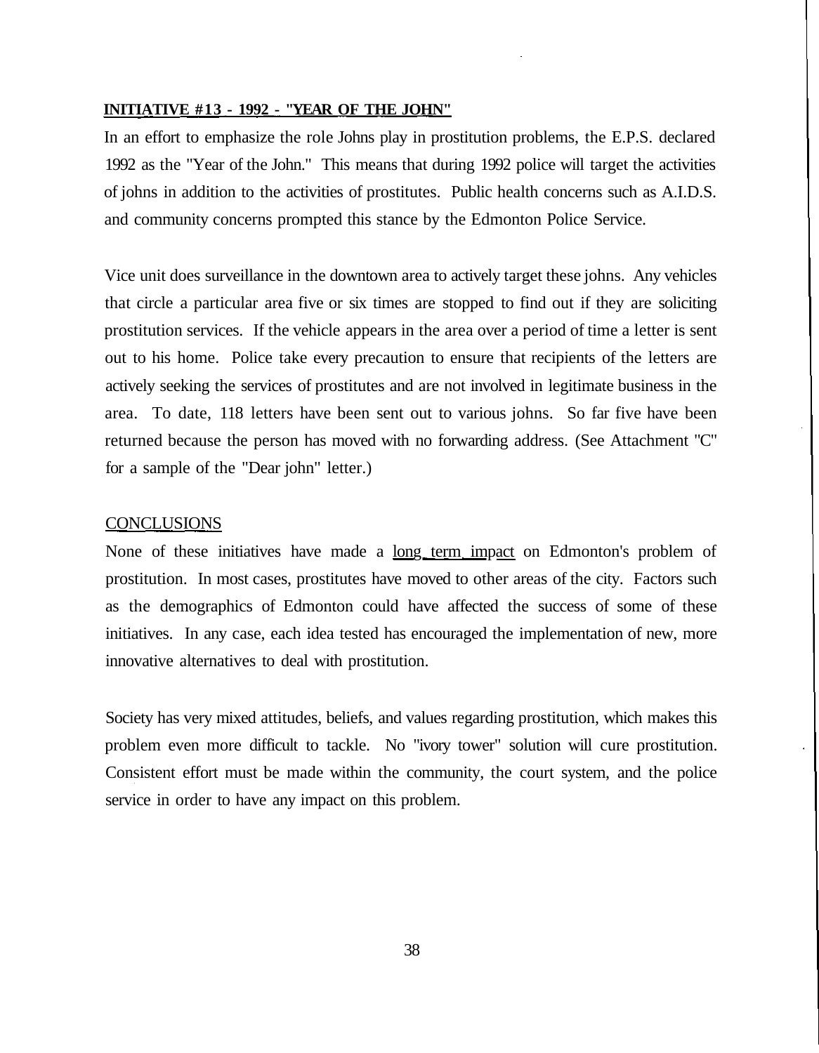**INITIATIVE #13 - 1992 - "YEAR OF THE JOHN"**

In an effort to emphasize the role Johns play in prostitution problems, the E.P.S. declared 1992 as the "Year of the John." This means that during 1992 police will target the activities of johns in addition to the activities of prostitutes. Public health concerns such as A.I.D.S. and community concerns prompted this stance by the Edmonton Police Service.

Vice unit does surveillance in the downtown area to actively target these johns. Any vehicles that circle a particular area five or six times are stopped to find out if they are soliciting prostitution services. If the vehicle appears in the area over a period of time a letter is sent out to his home. Police take every precaution to ensure that recipients of the letters are actively seeking the services of prostitutes and are not involved in legitimate business in the area. To date, 118 letters have been sent out to various johns. So far five have been returned because the person has moved with no forwarding address. (See Attachment "C" for a sample of the "Dear john" letter.)

CONCLUSIONS

None of these initiatives have made a long term impact on Edmonton's problem of prostitution. In most cases, prostitutes have moved to other areas of the city. Factors such as the demographics of Edmonton could have affected the success of some of these initiatives. In any case, each idea tested has encouraged the implementation of new, more innovative alternatives to deal with prostitution.

Society has very mixed attitudes, beliefs, and values regarding prostitution, which makes this problem even more difficult to tackle. No "ivory tower" solution will cure prostitution. Consistent effort must be made within the community, the court system, and the police service in order to have any impact on this problem.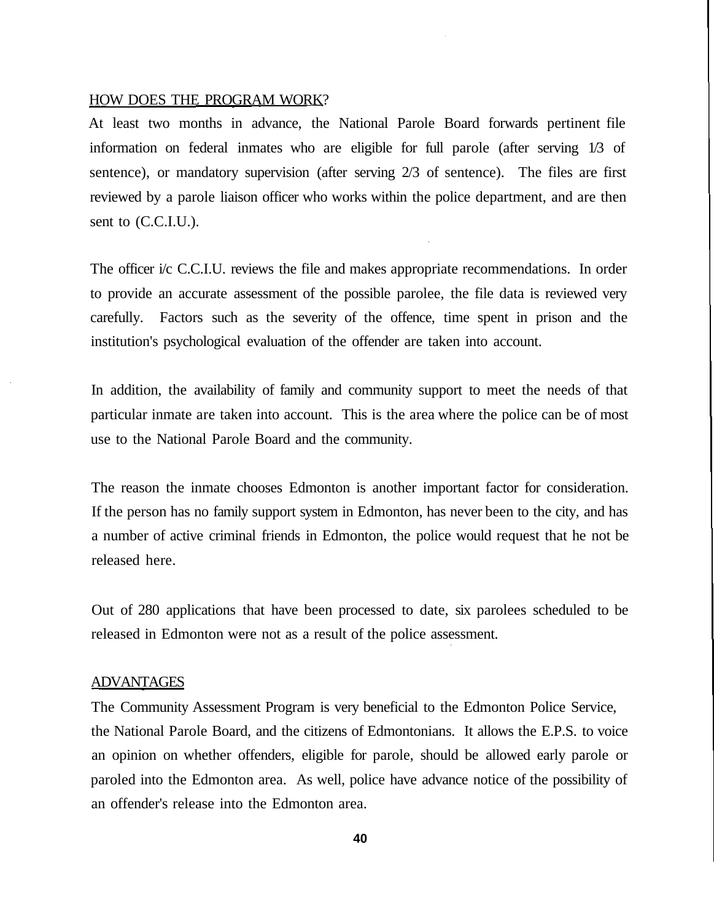HOW DOES THE PROGRAM WORK?

At least two months in advance, the National Parole Board forwards pertinent file information on federal inmates who are eligible for full parole (after serving 1/3 of sentence), or mandatory supervision (after serving 2/3 of sentence). The files are first reviewed by a parole liaison officer who works within the police department, and are then sent to (C.C.I.U.).

The officer i/c C.C.I.U. reviews the file and makes appropriate recommendations. In order to provide an accurate assessment of the possible parolee, the file data is reviewed very carefully. Factors such as the severity of the offence, time spent in prison and the institution's psychological evaluation of the offender are taken into account.

In addition, the availability of family and community support to meet the needs of that particular inmate are taken into account. This is the area where the police can be of most use to the National Parole Board and the community.

The reason the inmate chooses Edmonton is another important factor for consideration. If the person has no family support system in Edmonton, has never been to the city, and has a number of active criminal friends in Edmonton, the police would request that he not be released here.

Out of 280 applications that have been processed to date, six parolees scheduled to be released in Edmonton were not as a result of the police assessment.

ADVANTAGES

The Community Assessment Program is very beneficial to the Edmonton Police Service, the National Parole Board, and the citizens of Edmontonians. It allows the E.P.S. to voice an opinion on whether offenders, eligible for parole, should be allowed early parole or paroled into the Edmonton area. As well, police have advance notice of the possibility of an offender's release into the Edmonton area.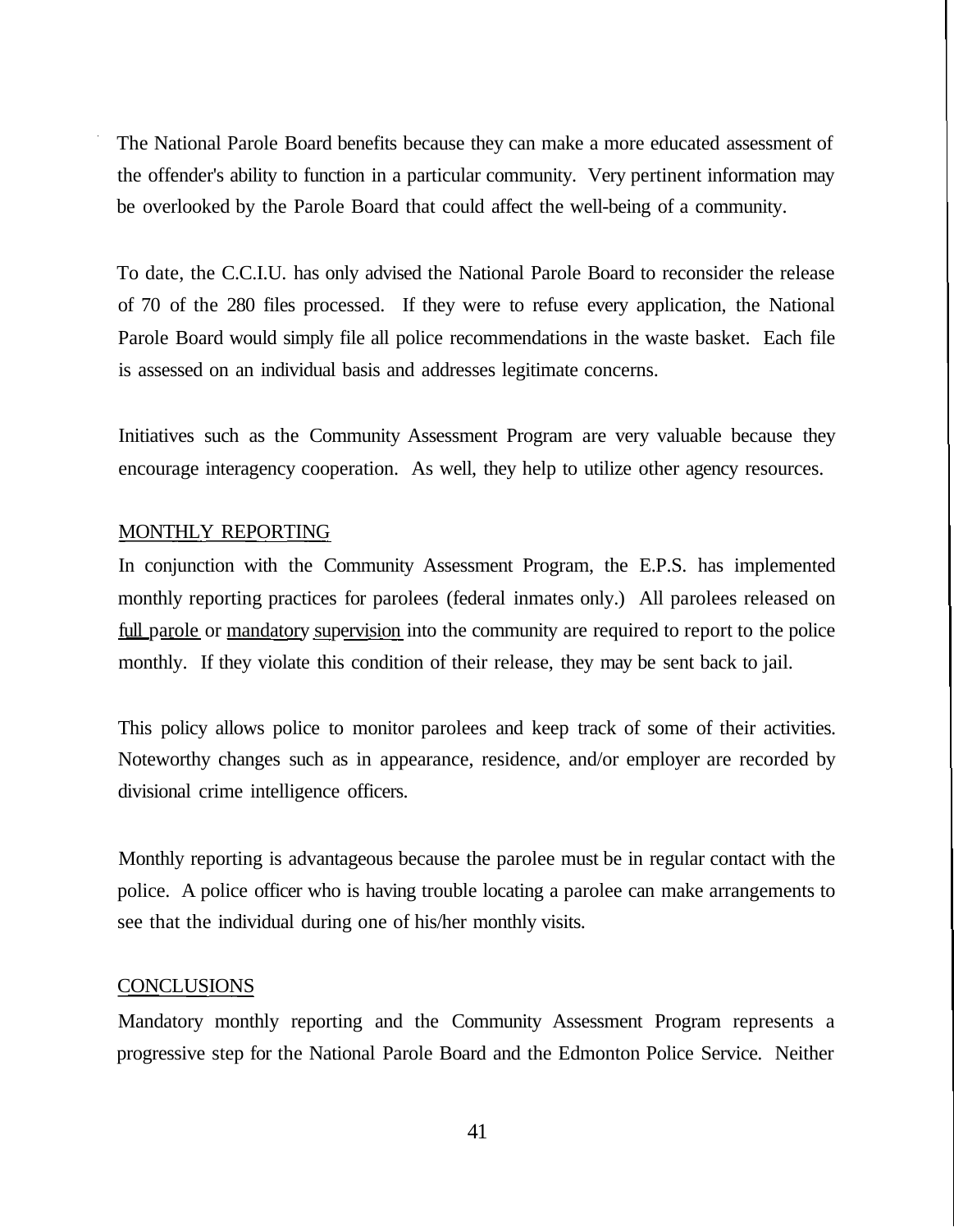The National Parole Board benefits because they can make a more educated assessment of the offender's ability to function in a particular community. Very pertinent information may be overlooked by the Parole Board that could affect the well-being of a community.

To date, the C.C.I.U. has only advised the National Parole Board to reconsider the release of 70 of the 280 files processed. If they were to refuse every application, the National Parole Board would simply file all police recommendations in the waste basket. Each file is assessed on an individual basis and addresses legitimate concerns.

Initiatives such as the Community Assessment Program are very valuable because they encourage interagency cooperation. As well, they help to utilize other agency resources.

## MONTHLY REPORTING

In conjunction with the Community Assessment Program, the E.P.S. has implemented monthly reporting practices for parolees (federal inmates only.) All parolees released on full parole or mandatory supervision into the community are required to report to the police monthly. If they violate this condition of their release, they may be sent back to jail.

This policy allows police to monitor parolees and keep track of some of their activities. Noteworthy changes such as in appearance, residence, and/or employer are recorded by divisional crime intelligence officers.

Monthly reporting is advantageous because the parolee must be in regular contact with the police. A police officer who is having trouble locating a parolee can make arrangements to see that the individual during one of his/her monthly visits.

## CONCLUSIONS

Mandatory monthly reporting and the Community Assessment Program represents a progressive step for the National Parole Board and the Edmonton Police Service. Neither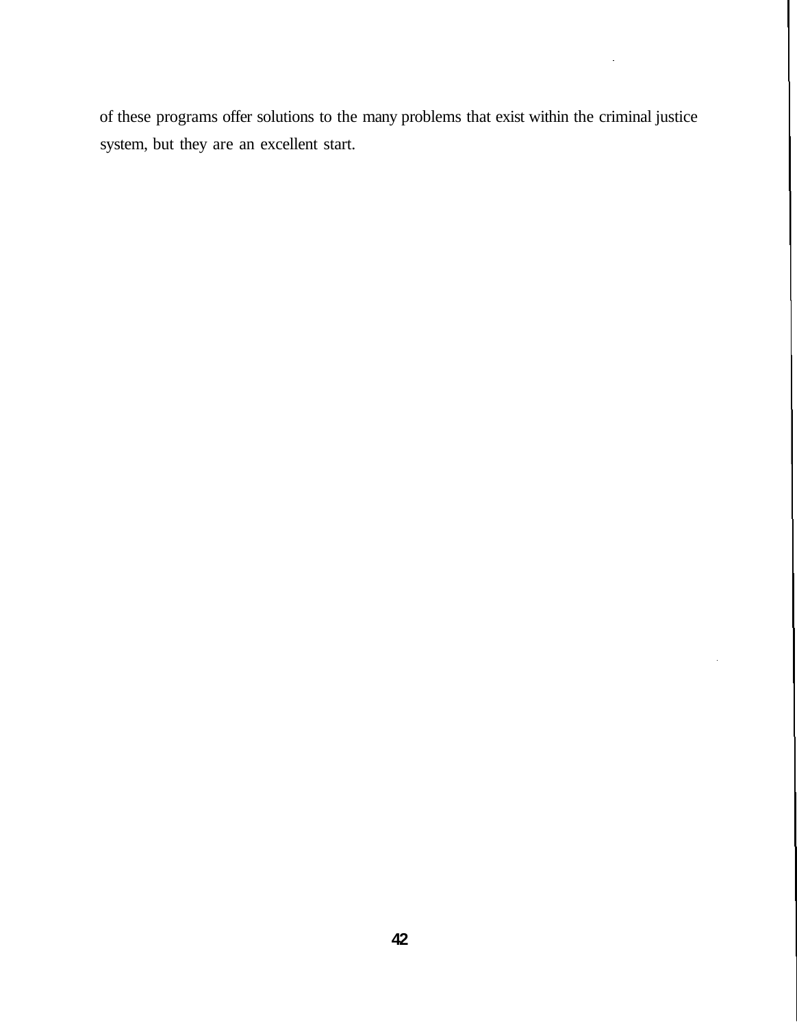of these programs offer solutions to the many problems that exist within the criminal justice system, but they are an excellent start.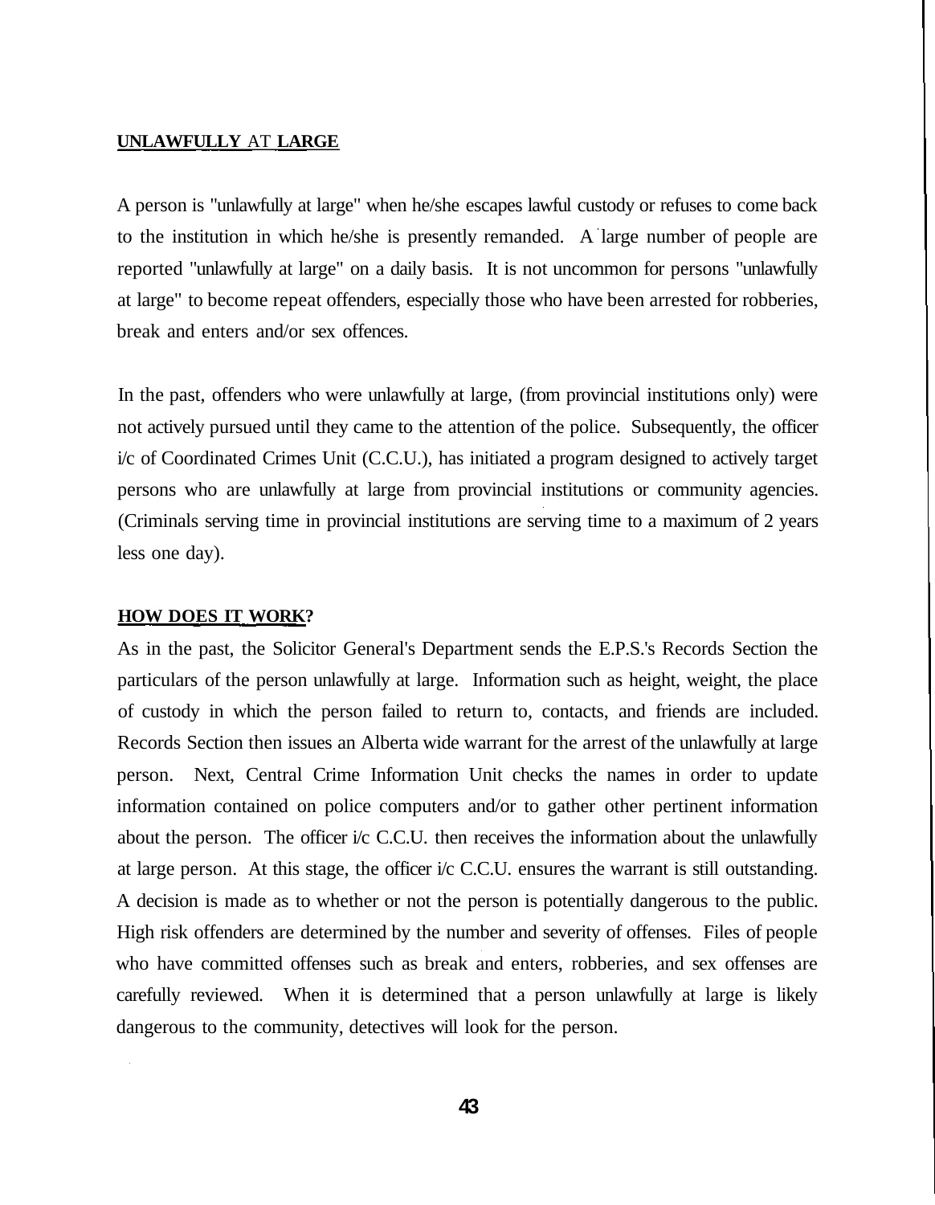## UNLAWFULLY AT LARGE

A person is "unlawfully at large" when he/she escapes lawful custody or refuses to come back to the institution in which he/she is presently remanded. A large number of people are reported "unlawfully at large" on a daily basis. It is not uncommon for persons "unlawfully at large" to become repeat offenders, especially those who have been arrested for robberies, break and enters and/or sex offences.

In the past, offenders who were unlawfully at large, (from provincial institutions only) were not actively pursued until they came to the attention of the police. Subsequently, the officer i/c of Coordinated Crimes Unit (C.C.U.), has initiated a program designed to actively target persons who are unlawfully at large from provincial institutions or community agencies. (Criminals serving time in provincial institutions are serving time to a maximum of 2 years less one day).

## HOW DOES IT WORK?

As in the past, the Solicitor General's Department sends the E.P.S.'s Records Section the particulars of the person unlawfully at large. Information such as height, weight, the place of custody in which the person failed to return to, contacts, and friends are included. Records Section then issues an Alberta wide warrant for the arrest of the unlawfully at large person. Next, Central Crime Information Unit checks the names in order to update information contained on police computers and/or to gather other pertinent information about the person. The officer i/c C.C.U. then receives the information about the unlawfully at large person. At this stage, the officer i/c C.C.U. ensures the warrant is still outstanding. A decision is made as to whether or not the person is potentially dangerous to the public. High risk offenders are determined by the number and severity of offenses. Files of people who have committed offenses such as break and enters, robberies, and sex offenses are carefully reviewed. When it is determined that a person unlawfully at large is likely dangerous to the community, detectives will look for the person.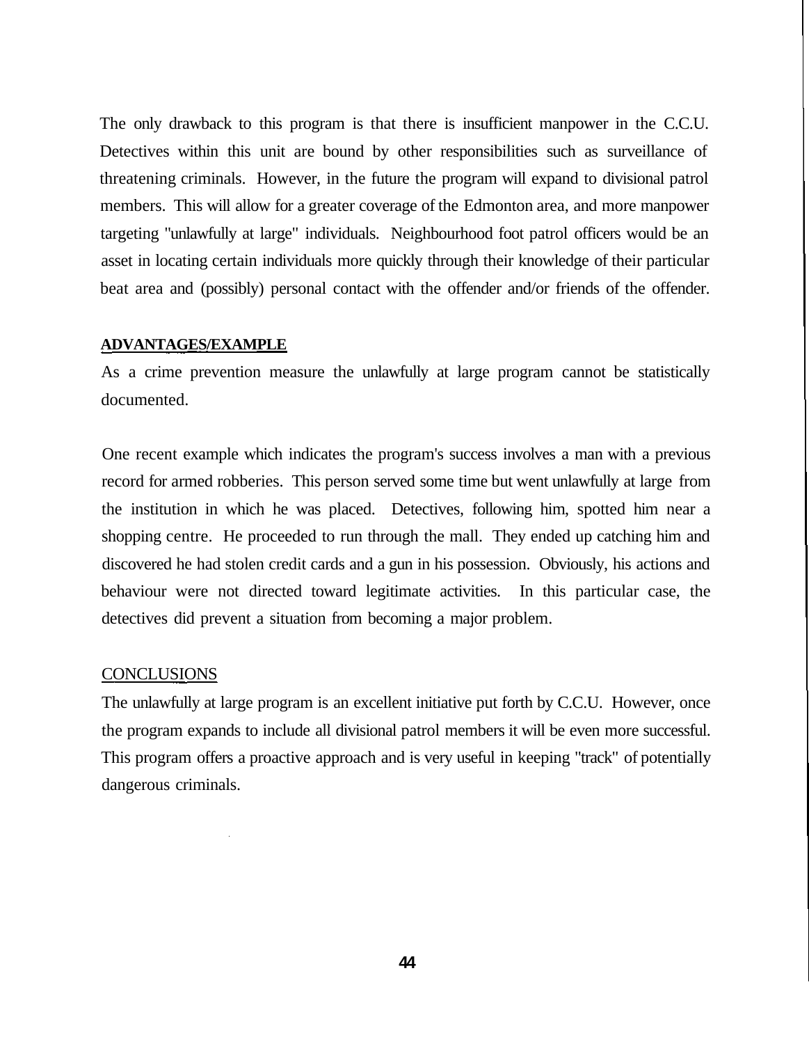The only drawback to this program is that there is insufficient manpower in the C.C.U. Detectives within this unit are bound by other responsibilities such as surveillance of threatening criminals. However, in the future the program will expand to divisional patrol members. This will allow for a greater coverage of the Edmonton area, and more manpower targeting "unlawfully at large" individuals. Neighbourhood foot patrol officers would be an asset in locating certain individuals more quickly through their knowledge of their particular beat area and (possibly) personal contact with the offender and/or friends of the offender.

**ADVANTAGES/EXAMPLE**

As a crime prevention measure the unlawfully at large program cannot be statistically documented.

One recent example which indicates the program's success involves a man with a previous record for armed robberies. This person served some time but went unlawfully at large from the institution in which he was placed. Detectives, following him, spotted him near a shopping centre. He proceeded to run through the mall. They ended up catching him and discovered he had stolen credit cards and a gun in his possession. Obviously, his actions and behaviour were not directed toward legitimate activities. In this particular case, the detectives did prevent a situation from becoming a major problem.

CONCLUSIONS

The unlawfully at large program is an excellent initiative put forth by C.C.U. However, once the program expands to include all divisional patrol members it will be even more successful. This program offers a proactive approach and is very useful in keeping "track" of potentially dangerous criminals.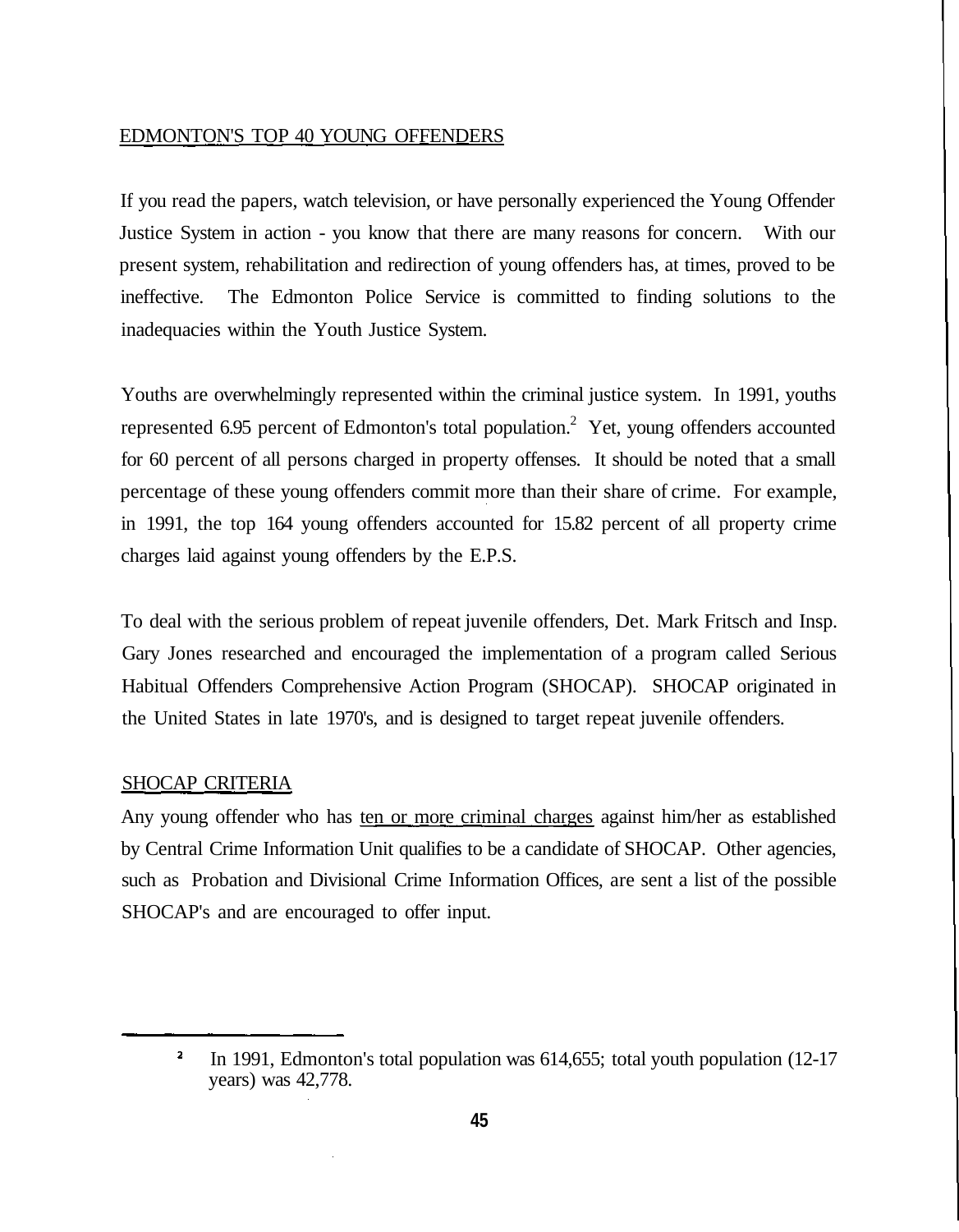## EDMONTON'S TOP 40 YOUNG OFFENDERS

If you read the papers, watch television, or have personally experienced the Young Offender Justice System in action - you know that there are many reasons for concern. With our present system, rehabilitation and redirection of young offenders has, at times, proved to be ineffective. The Edmonton Police Service is committed to finding solutions to the inadequacies within the Youth Justice System.

Youths are overwhelmingly represented within the criminal justice system. In 1991, youths represented 6.95 percent of Edmonton's total population.[2] Yet, young offenders accounted for 60 percent of all persons charged in property offenses. It should be noted that a small percentage of these young offenders commit more than their share of crime. For example, in 1991, the top 164 young offenders accounted for 15.82 percent of all property crime charges laid against young offenders by the E.P.S.

To deal with the serious problem of repeat juvenile offenders, Det. Mark Fritsch and Insp. Gary Jones researched and encouraged the implementation of a program called Serious Habitual Offenders Comprehensive Action Program (SHOCAP). SHOCAP originated in the United States in late 1970's, and is designed to target repeat juvenile offenders.

## SHOCAP CRITERIA

Any young offender who has <u>ten or more criminal charges</u> against him/her as established by Central Crime Information Unit qualifies to be a candidate of SHOCAP. Other agencies, such as Probation and Divisional Crime Information Offices, are sent a list of the possible SHOCAP's and are encouraged to offer input.

---

[2] In 1991, Edmonton's total population was 614,655; total youth population (12-17 years) was 42,778.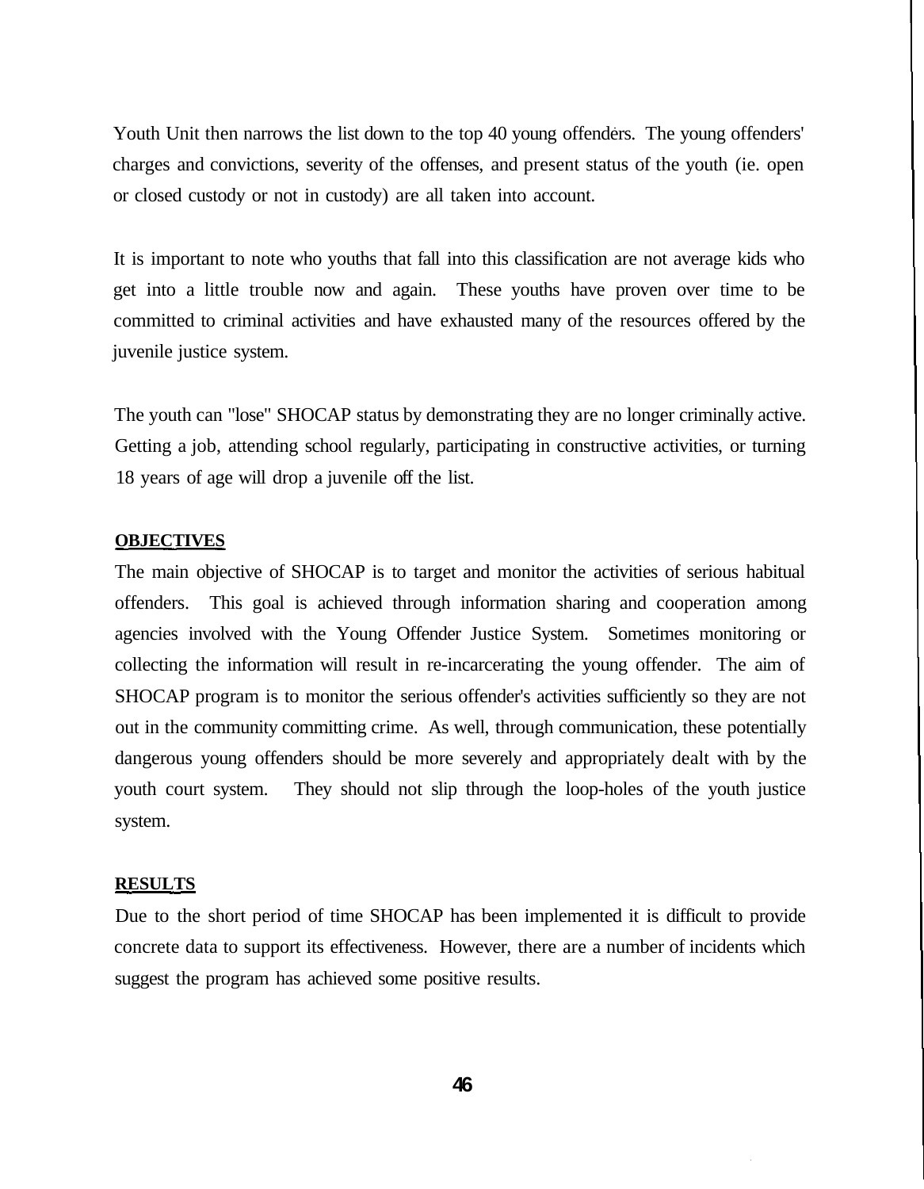Youth Unit then narrows the list down to the top 40 young offenders. The young offenders' charges and convictions, severity of the offenses, and present status of the youth (ie. open or closed custody or not in custody) are all taken into account.

It is important to note who youths that fall into this classification are not average kids who get into a little trouble now and again. These youths have proven over time to be committed to criminal activities and have exhausted many of the resources offered by the juvenile justice system.

The youth can "lose" SHOCAP status by demonstrating they are no longer criminally active. Getting a job, attending school regularly, participating in constructive activities, or turning 18 years of age will drop a juvenile off the list.

**OBJECTIVES**

The main objective of SHOCAP is to target and monitor the activities of serious habitual offenders. This goal is achieved through information sharing and cooperation among agencies involved with the Young Offender Justice System. Sometimes monitoring or collecting the information will result in re-incarcerating the young offender. The aim of SHOCAP program is to monitor the serious offender's activities sufficiently so they are not out in the community committing crime. As well, through communication, these potentially dangerous young offenders should be more severely and appropriately dealt with by the youth court system. They should not slip through the loop-holes of the youth justice system.

**RESULTS**

Due to the short period of time SHOCAP has been implemented it is difficult to provide concrete data to support its effectiveness. However, there are a number of incidents which suggest the program has achieved some positive results.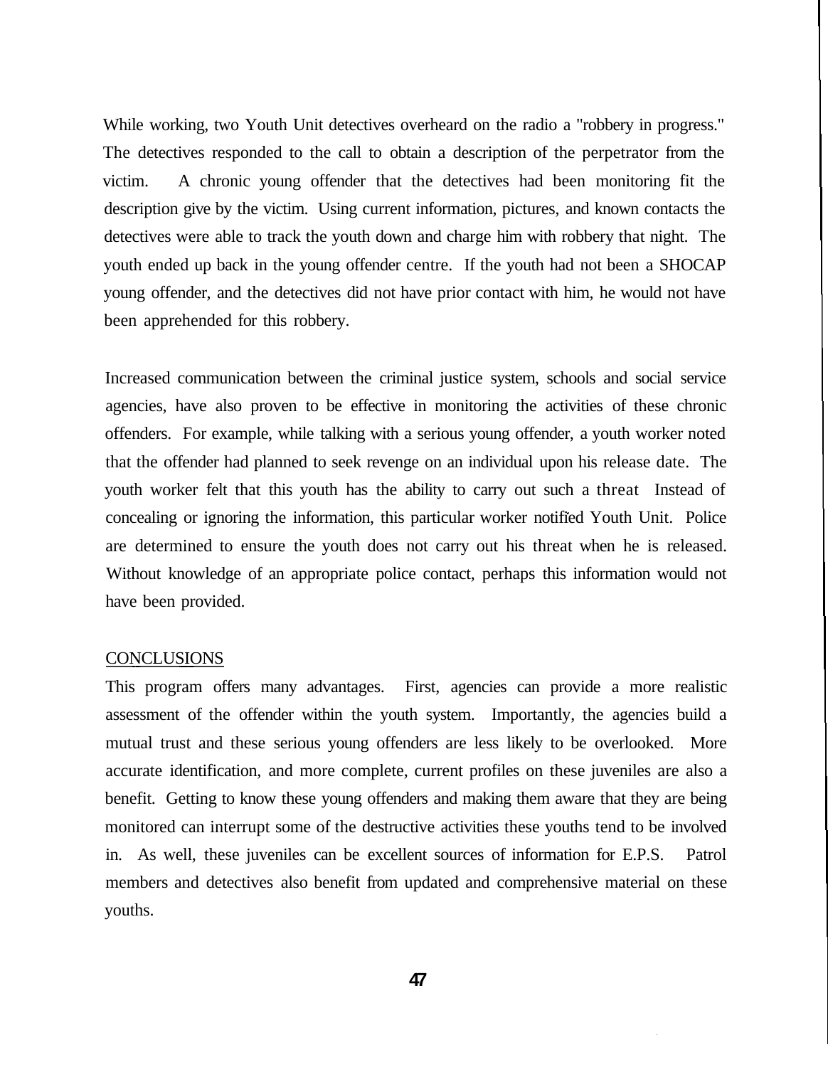While working, two Youth Unit detectives overheard on the radio a "robbery in progress." The detectives responded to the call to obtain a description of the perpetrator from the victim. A chronic young offender that the detectives had been monitoring fit the description give by the victim. Using current information, pictures, and known contacts the detectives were able to track the youth down and charge him with robbery that night. The youth ended up back in the young offender centre. If the youth had not been a SHOCAP young offender, and the detectives did not have prior contact with him, he would not have been apprehended for this robbery.

Increased communication between the criminal justice system, schools and social service agencies, have also proven to be effective in monitoring the activities of these chronic offenders. For example, while talking with a serious young offender, a youth worker noted that the offender had planned to seek revenge on an individual upon his release date. The youth worker felt that this youth has the ability to carry out such a threat Instead of concealing or ignoring the information, this particular worker notified Youth Unit. Police are determined to ensure the youth does not carry out his threat when he is released. Without knowledge of an appropriate police contact, perhaps this information would not have been provided.

## CONCLUSIONS

This program offers many advantages. First, agencies can provide a more realistic assessment of the offender within the youth system. Importantly, the agencies build a mutual trust and these serious young offenders are less likely to be overlooked. More accurate identification, and more complete, current profiles on these juveniles are also a benefit. Getting to know these young offenders and making them aware that they are being monitored can interrupt some of the destructive activities these youths tend to be involved in. As well, these juveniles can be excellent sources of information for E.P.S. Patrol members and detectives also benefit from updated and comprehensive material on these youths.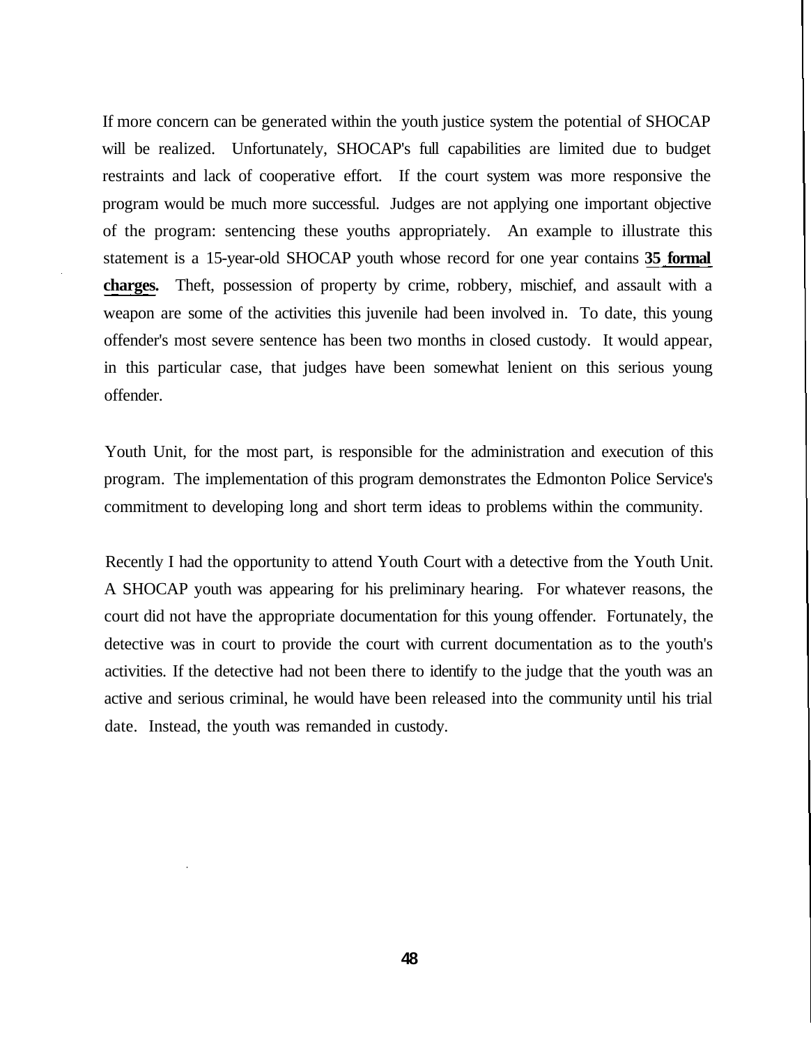If more concern can be generated within the youth justice system the potential of SHOCAP will be realized. Unfortunately, SHOCAP's full capabilities are limited due to budget restraints and lack of cooperative effort. If the court system was more responsive the program would be much more successful. Judges are not applying one important objective of the program: sentencing these youths appropriately. An example to illustrate this statement is a 15-year-old SHOCAP youth whose record for one year contains **35 formal charges.** Theft, possession of property by crime, robbery, mischief, and assault with a weapon are some of the activities this juvenile had been involved in. To date, this young offender's most severe sentence has been two months in closed custody. It would appear, in this particular case, that judges have been somewhat lenient on this serious young offender.

Youth Unit, for the most part, is responsible for the administration and execution of this program. The implementation of this program demonstrates the Edmonton Police Service's commitment to developing long and short term ideas to problems within the community.

Recently I had the opportunity to attend Youth Court with a detective from the Youth Unit. A SHOCAP youth was appearing for his preliminary hearing. For whatever reasons, the court did not have the appropriate documentation for this young offender. Fortunately, the detective was in court to provide the court with current documentation as to the youth's activities. If the detective had not been there to identify to the judge that the youth was an active and serious criminal, he would have been released into the community until his trial date. Instead, the youth was remanded in custody.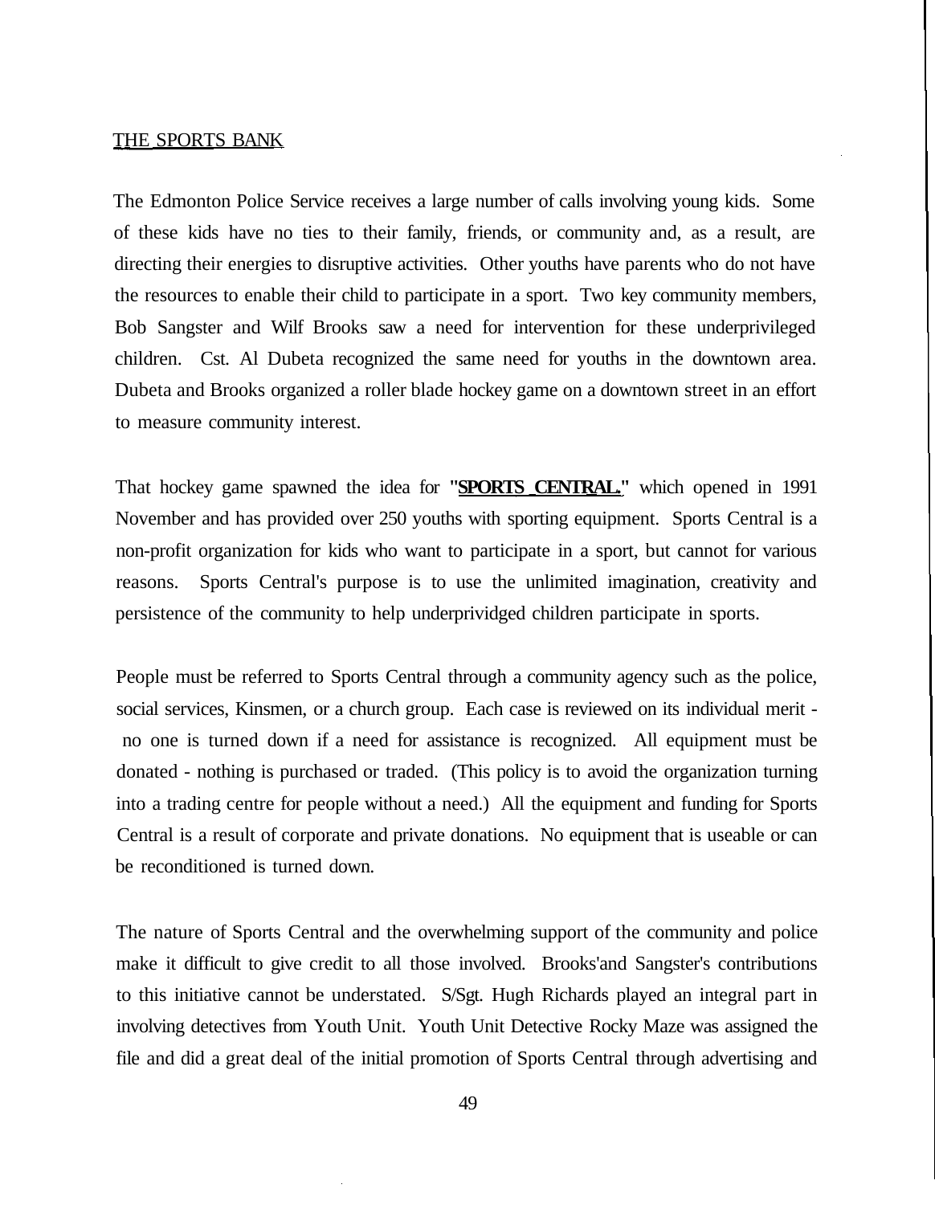THE SPORTS BANK

The Edmonton Police Service receives a large number of calls involving young kids. Some of these kids have no ties to their family, friends, or community and, as a result, are directing their energies to disruptive activities. Other youths have parents who do not have the resources to enable their child to participate in a sport. Two key community members, Bob Sangster and Wilf Brooks saw a need for intervention for these underprivileged children. Cst. Al Dubeta recognized the same need for youths in the downtown area. Dubeta and Brooks organized a roller blade hockey game on a downtown street in an effort to measure community interest.

That hockey game spawned the idea for **"SPORTS CENTRAL."** which opened in 1991 November and has provided over 250 youths with sporting equipment. Sports Central is a non-profit organization for kids who want to participate in a sport, but cannot for various reasons. Sports Central's purpose is to use the unlimited imagination, creativity and persistence of the community to help underprividged children participate in sports.

People must be referred to Sports Central through a community agency such as the police, social services, Kinsmen, or a church group. Each case is reviewed on its individual merit - no one is turned down if a need for assistance is recognized. All equipment must be donated - nothing is purchased or traded. (This policy is to avoid the organization turning into a trading centre for people without a need.) All the equipment and funding for Sports Central is a result of corporate and private donations. No equipment that is useable or can be reconditioned is turned down.

The nature of Sports Central and the overwhelming support of the community and police make it difficult to give credit to all those involved. Brooks'and Sangster's contributions to this initiative cannot be understated. S/Sgt. Hugh Richards played an integral part in involving detectives from Youth Unit. Youth Unit Detective Rocky Maze was assigned the file and did a great deal of the initial promotion of Sports Central through advertising and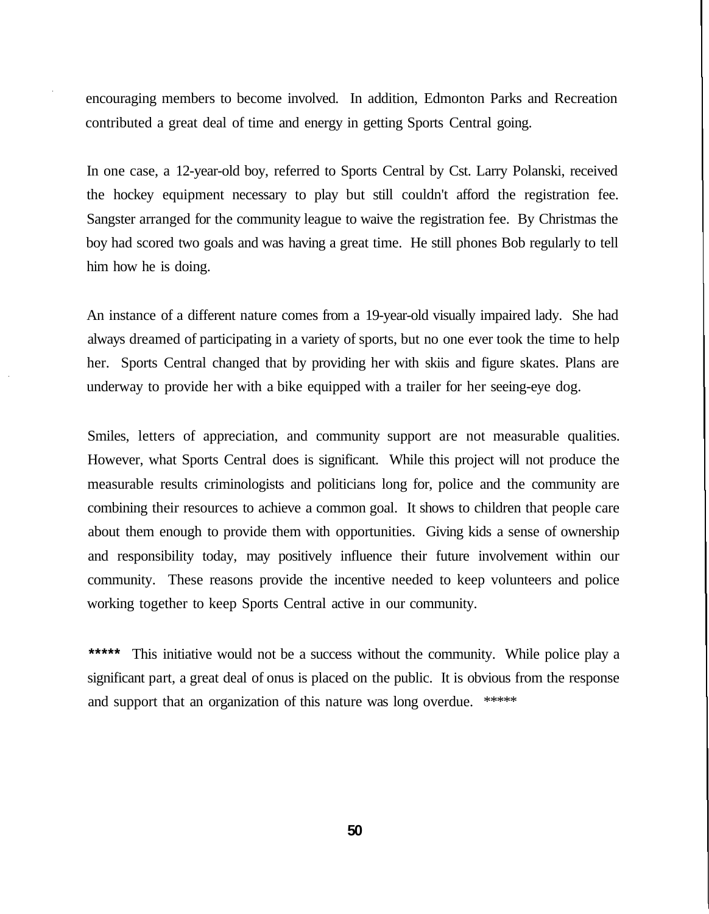encouraging members to become involved. In addition, Edmonton Parks and Recreation contributed a great deal of time and energy in getting Sports Central going.

In one case, a 12-year-old boy, referred to Sports Central by Cst. Larry Polanski, received the hockey equipment necessary to play but still couldn't afford the registration fee. Sangster arranged for the community league to waive the registration fee. By Christmas the boy had scored two goals and was having a great time. He still phones Bob regularly to tell him how he is doing.

An instance of a different nature comes from a 19-year-old visually impaired lady. She had always dreamed of participating in a variety of sports, but no one ever took the time to help her. Sports Central changed that by providing her with skiis and figure skates. Plans are underway to provide her with a bike equipped with a trailer for her seeing-eye dog.

Smiles, letters of appreciation, and community support are not measurable qualities. However, what Sports Central does is significant. While this project will not produce the measurable results criminologists and politicians long for, police and the community are combining their resources to achieve a common goal. It shows to children that people care about them enough to provide them with opportunities. Giving kids a sense of ownership and responsibility today, may positively influence their future involvement within our community. These reasons provide the incentive needed to keep volunteers and police working together to keep Sports Central active in our community.

***** This initiative would not be a success without the community. While police play a significant part, a great deal of onus is placed on the public. It is obvious from the response and support that an organization of this nature was long overdue. *****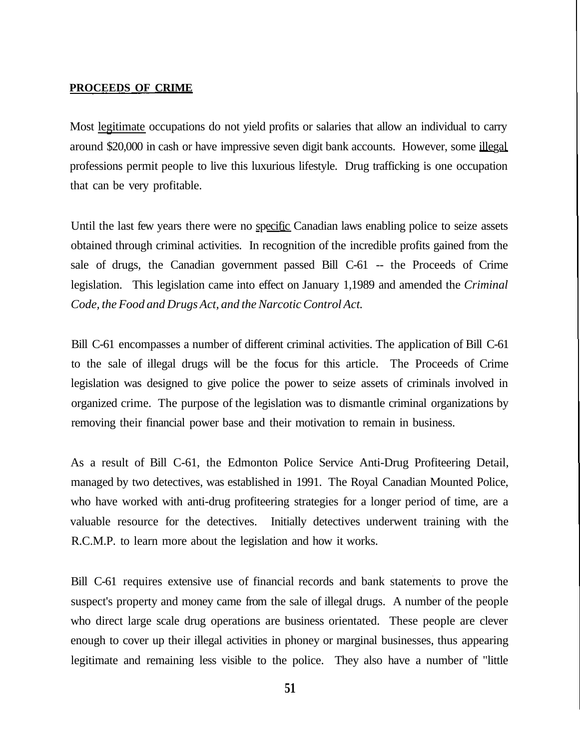**PROCEEDS OF CRIME**

Most legitimate occupations do not yield profits or salaries that allow an individual to carry around $20,000 in cash or have impressive seven digit bank accounts. However, some illegal professions permit people to live this luxurious lifestyle. Drug trafficking is one occupation that can be very profitable.

Until the last few years there were no specific Canadian laws enabling police to seize assets obtained through criminal activities. In recognition of the incredible profits gained from the sale of drugs, the Canadian government passed Bill C-61 -- the Proceeds of Crime legislation. This legislation came into effect on January 1,1989 and amended the *Criminal Code, the Food and Drugs Act, and the Narcotic Control Act.*

Bill C-61 encompasses a number of different criminal activities. The application of Bill C-61 to the sale of illegal drugs will be the focus for this article. The Proceeds of Crime legislation was designed to give police the power to seize assets of criminals involved in organized crime. The purpose of the legislation was to dismantle criminal organizations by removing their financial power base and their motivation to remain in business.

As a result of Bill C-61, the Edmonton Police Service Anti-Drug Profiteering Detail, managed by two detectives, was established in 1991. The Royal Canadian Mounted Police, who have worked with anti-drug profiteering strategies for a longer period of time, are a valuable resource for the detectives. Initially detectives underwent training with the R.C.M.P. to learn more about the legislation and how it works.

Bill C-61 requires extensive use of financial records and bank statements to prove the suspect's property and money came from the sale of illegal drugs. A number of the people who direct large scale drug operations are business orientated. These people are clever enough to cover up their illegal activities in phoney or marginal businesses, thus appearing legitimate and remaining less visible to the police. They also have a number of "little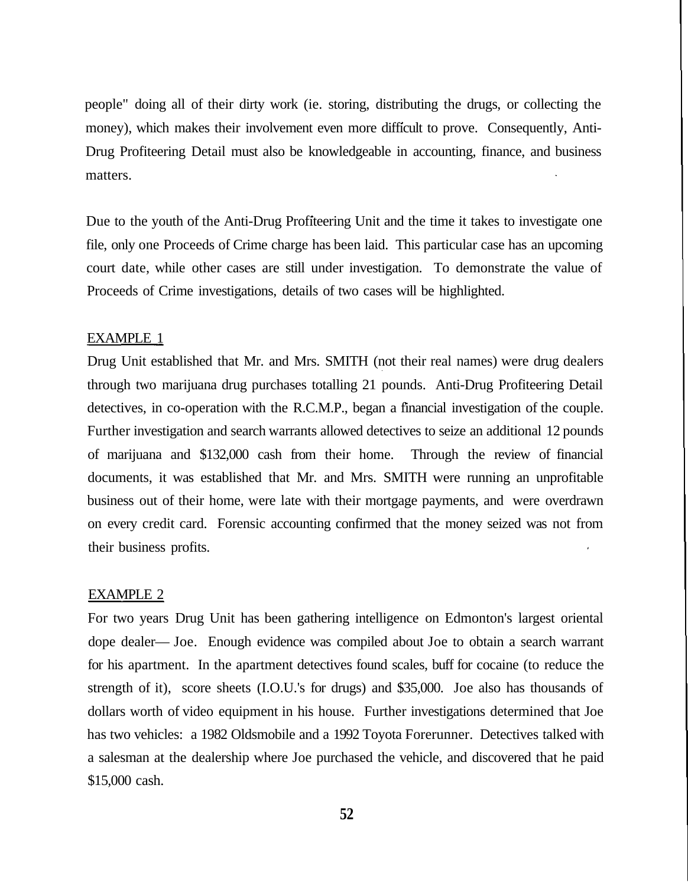people" doing all of their dirty work (ie. storing, distributing the drugs, or collecting the money), which makes their involvement even more difficult to prove. Consequently, Anti-Drug Profiteering Detail must also be knowledgeable in accounting, finance, and business matters.

Due to the youth of the Anti-Drug Profiteering Unit and the time it takes to investigate one file, only one Proceeds of Crime charge has been laid. This particular case has an upcoming court date, while other cases are still under investigation. To demonstrate the value of Proceeds of Crime investigations, details of two cases will be highlighted.

EXAMPLE 1

Drug Unit established that Mr. and Mrs. SMITH (not their real names) were drug dealers through two marijuana drug purchases totalling 21 pounds. Anti-Drug Profiteering Detail detectives, in co-operation with the R.C.M.P., began a financial investigation of the couple. Further investigation and search warrants allowed detectives to seize an additional 12 pounds of marijuana and $132,000 cash from their home. Through the review of financial documents, it was established that Mr. and Mrs. SMITH were running an unprofitable business out of their home, were late with their mortgage payments, and were overdrawn on every credit card. Forensic accounting confirmed that the money seized was not from their business profits.

EXAMPLE 2

For two years Drug Unit has been gathering intelligence on Edmonton's largest oriental dope dealer— Joe. Enough evidence was compiled about Joe to obtain a search warrant for his apartment. In the apartment detectives found scales, buff for cocaine (to reduce the strength of it), score sheets (I.O.U.'s for drugs) and $35,000. Joe also has thousands of dollars worth of video equipment in his house. Further investigations determined that Joe has two vehicles: a 1982 Oldsmobile and a 1992 Toyota Forerunner. Detectives talked with a salesman at the dealership where Joe purchased the vehicle, and discovered that he paid $15,000 cash.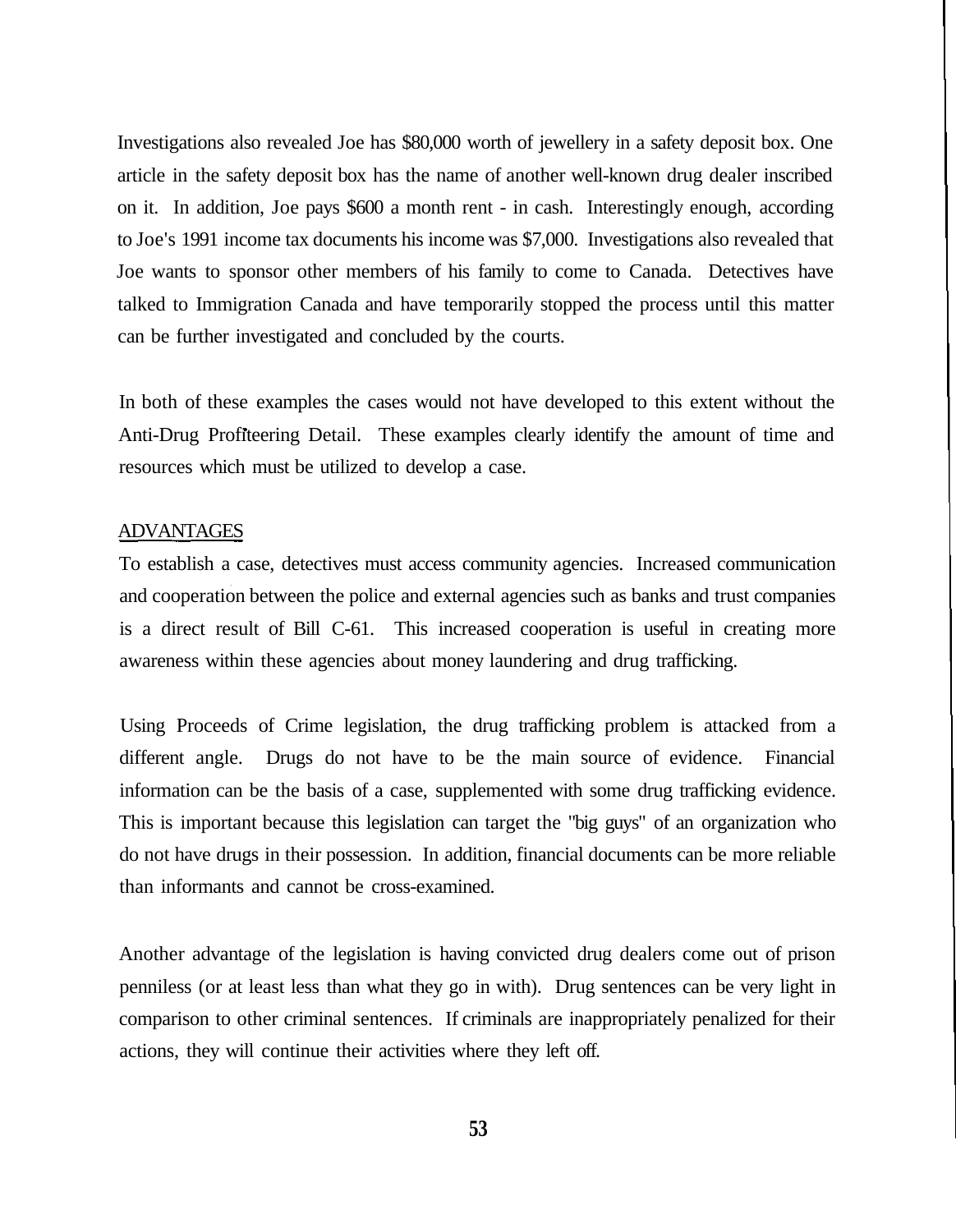Investigations also revealed Joe has $80,000 worth of jewellery in a safety deposit box. One article in the safety deposit box has the name of another well-known drug dealer inscribed on it. In addition, Joe pays $600 a month rent - in cash. Interestingly enough, according to Joe's 1991 income tax documents his income was $7,000. Investigations also revealed that Joe wants to sponsor other members of his family to come to Canada. Detectives have talked to Immigration Canada and have temporarily stopped the process until this matter can be further investigated and concluded by the courts.

In both of these examples the cases would not have developed to this extent without the Anti-Drug Profiteering Detail. These examples clearly identify the amount of time and resources which must be utilized to develop a case.

## ADVANTAGES

To establish a case, detectives must access community agencies. Increased communication and cooperation between the police and external agencies such as banks and trust companies is a direct result of Bill C-61. This increased cooperation is useful in creating more awareness within these agencies about money laundering and drug trafficking.

Using Proceeds of Crime legislation, the drug trafficking problem is attacked from a different angle. Drugs do not have to be the main source of evidence. Financial information can be the basis of a case, supplemented with some drug trafficking evidence. This is important because this legislation can target the "big guys" of an organization who do not have drugs in their possession. In addition, financial documents can be more reliable than informants and cannot be cross-examined.

Another advantage of the legislation is having convicted drug dealers come out of prison penniless (or at least less than what they go in with). Drug sentences can be very light in comparison to other criminal sentences. If criminals are inappropriately penalized for their actions, they will continue their activities where they left off.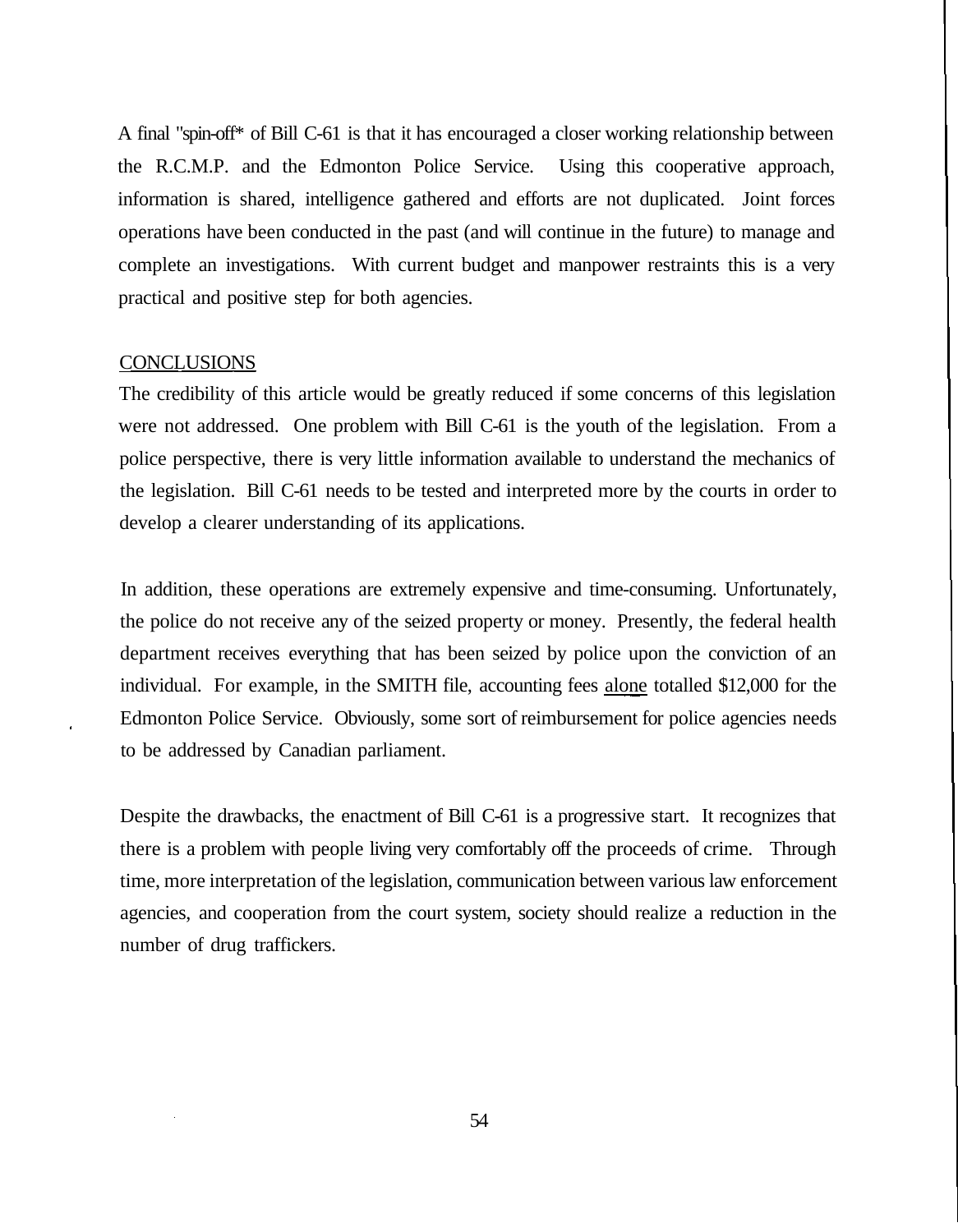A final "spin-off* of Bill C-61 is that it has encouraged a closer working relationship between the R.C.M.P. and the Edmonton Police Service. Using this cooperative approach, information is shared, intelligence gathered and efforts are not duplicated. Joint forces operations have been conducted in the past (and will continue in the future) to manage and complete an investigations. With current budget and manpower restraints this is a very practical and positive step for both agencies.

## CONCLUSIONS

The credibility of this article would be greatly reduced if some concerns of this legislation were not addressed. One problem with Bill C-61 is the youth of the legislation. From a police perspective, there is very little information available to understand the mechanics of the legislation. Bill C-61 needs to be tested and interpreted more by the courts in order to develop a clearer understanding of its applications.

In addition, these operations are extremely expensive and time-consuming. Unfortunately, the police do not receive any of the seized property or money. Presently, the federal health department receives everything that has been seized by police upon the conviction of an individual. For example, in the SMITH file, accounting fees <u>alone</u> totalled $12,000 for the Edmonton Police Service. Obviously, some sort of reimbursement for police agencies needs to be addressed by Canadian parliament.

Despite the drawbacks, the enactment of Bill C-61 is a progressive start. It recognizes that there is a problem with people living very comfortably off the proceeds of crime. Through time, more interpretation of the legislation, communication between various law enforcement agencies, and cooperation from the court system, society should realize a reduction in the number of drug traffickers.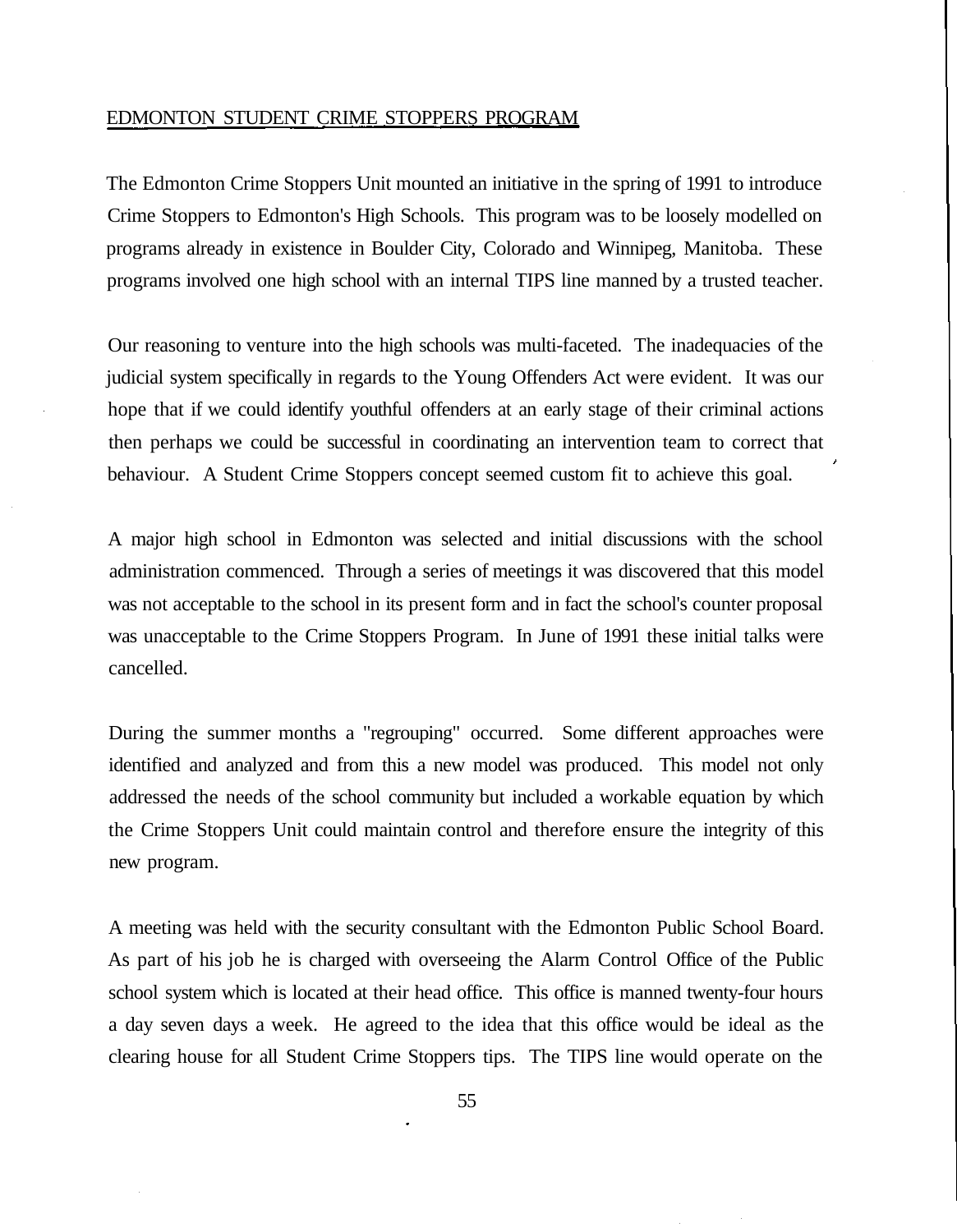## EDMONTON STUDENT CRIME STOPPERS PROGRAM

The Edmonton Crime Stoppers Unit mounted an initiative in the spring of 1991 to introduce Crime Stoppers to Edmonton's High Schools. This program was to be loosely modelled on programs already in existence in Boulder City, Colorado and Winnipeg, Manitoba. These programs involved one high school with an internal TIPS line manned by a trusted teacher.

Our reasoning to venture into the high schools was multi-faceted. The inadequacies of the judicial system specifically in regards to the Young Offenders Act were evident. It was our hope that if we could identify youthful offenders at an early stage of their criminal actions then perhaps we could be successful in coordinating an intervention team to correct that behaviour. A Student Crime Stoppers concept seemed custom fit to achieve this goal.

A major high school in Edmonton was selected and initial discussions with the school administration commenced. Through a series of meetings it was discovered that this model was not acceptable to the school in its present form and in fact the school's counter proposal was unacceptable to the Crime Stoppers Program. In June of 1991 these initial talks were cancelled.

During the summer months a "regrouping" occurred. Some different approaches were identified and analyzed and from this a new model was produced. This model not only addressed the needs of the school community but included a workable equation by which the Crime Stoppers Unit could maintain control and therefore ensure the integrity of this new program.

A meeting was held with the security consultant with the Edmonton Public School Board. As part of his job he is charged with overseeing the Alarm Control Office of the Public school system which is located at their head office. This office is manned twenty-four hours a day seven days a week. He agreed to the idea that this office would be ideal as the clearing house for all Student Crime Stoppers tips. The TIPS line would operate on the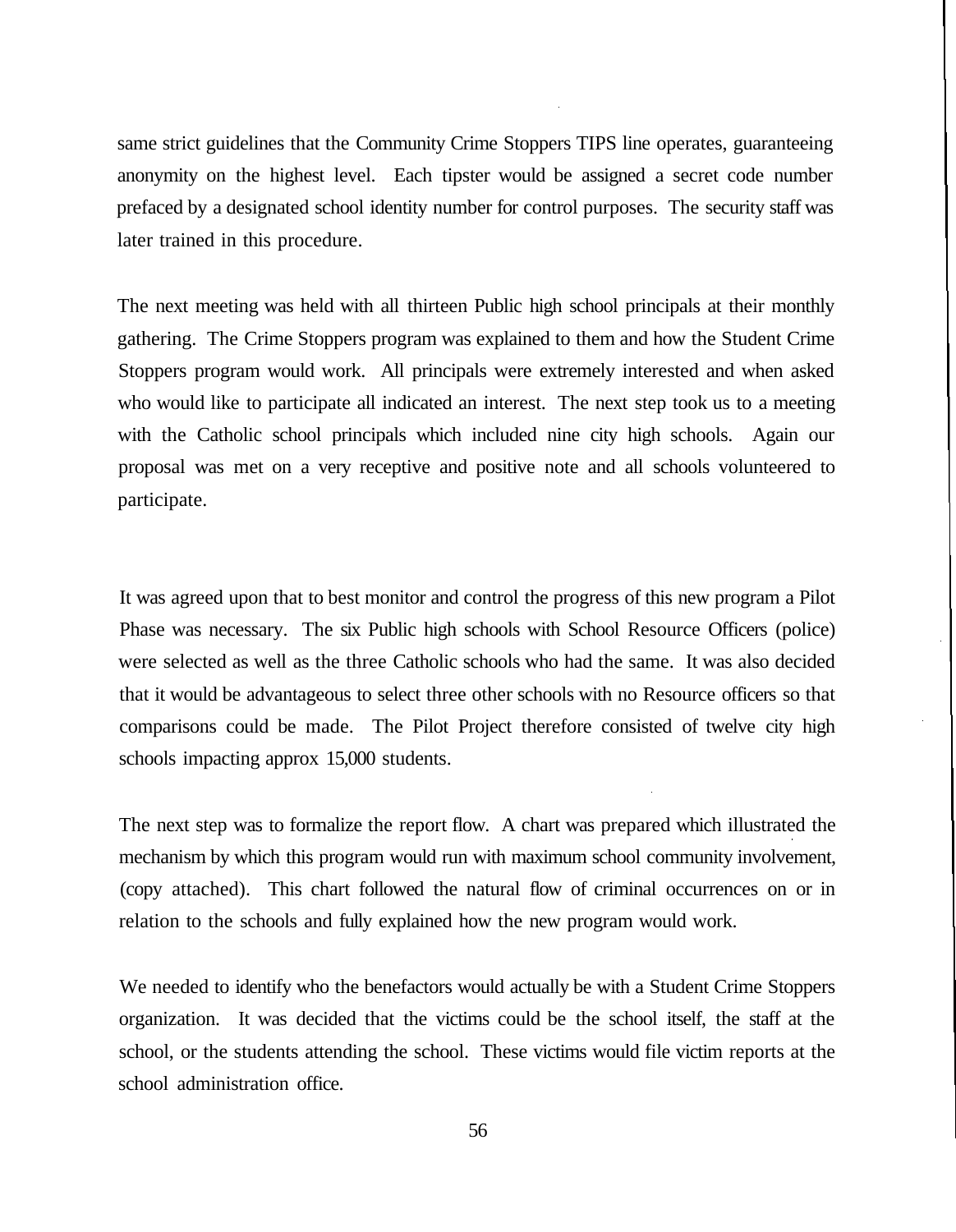same strict guidelines that the Community Crime Stoppers TIPS line operates, guaranteeing anonymity on the highest level. Each tipster would be assigned a secret code number prefaced by a designated school identity number for control purposes. The security staff was later trained in this procedure.

The next meeting was held with all thirteen Public high school principals at their monthly gathering. The Crime Stoppers program was explained to them and how the Student Crime Stoppers program would work. All principals were extremely interested and when asked who would like to participate all indicated an interest. The next step took us to a meeting with the Catholic school principals which included nine city high schools. Again our proposal was met on a very receptive and positive note and all schools volunteered to participate.

It was agreed upon that to best monitor and control the progress of this new program a Pilot Phase was necessary. The six Public high schools with School Resource Officers (police) were selected as well as the three Catholic schools who had the same. It was also decided that it would be advantageous to select three other schools with no Resource officers so that comparisons could be made. The Pilot Project therefore consisted of twelve city high schools impacting approx 15,000 students.

The next step was to formalize the report flow. A chart was prepared which illustrated the mechanism by which this program would run with maximum school community involvement, (copy attached). This chart followed the natural flow of criminal occurrences on or in relation to the schools and fully explained how the new program would work.

We needed to identify who the benefactors would actually be with a Student Crime Stoppers organization. It was decided that the victims could be the school itself, the staff at the school, or the students attending the school. These victims would file victim reports at the school administration office.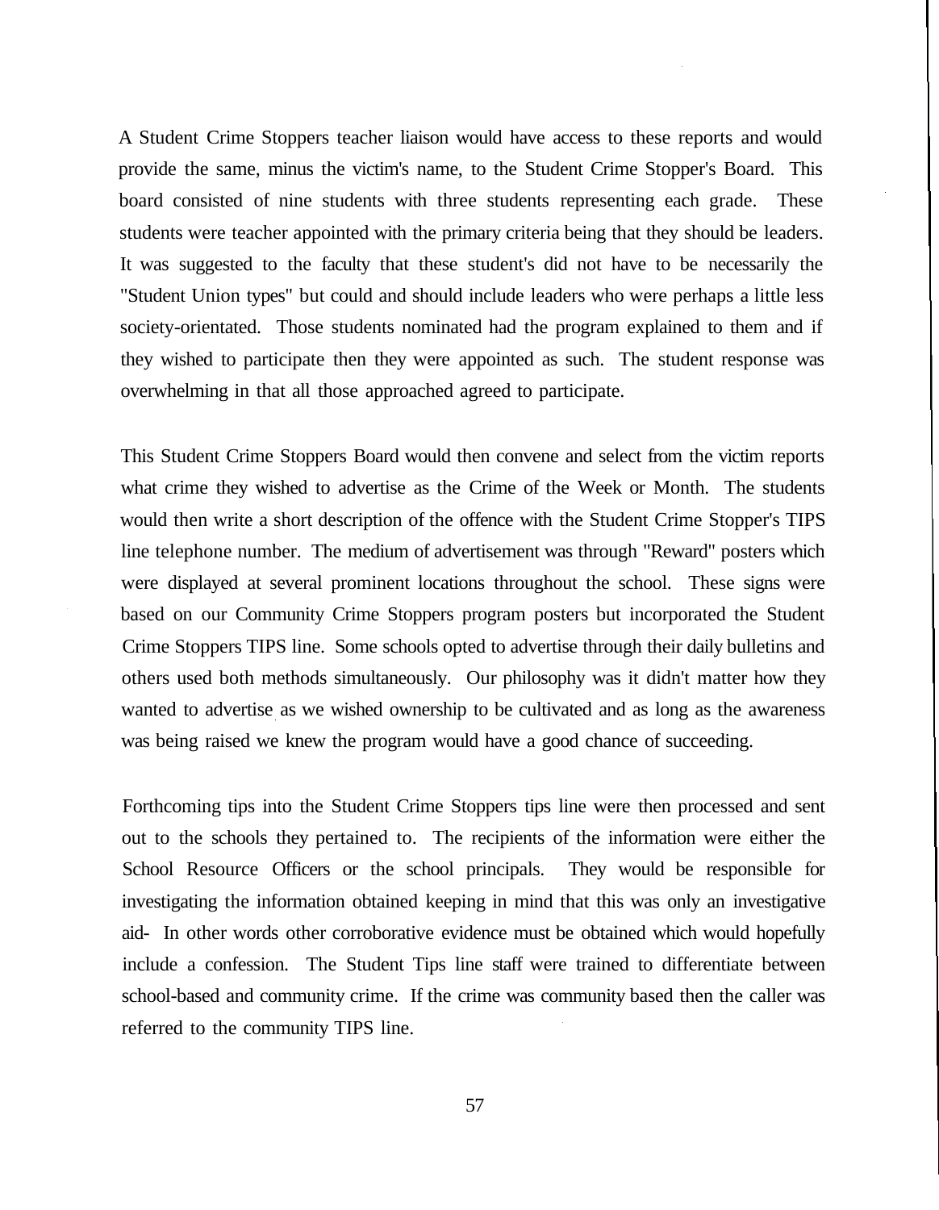A Student Crime Stoppers teacher liaison would have access to these reports and would provide the same, minus the victim's name, to the Student Crime Stopper's Board. This board consisted of nine students with three students representing each grade. These students were teacher appointed with the primary criteria being that they should be leaders. It was suggested to the faculty that these student's did not have to be necessarily the "Student Union types" but could and should include leaders who were perhaps a little less society-orientated. Those students nominated had the program explained to them and if they wished to participate then they were appointed as such. The student response was overwhelming in that all those approached agreed to participate.

This Student Crime Stoppers Board would then convene and select from the victim reports what crime they wished to advertise as the Crime of the Week or Month. The students would then write a short description of the offence with the Student Crime Stopper's TIPS line telephone number. The medium of advertisement was through "Reward" posters which were displayed at several prominent locations throughout the school. These signs were based on our Community Crime Stoppers program posters but incorporated the Student Crime Stoppers TIPS line. Some schools opted to advertise through their daily bulletins and others used both methods simultaneously. Our philosophy was it didn't matter how they wanted to advertise as we wished ownership to be cultivated and as long as the awareness was being raised we knew the program would have a good chance of succeeding.

Forthcoming tips into the Student Crime Stoppers tips line were then processed and sent out to the schools they pertained to. The recipients of the information were either the School Resource Officers or the school principals. They would be responsible for investigating the information obtained keeping in mind that this was only an investigative aid- In other words other corroborative evidence must be obtained which would hopefully include a confession. The Student Tips line staff were trained to differentiate between school-based and community crime. If the crime was community based then the caller was referred to the community TIPS line.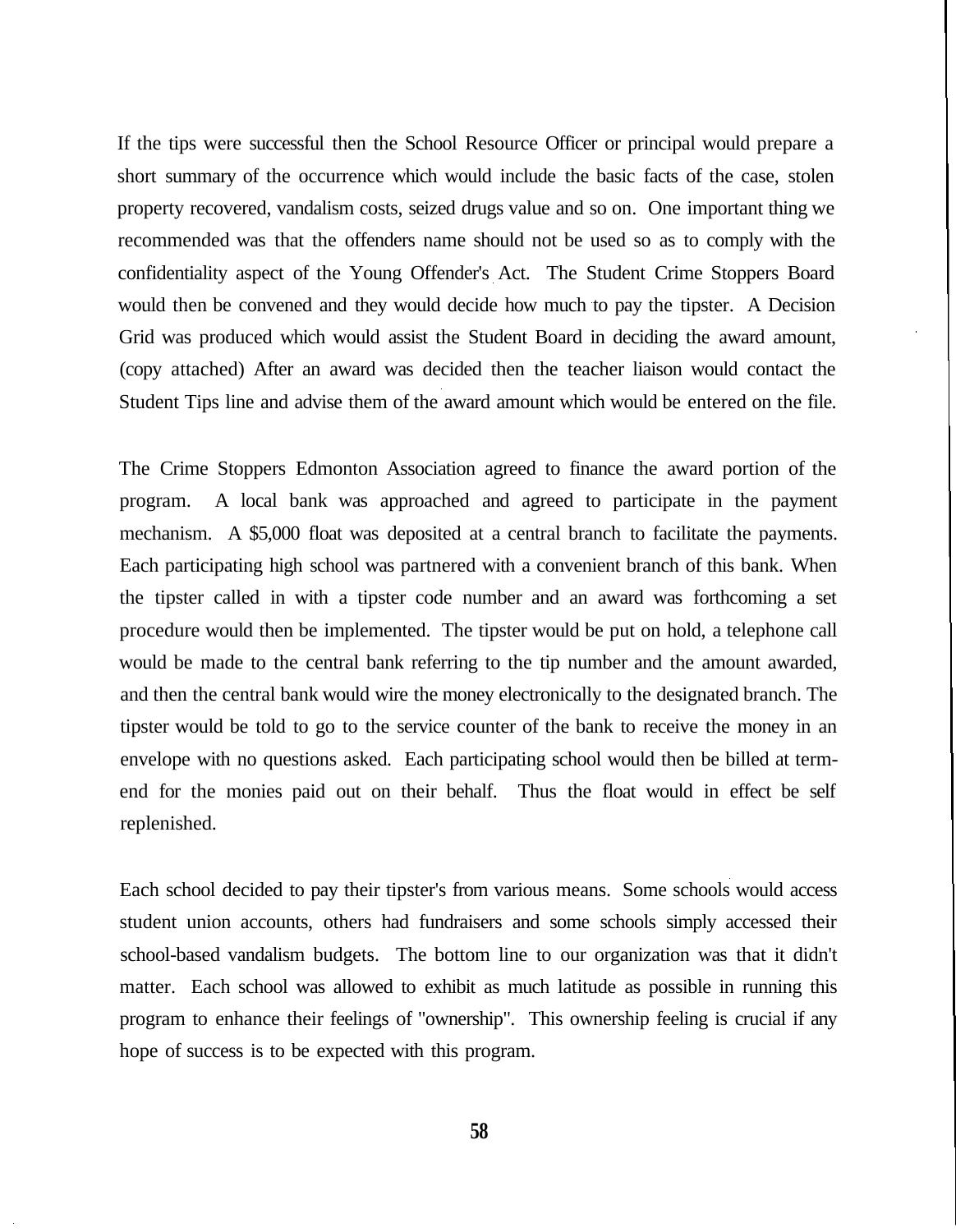If the tips were successful then the School Resource Officer or principal would prepare a short summary of the occurrence which would include the basic facts of the case, stolen property recovered, vandalism costs, seized drugs value and so on. One important thing we recommended was that the offenders name should not be used so as to comply with the confidentiality aspect of the Young Offender's Act. The Student Crime Stoppers Board would then be convened and they would decide how much to pay the tipster. A Decision Grid was produced which would assist the Student Board in deciding the award amount, (copy attached) After an award was decided then the teacher liaison would contact the Student Tips line and advise them of the award amount which would be entered on the file.

The Crime Stoppers Edmonton Association agreed to finance the award portion of the program. A local bank was approached and agreed to participate in the payment mechanism. A $5,000 float was deposited at a central branch to facilitate the payments. Each participating high school was partnered with a convenient branch of this bank. When the tipster called in with a tipster code number and an award was forthcoming a set procedure would then be implemented. The tipster would be put on hold, a telephone call would be made to the central bank referring to the tip number and the amount awarded, and then the central bank would wire the money electronically to the designated branch. The tipster would be told to go to the service counter of the bank to receive the money in an envelope with no questions asked. Each participating school would then be billed at term-end for the monies paid out on their behalf. Thus the float would in effect be self replenished.

Each school decided to pay their tipster's from various means. Some schools would access student union accounts, others had fundraisers and some schools simply accessed their school-based vandalism budgets. The bottom line to our organization was that it didn't matter. Each school was allowed to exhibit as much latitude as possible in running this program to enhance their feelings of "ownership". This ownership feeling is crucial if any hope of success is to be expected with this program.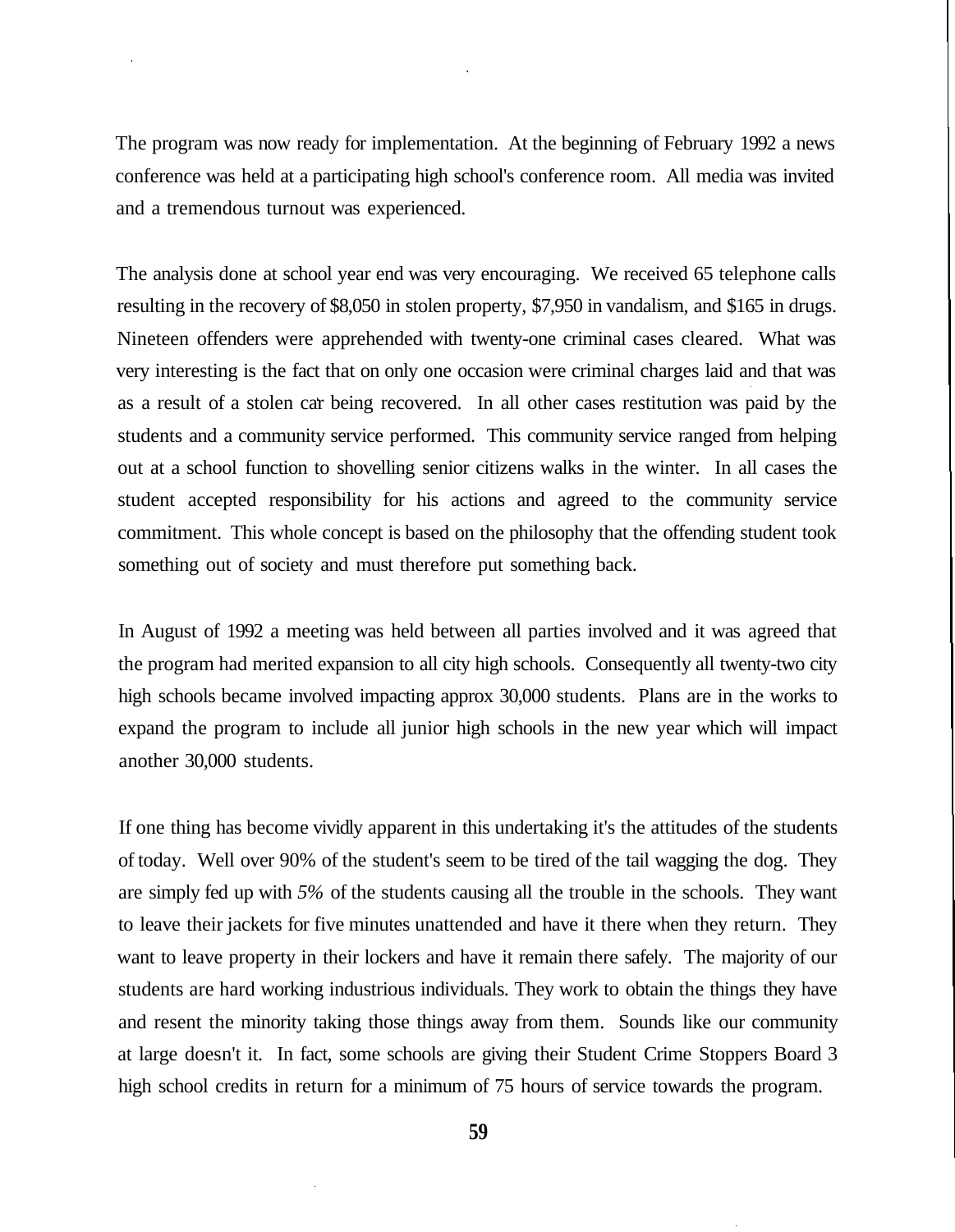The program was now ready for implementation. At the beginning of February 1992 a news conference was held at a participating high school's conference room. All media was invited and a tremendous turnout was experienced.

The analysis done at school year end was very encouraging. We received 65 telephone calls resulting in the recovery of $8,050 in stolen property, $7,950 in vandalism, and $165 in drugs. Nineteen offenders were apprehended with twenty-one criminal cases cleared. What was very interesting is the fact that on only one occasion were criminal charges laid and that was as a result of a stolen car being recovered. In all other cases restitution was paid by the students and a community service performed. This community service ranged from helping out at a school function to shovelling senior citizens walks in the winter. In all cases the student accepted responsibility for his actions and agreed to the community service commitment. This whole concept is based on the philosophy that the offending student took something out of society and must therefore put something back.

In August of 1992 a meeting was held between all parties involved and it was agreed that the program had merited expansion to all city high schools. Consequently all twenty-two city high schools became involved impacting approx 30,000 students. Plans are in the works to expand the program to include all junior high schools in the new year which will impact another 30,000 students.

If one thing has become vividly apparent in this undertaking it's the attitudes of the students of today. Well over 90% of the student's seem to be tired of the tail wagging the dog. They are simply fed up with *5%* of the students causing all the trouble in the schools. They want to leave their jackets for five minutes unattended and have it there when they return. They want to leave property in their lockers and have it remain there safely. The majority of our students are hard working industrious individuals. They work to obtain the things they have and resent the minority taking those things away from them. Sounds like our community at large doesn't it. In fact, some schools are giving their Student Crime Stoppers Board 3 high school credits in return for a minimum of 75 hours of service towards the program.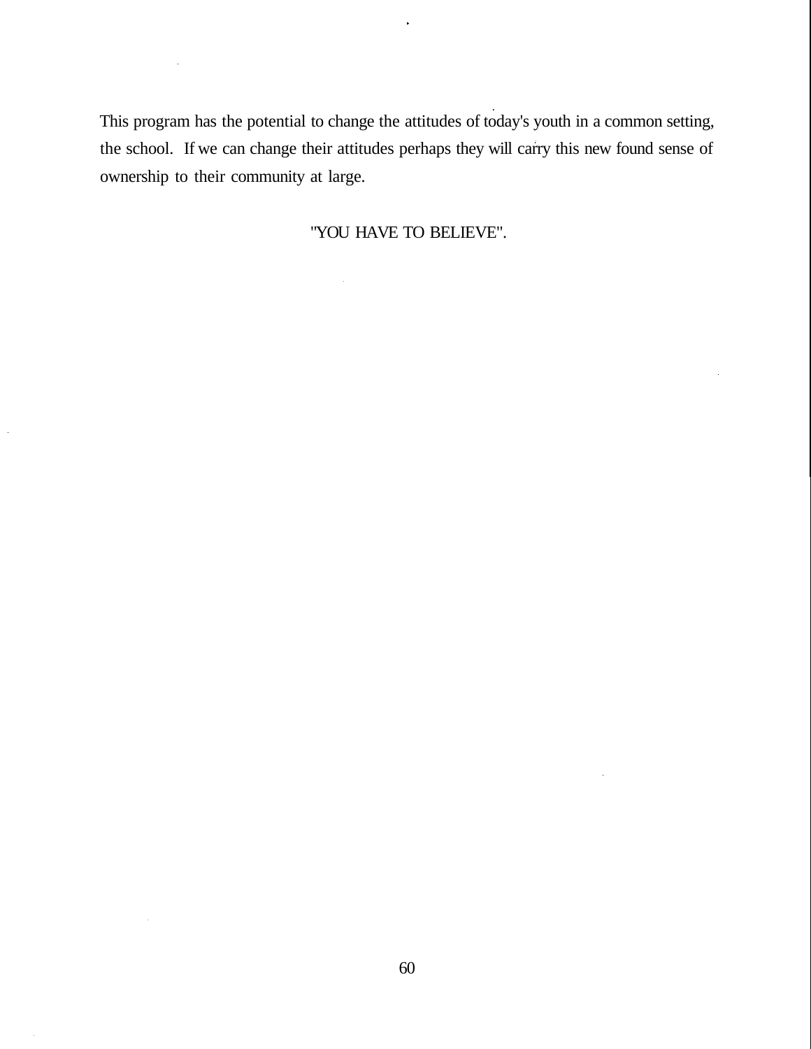This program has the potential to change the attitudes of today's youth in a common setting, the school. If we can change their attitudes perhaps they will carry this new found sense of ownership to their community at large.

"YOU HAVE TO BELIEVE".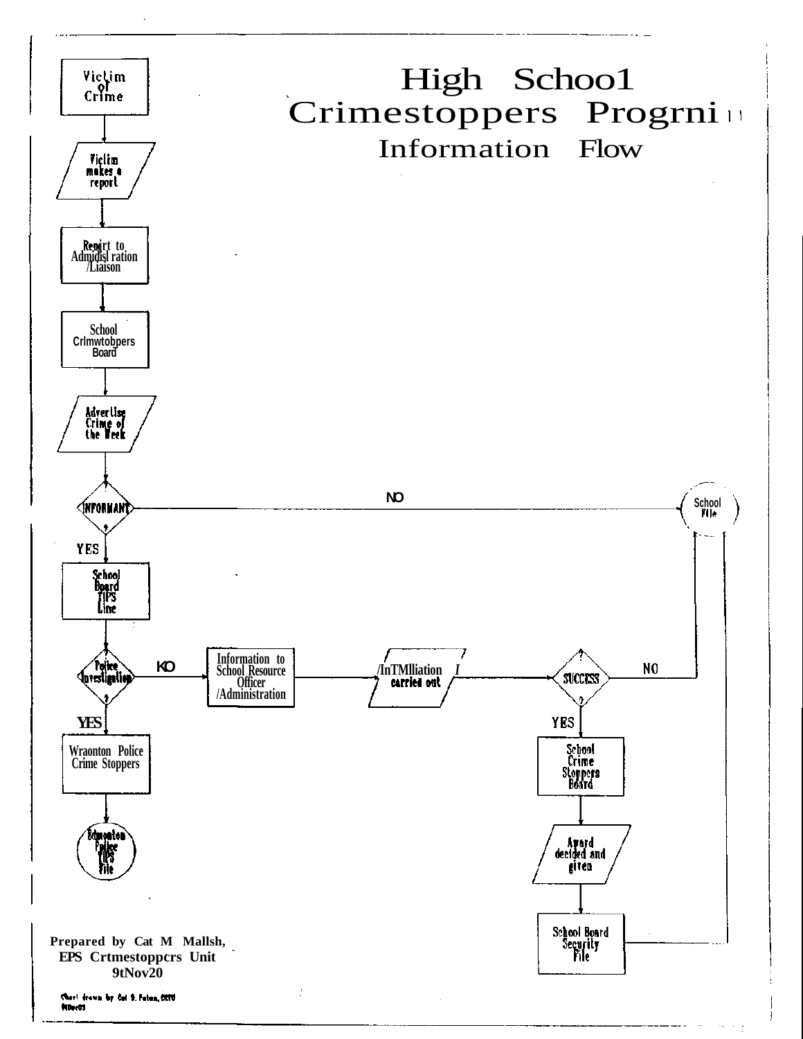# High Schoo1 Crimestoppers Progrni
## Information Flow

Victim of Crime

Victim makes a report

Repirt to Admidisl ration /Liaison

School Crlmwtobpers Board

Advertise Crime of the Week

INFORMANT

NO

School File

YES

School Board TIPS Line

Police Investigation

KO

Information to School Resource Officer /Administration

/InTMlliation I carried out

SUCCESS

NO

YES

Wraonton Police Crime Stoppers

YES

School Crime Stoppers Board

Edmonton Police TIPS File

Award decided and given

School Board Security File

**Prepared by Cat M Mallsh,**
**EPS Crtmestoppcrs Unit**
**9tNov20**

Chart drawn by Cst 9. Fatum, CSTU 9tDec03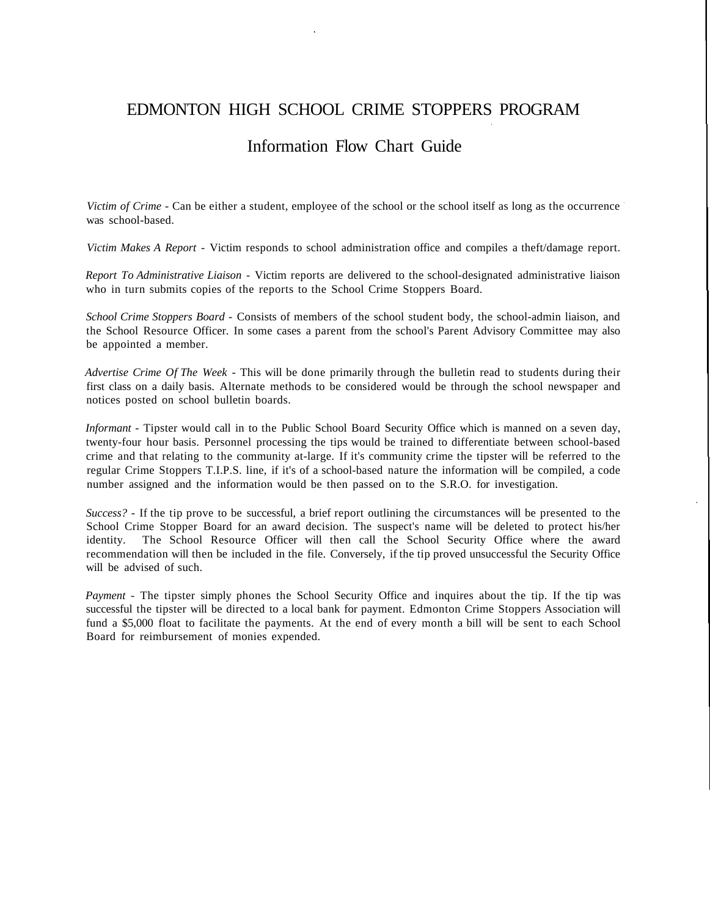# EDMONTON HIGH SCHOOL CRIME STOPPERS PROGRAM

## Information Flow Chart Guide

*Victim of Crime* - Can be either a student, employee of the school or the school itself as long as the occurrence was school-based.

*Victim Makes A Report* - Victim responds to school administration office and compiles a theft/damage report.

*Report To Administrative Liaison* - Victim reports are delivered to the school-designated administrative liaison who in turn submits copies of the reports to the School Crime Stoppers Board.

*School Crime Stoppers Board* - Consists of members of the school student body, the school-admin liaison, and the School Resource Officer. In some cases a parent from the school's Parent Advisory Committee may also be appointed a member.

*Advertise Crime Of The Week* - This will be done primarily through the bulletin read to students during their first class on a daily basis. Alternate methods to be considered would be through the school newspaper and notices posted on school bulletin boards.

*Informant* - Tipster would call in to the Public School Board Security Office which is manned on a seven day, twenty-four hour basis. Personnel processing the tips would be trained to differentiate between school-based crime and that relating to the community at-large. If it's community crime the tipster will be referred to the regular Crime Stoppers T.I.P.S. line, if it's of a school-based nature the information will be compiled, a code number assigned and the information would be then passed on to the S.R.O. for investigation.

*Success?* - If the tip prove to be successful, a brief report outlining the circumstances will be presented to the School Crime Stopper Board for an award decision. The suspect's name will be deleted to protect his/her identity. The School Resource Officer will then call the School Security Office where the award recommendation will then be included in the file. Conversely, if the tip proved unsuccessful the Security Office will be advised of such.

*Payment* - The tipster simply phones the School Security Office and inquires about the tip. If the tip was successful the tipster will be directed to a local bank for payment. Edmonton Crime Stoppers Association will fund a $5,000 float to facilitate the payments. At the end of every month a bill will be sent to each School Board for reimbursement of monies expended.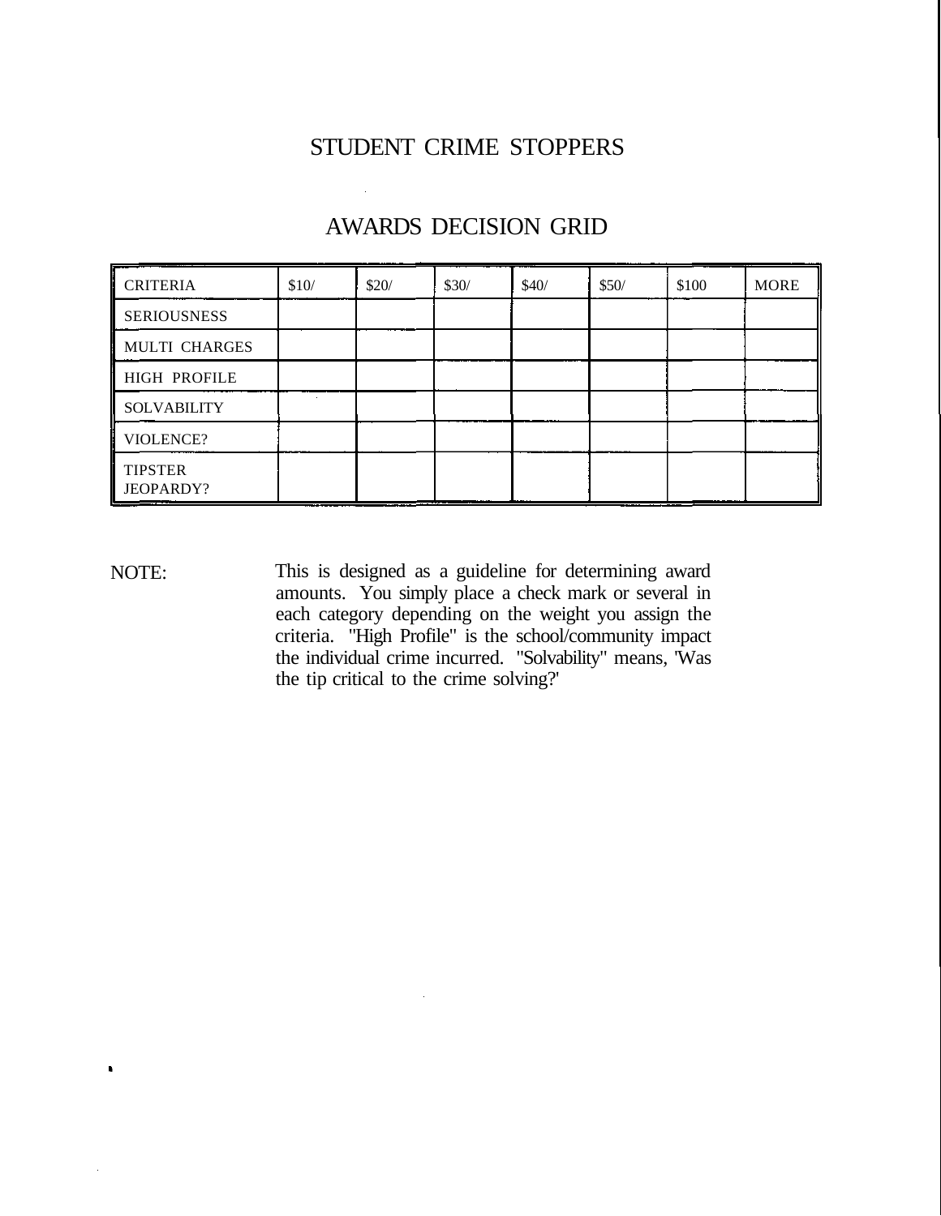# STUDENT CRIME STOPPERS

## AWARDS DECISION GRID

| CRITERIA | $10/ | $20/ | $30/ | $40/ | $50/ | $100 | MORE |
|---|---|---|---|---|---|---|---|
| SERIOUSNESS | | | | | | | |
| MULTI CHARGES | | | | | | | |
| HIGH PROFILE | | | | | | | |
| SOLVABILITY | | | | | | | |
| VIOLENCE? | | | | | | | |
| TIPSTER JEOPARDY? | | | | | | | |

NOTE: This is designed as a guideline for determining award amounts. You simply place a check mark or several in each category depending on the weight you assign the criteria. "High Profile" is the school/community impact the individual crime incurred. "Solvability" means, 'Was the tip critical to the crime solving?'